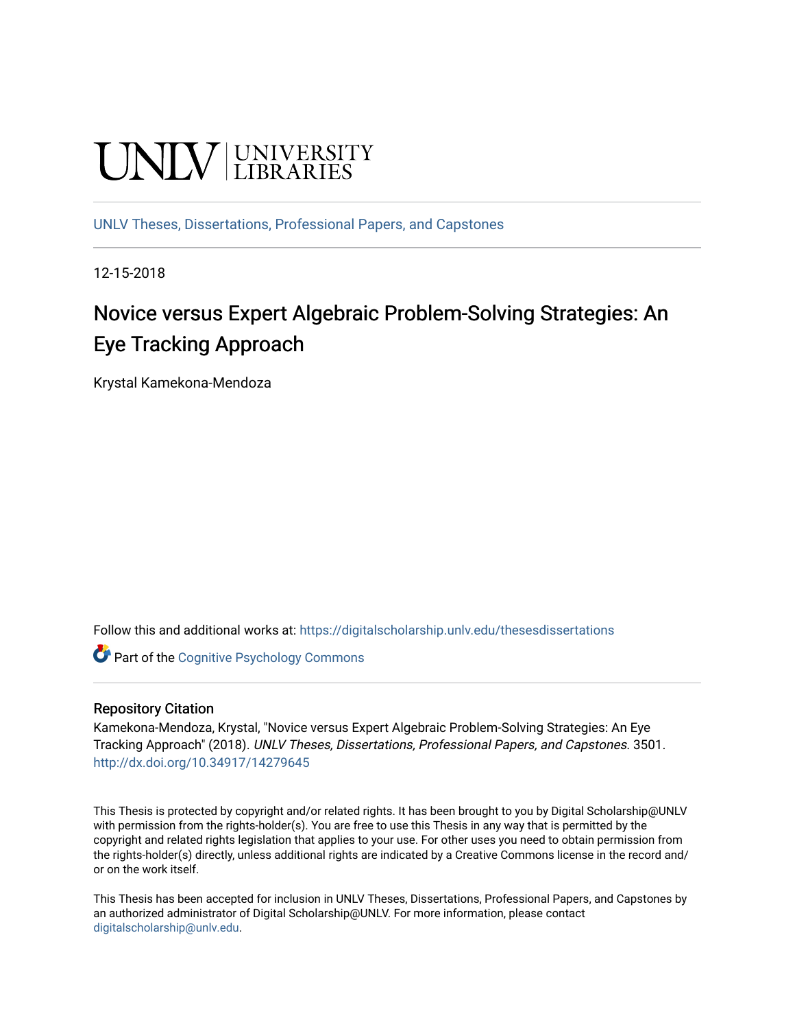UNLV | UNIVERSITY LIBRARIES

UNLV Theses, Dissertations, Professional Papers, and Capstones

12-15-2018

# Novice versus Expert Algebraic Problem-Solving Strategies: An Eye Tracking Approach

Krystal Kamekona-Mendoza

Follow this and additional works at: https://digitalscholarship.unlv.edu/thesesdissertations

Part of the Cognitive Psychology Commons

## Repository Citation

Kamekona-Mendoza, Krystal, "Novice versus Expert Algebraic Problem-Solving Strategies: An Eye Tracking Approach" (2018). *UNLV Theses, Dissertations, Professional Papers, and Capstones*. 3501.
http://dx.doi.org/10.34917/14279645

This Thesis is protected by copyright and/or related rights. It has been brought to you by Digital Scholarship@UNLV with permission from the rights-holder(s). You are free to use this Thesis in any way that is permitted by the copyright and related rights legislation that applies to your use. For other uses you need to obtain permission from the rights-holder(s) directly, unless additional rights are indicated by a Creative Commons license in the record and/or on the work itself.

This Thesis has been accepted for inclusion in UNLV Theses, Dissertations, Professional Papers, and Capstones by an authorized administrator of Digital Scholarship@UNLV. For more information, please contact digitalscholarship@unlv.edu.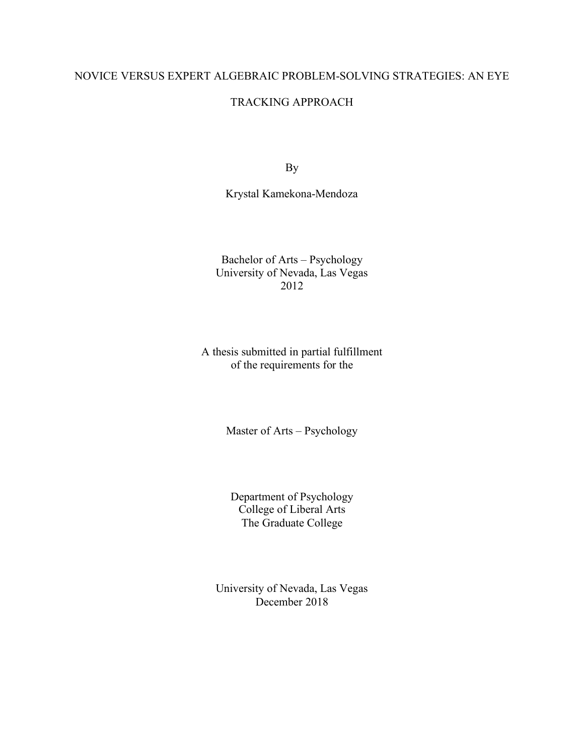# NOVICE VERSUS EXPERT ALGEBRAIC PROBLEM-SOLVING STRATEGIES: AN EYE TRACKING APPROACH

By

Krystal Kamekona-Mendoza

Bachelor of Arts – Psychology
University of Nevada, Las Vegas
2012

A thesis submitted in partial fulfillment
of the requirements for the

Master of Arts – Psychology

Department of Psychology
College of Liberal Arts
The Graduate College

University of Nevada, Las Vegas
December 2018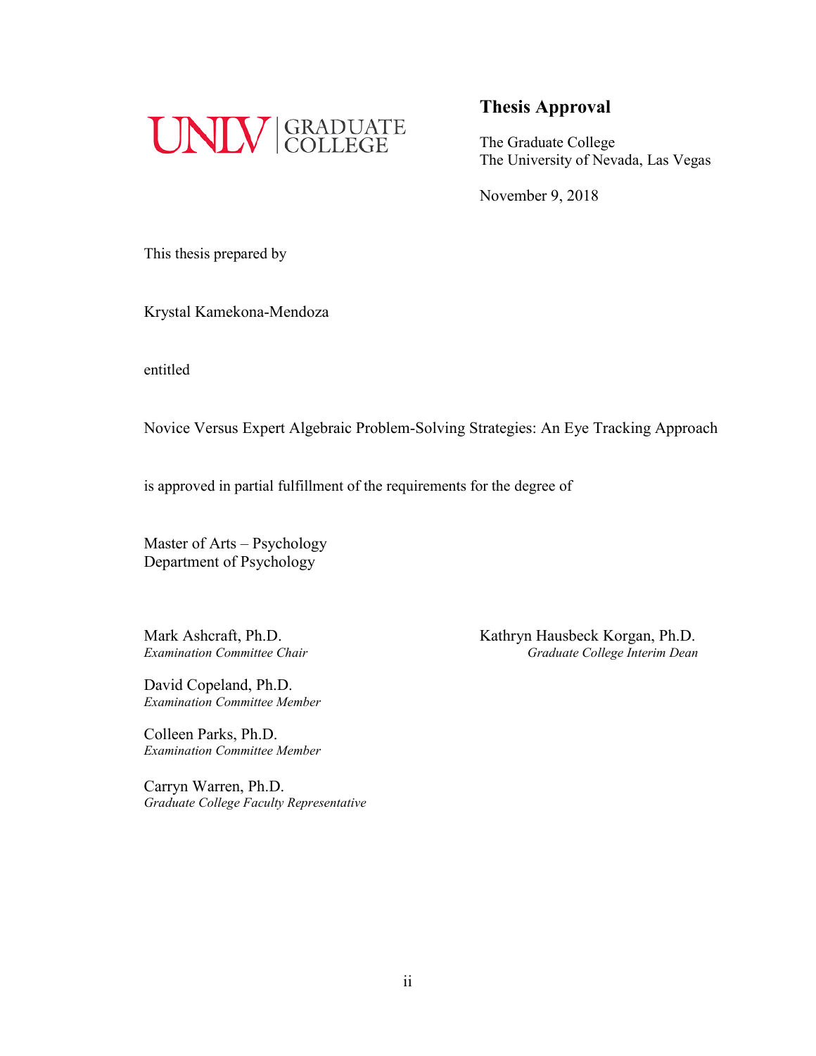UNLV | GRADUATE COLLEGE

## Thesis Approval

The Graduate College
The University of Nevada, Las Vegas

November 9, 2018

This thesis prepared by

Krystal Kamekona-Mendoza

entitled

Novice Versus Expert Algebraic Problem-Solving Strategies: An Eye Tracking Approach

is approved in partial fulfillment of the requirements for the degree of

Master of Arts – Psychology
Department of Psychology

Mark Ashcraft, Ph.D.
*Examination Committee Chair*

David Copeland, Ph.D.
*Examination Committee Member*

Colleen Parks, Ph.D.
*Examination Committee Member*

Carryn Warren, Ph.D.
*Graduate College Faculty Representative*

Kathryn Hausbeck Korgan, Ph.D.
*Graduate College Interim Dean*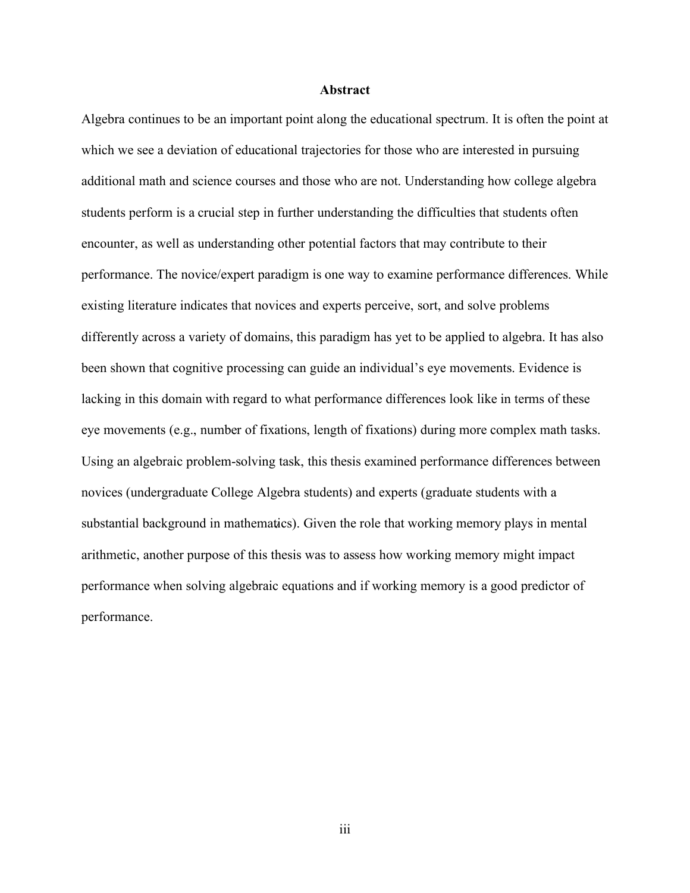# Abstract

Algebra continues to be an important point along the educational spectrum. It is often the point at which we see a deviation of educational trajectories for those who are interested in pursuing additional math and science courses and those who are not. Understanding how college algebra students perform is a crucial step in further understanding the difficulties that students often encounter, as well as understanding other potential factors that may contribute to their performance. The novice/expert paradigm is one way to examine performance differences. While existing literature indicates that novices and experts perceive, sort, and solve problems differently across a variety of domains, this paradigm has yet to be applied to algebra. It has also been shown that cognitive processing can guide an individual's eye movements. Evidence is lacking in this domain with regard to what performance differences look like in terms of these eye movements (e.g., number of fixations, length of fixations) during more complex math tasks. Using an algebraic problem-solving task, this thesis examined performance differences between novices (undergraduate College Algebra students) and experts (graduate students with a substantial background in mathematics). Given the role that working memory plays in mental arithmetic, another purpose of this thesis was to assess how working memory might impact performance when solving algebraic equations and if working memory is a good predictor of performance.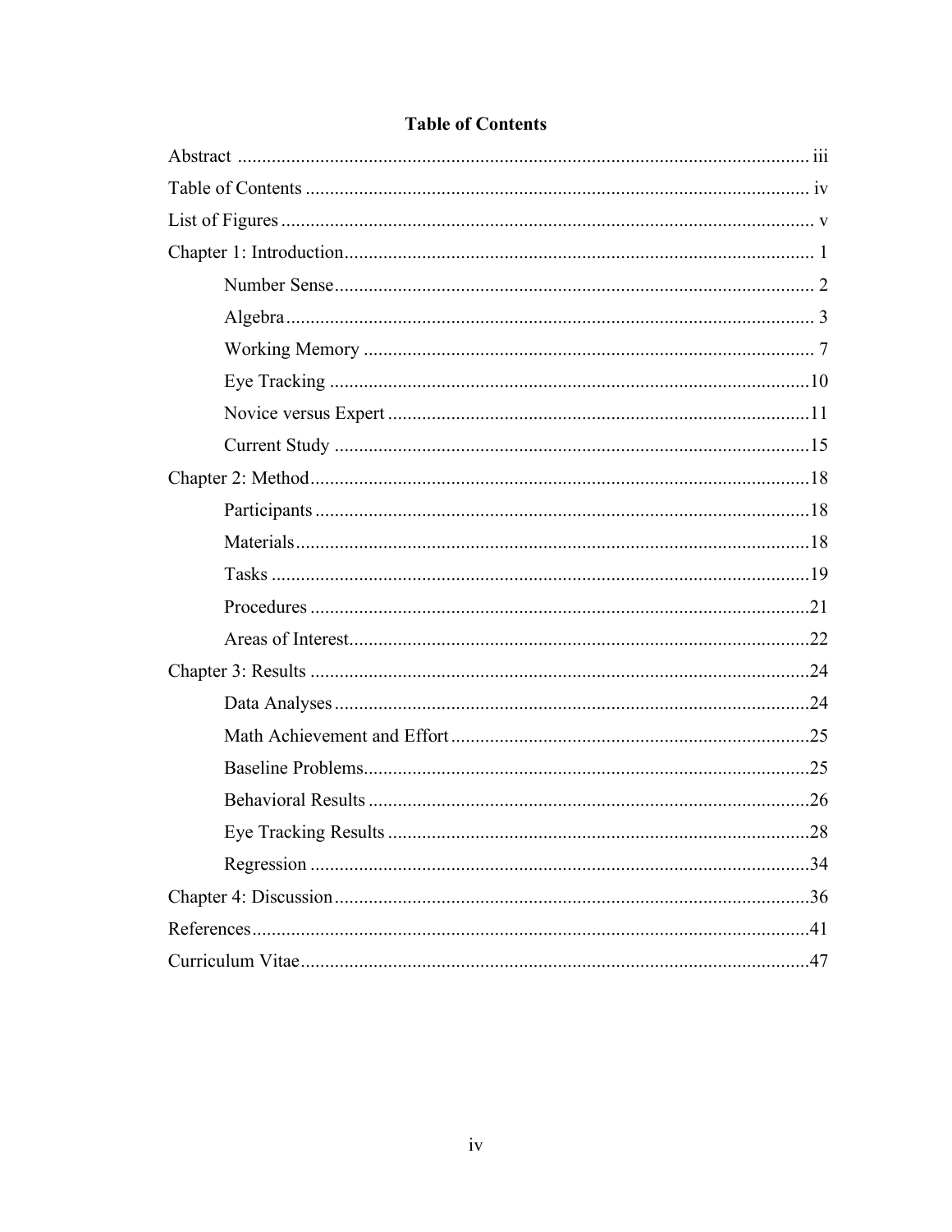# Table of Contents

| | |
|---|---|
| Abstract | iii |
| Table of Contents | iv |
| List of Figures | v |
| Chapter 1: Introduction | 1 |
| &emsp;Number Sense | 2 |
| &emsp;Algebra | 3 |
| &emsp;Working Memory | 7 |
| &emsp;Eye Tracking | 10 |
| &emsp;Novice versus Expert | 11 |
| &emsp;Current Study | 15 |
| Chapter 2: Method | 18 |
| &emsp;Participants | 18 |
| &emsp;Materials | 18 |
| &emsp;Tasks | 19 |
| &emsp;Procedures | 21 |
| &emsp;Areas of Interest | 22 |
| Chapter 3: Results | 24 |
| &emsp;Data Analyses | 24 |
| &emsp;Math Achievement and Effort | 25 |
| &emsp;Baseline Problems | 25 |
| &emsp;Behavioral Results | 26 |
| &emsp;Eye Tracking Results | 28 |
| &emsp;Regression | 34 |
| Chapter 4: Discussion | 36 |
| References | 41 |
| Curriculum Vitae | 47 |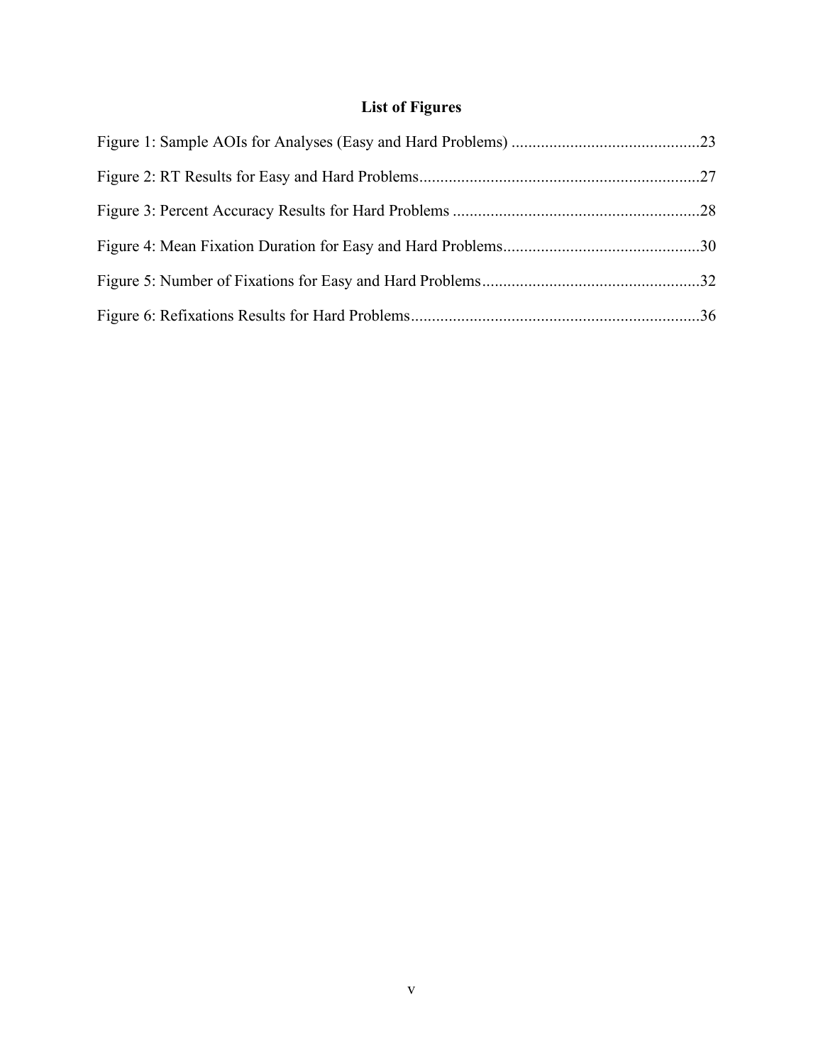## List of Figures

Figure 1: Sample AOIs for Analyses (Easy and Hard Problems) .............................................23

Figure 2: RT Results for Easy and Hard Problems...................................................................27

Figure 3: Percent Accuracy Results for Hard Problems ...........................................................28

Figure 4: Mean Fixation Duration for Easy and Hard Problems...............................................30

Figure 5: Number of Fixations for Easy and Hard Problems....................................................32

Figure 6: Refixations Results for Hard Problems.....................................................................36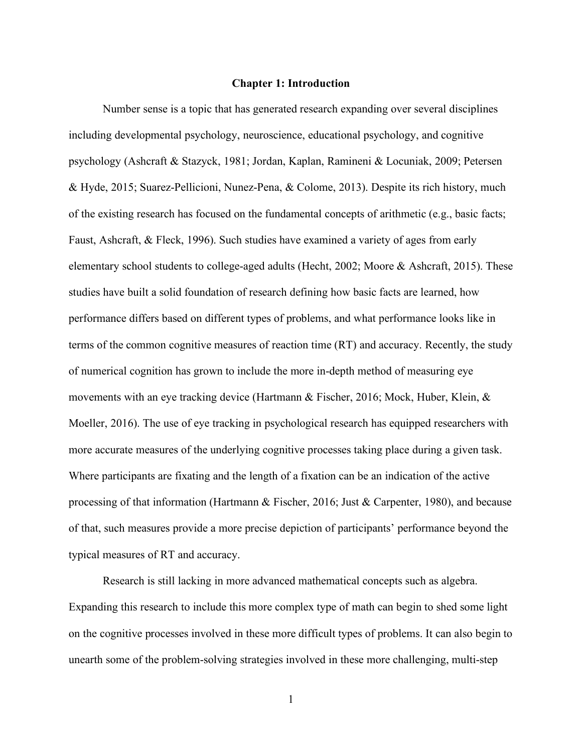# Chapter 1: Introduction

Number sense is a topic that has generated research expanding over several disciplines including developmental psychology, neuroscience, educational psychology, and cognitive psychology (Ashcraft & Stazyck, 1981; Jordan, Kaplan, Ramineni & Locuniak, 2009; Petersen & Hyde, 2015; Suarez-Pellicioni, Nunez-Pena, & Colome, 2013). Despite its rich history, much of the existing research has focused on the fundamental concepts of arithmetic (e.g., basic facts; Faust, Ashcraft, & Fleck, 1996). Such studies have examined a variety of ages from early elementary school students to college-aged adults (Hecht, 2002; Moore & Ashcraft, 2015). These studies have built a solid foundation of research defining how basic facts are learned, how performance differs based on different types of problems, and what performance looks like in terms of the common cognitive measures of reaction time (RT) and accuracy. Recently, the study of numerical cognition has grown to include the more in-depth method of measuring eye movements with an eye tracking device (Hartmann & Fischer, 2016; Mock, Huber, Klein, & Moeller, 2016). The use of eye tracking in psychological research has equipped researchers with more accurate measures of the underlying cognitive processes taking place during a given task. Where participants are fixating and the length of a fixation can be an indication of the active processing of that information (Hartmann & Fischer, 2016; Just & Carpenter, 1980), and because of that, such measures provide a more precise depiction of participants' performance beyond the typical measures of RT and accuracy.

Research is still lacking in more advanced mathematical concepts such as algebra. Expanding this research to include this more complex type of math can begin to shed some light on the cognitive processes involved in these more difficult types of problems. It can also begin to unearth some of the problem-solving strategies involved in these more challenging, multi-step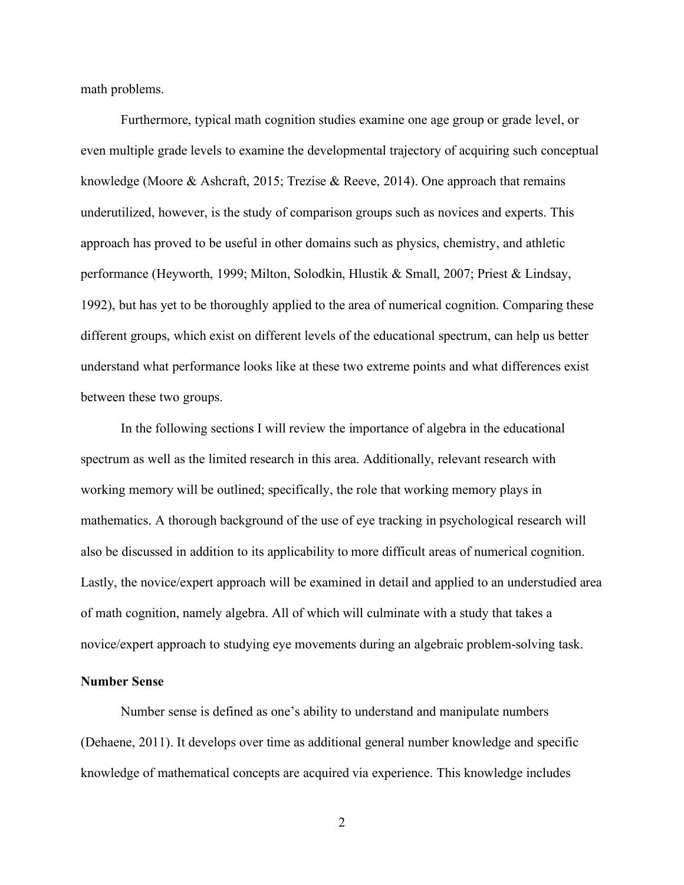math problems.

Furthermore, typical math cognition studies examine one age group or grade level, or even multiple grade levels to examine the developmental trajectory of acquiring such conceptual knowledge (Moore & Ashcraft, 2015; Trezise & Reeve, 2014). One approach that remains underutilized, however, is the study of comparison groups such as novices and experts. This approach has proved to be useful in other domains such as physics, chemistry, and athletic performance (Heyworth, 1999; Milton, Solodkin, Hlustik & Small, 2007; Priest & Lindsay, 1992), but has yet to be thoroughly applied to the area of numerical cognition. Comparing these different groups, which exist on different levels of the educational spectrum, can help us better understand what performance looks like at these two extreme points and what differences exist between these two groups.

In the following sections I will review the importance of algebra in the educational spectrum as well as the limited research in this area. Additionally, relevant research with working memory will be outlined; specifically, the role that working memory plays in mathematics. A thorough background of the use of eye tracking in psychological research will also be discussed in addition to its applicability to more difficult areas of numerical cognition. Lastly, the novice/expert approach will be examined in detail and applied to an understudied area of math cognition, namely algebra. All of which will culminate with a study that takes a novice/expert approach to studying eye movements during an algebraic problem-solving task.

**Number Sense**

Number sense is defined as one's ability to understand and manipulate numbers (Dehaene, 2011). It develops over time as additional general number knowledge and specific knowledge of mathematical concepts are acquired via experience. This knowledge includes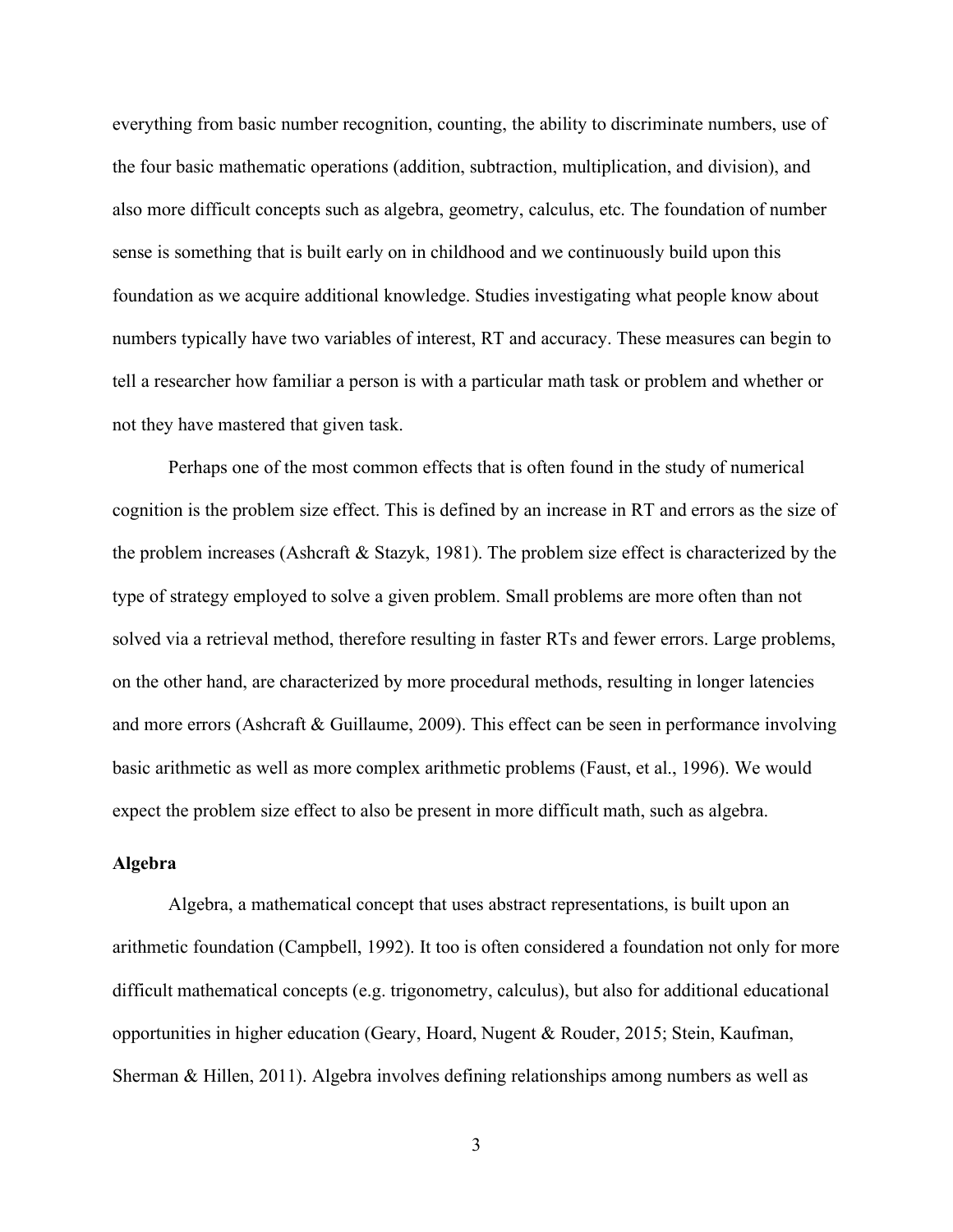everything from basic number recognition, counting, the ability to discriminate numbers, use of the four basic mathematic operations (addition, subtraction, multiplication, and division), and also more difficult concepts such as algebra, geometry, calculus, etc. The foundation of number sense is something that is built early on in childhood and we continuously build upon this foundation as we acquire additional knowledge. Studies investigating what people know about numbers typically have two variables of interest, RT and accuracy. These measures can begin to tell a researcher how familiar a person is with a particular math task or problem and whether or not they have mastered that given task.

Perhaps one of the most common effects that is often found in the study of numerical cognition is the problem size effect. This is defined by an increase in RT and errors as the size of the problem increases (Ashcraft & Stazyk, 1981). The problem size effect is characterized by the type of strategy employed to solve a given problem. Small problems are more often than not solved via a retrieval method, therefore resulting in faster RTs and fewer errors. Large problems, on the other hand, are characterized by more procedural methods, resulting in longer latencies and more errors (Ashcraft & Guillaume, 2009). This effect can be seen in performance involving basic arithmetic as well as more complex arithmetic problems (Faust, et al., 1996). We would expect the problem size effect to also be present in more difficult math, such as algebra.

**Algebra**

Algebra, a mathematical concept that uses abstract representations, is built upon an arithmetic foundation (Campbell, 1992). It too is often considered a foundation not only for more difficult mathematical concepts (e.g. trigonometry, calculus), but also for additional educational opportunities in higher education (Geary, Hoard, Nugent & Rouder, 2015; Stein, Kaufman, Sherman & Hillen, 2011). Algebra involves defining relationships among numbers as well as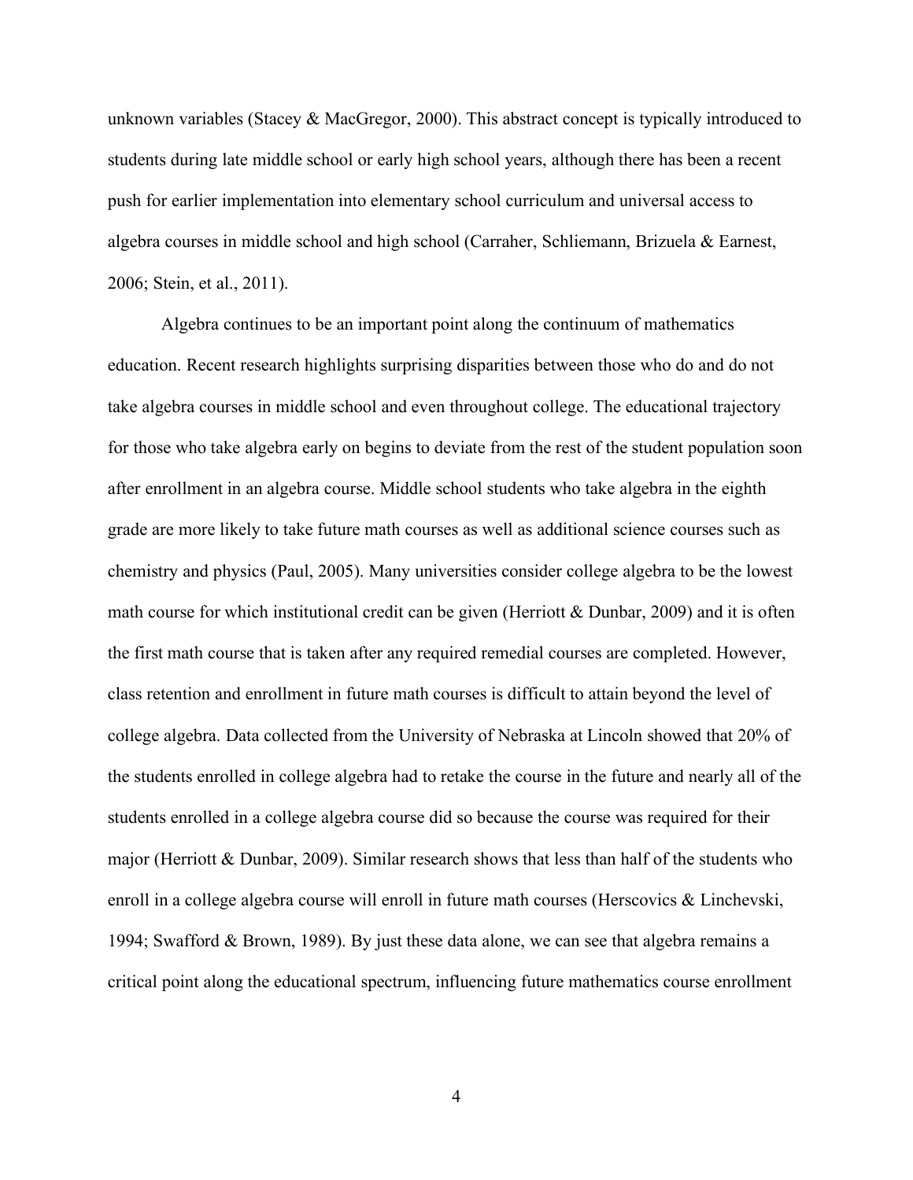unknown variables (Stacey & MacGregor, 2000). This abstract concept is typically introduced to students during late middle school or early high school years, although there has been a recent push for earlier implementation into elementary school curriculum and universal access to algebra courses in middle school and high school (Carraher, Schliemann, Brizuela & Earnest, 2006; Stein, et al., 2011).

Algebra continues to be an important point along the continuum of mathematics education. Recent research highlights surprising disparities between those who do and do not take algebra courses in middle school and even throughout college. The educational trajectory for those who take algebra early on begins to deviate from the rest of the student population soon after enrollment in an algebra course. Middle school students who take algebra in the eighth grade are more likely to take future math courses as well as additional science courses such as chemistry and physics (Paul, 2005). Many universities consider college algebra to be the lowest math course for which institutional credit can be given (Herriott & Dunbar, 2009) and it is often the first math course that is taken after any required remedial courses are completed. However, class retention and enrollment in future math courses is difficult to attain beyond the level of college algebra. Data collected from the University of Nebraska at Lincoln showed that 20% of the students enrolled in college algebra had to retake the course in the future and nearly all of the students enrolled in a college algebra course did so because the course was required for their major (Herriott & Dunbar, 2009). Similar research shows that less than half of the students who enroll in a college algebra course will enroll in future math courses (Herscovics & Linchevski, 1994; Swafford & Brown, 1989). By just these data alone, we can see that algebra remains a critical point along the educational spectrum, influencing future mathematics course enrollment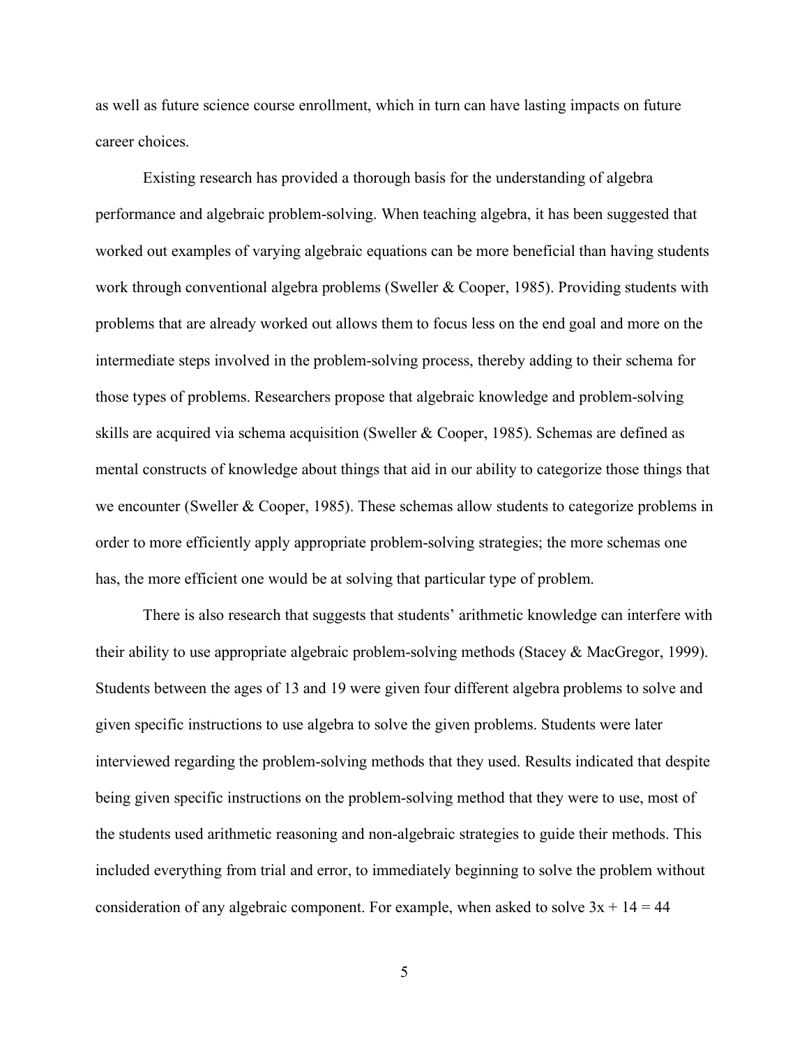as well as future science course enrollment, which in turn can have lasting impacts on future career choices.

Existing research has provided a thorough basis for the understanding of algebra performance and algebraic problem-solving. When teaching algebra, it has been suggested that worked out examples of varying algebraic equations can be more beneficial than having students work through conventional algebra problems (Sweller & Cooper, 1985). Providing students with problems that are already worked out allows them to focus less on the end goal and more on the intermediate steps involved in the problem-solving process, thereby adding to their schema for those types of problems. Researchers propose that algebraic knowledge and problem-solving skills are acquired via schema acquisition (Sweller & Cooper, 1985). Schemas are defined as mental constructs of knowledge about things that aid in our ability to categorize those things that we encounter (Sweller & Cooper, 1985). These schemas allow students to categorize problems in order to more efficiently apply appropriate problem-solving strategies; the more schemas one has, the more efficient one would be at solving that particular type of problem.

There is also research that suggests that students' arithmetic knowledge can interfere with their ability to use appropriate algebraic problem-solving methods (Stacey & MacGregor, 1999). Students between the ages of 13 and 19 were given four different algebra problems to solve and given specific instructions to use algebra to solve the given problems. Students were later interviewed regarding the problem-solving methods that they used. Results indicated that despite being given specific instructions on the problem-solving method that they were to use, most of the students used arithmetic reasoning and non-algebraic strategies to guide their methods. This included everything from trial and error, to immediately beginning to solve the problem without consideration of any algebraic component. For example, when asked to solve $3x + 14 = 44$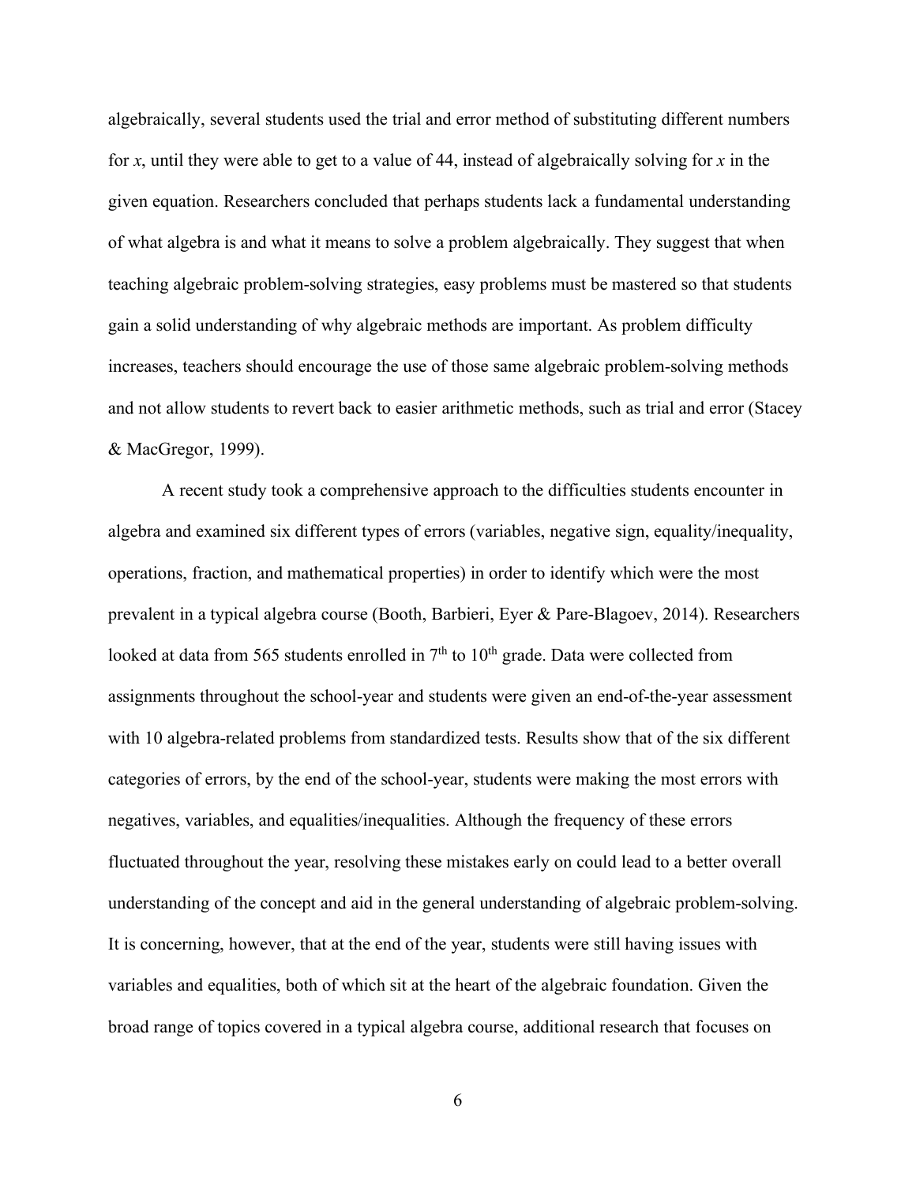algebraically, several students used the trial and error method of substituting different numbers for $x$, until they were able to get to a value of 44, instead of algebraically solving for $x$ in the given equation. Researchers concluded that perhaps students lack a fundamental understanding of what algebra is and what it means to solve a problem algebraically. They suggest that when teaching algebraic problem-solving strategies, easy problems must be mastered so that students gain a solid understanding of why algebraic methods are important. As problem difficulty increases, teachers should encourage the use of those same algebraic problem-solving methods and not allow students to revert back to easier arithmetic methods, such as trial and error (Stacey & MacGregor, 1999).

A recent study took a comprehensive approach to the difficulties students encounter in algebra and examined six different types of errors (variables, negative sign, equality/inequality, operations, fraction, and mathematical properties) in order to identify which were the most prevalent in a typical algebra course (Booth, Barbieri, Eyer & Pare-Blagoev, 2014). Researchers looked at data from 565 students enrolled in 7th to 10th grade. Data were collected from assignments throughout the school-year and students were given an end-of-the-year assessment with 10 algebra-related problems from standardized tests. Results show that of the six different categories of errors, by the end of the school-year, students were making the most errors with negatives, variables, and equalities/inequalities. Although the frequency of these errors fluctuated throughout the year, resolving these mistakes early on could lead to a better overall understanding of the concept and aid in the general understanding of algebraic problem-solving. It is concerning, however, that at the end of the year, students were still having issues with variables and equalities, both of which sit at the heart of the algebraic foundation. Given the broad range of topics covered in a typical algebra course, additional research that focuses on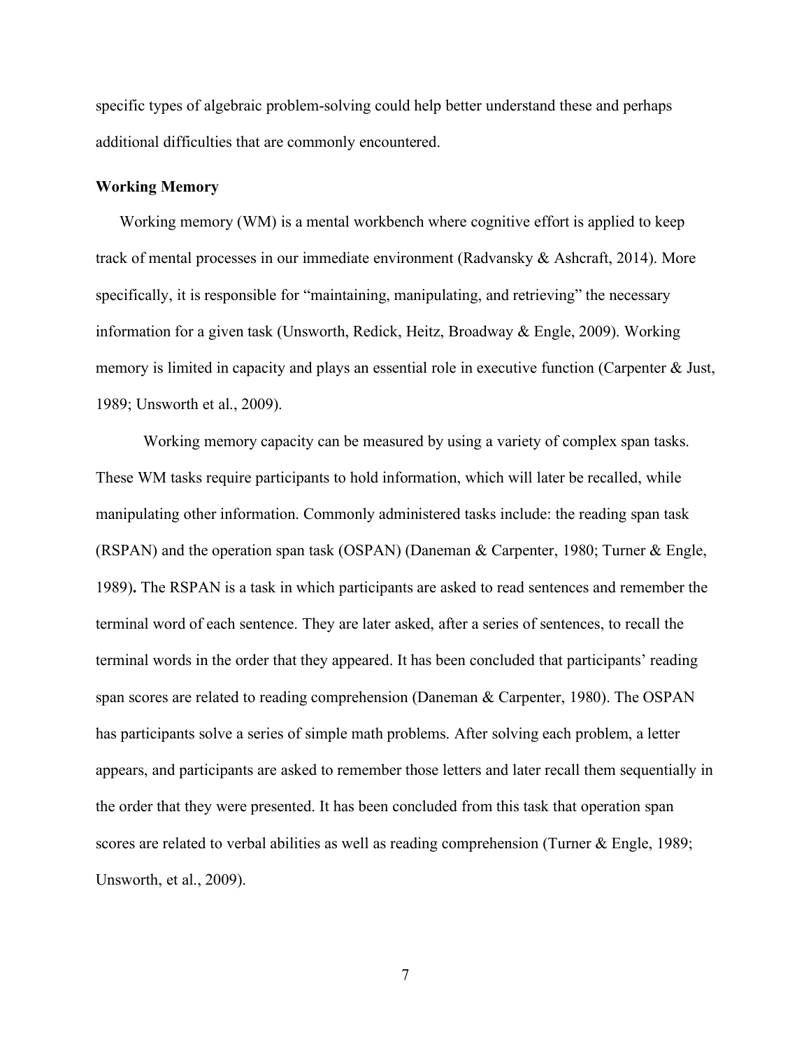specific types of algebraic problem-solving could help better understand these and perhaps additional difficulties that are commonly encountered.

**Working Memory**

Working memory (WM) is a mental workbench where cognitive effort is applied to keep track of mental processes in our immediate environment (Radvansky & Ashcraft, 2014). More specifically, it is responsible for "maintaining, manipulating, and retrieving" the necessary information for a given task (Unsworth, Redick, Heitz, Broadway & Engle, 2009). Working memory is limited in capacity and plays an essential role in executive function (Carpenter & Just, 1989; Unsworth et al., 2009).

Working memory capacity can be measured by using a variety of complex span tasks. These WM tasks require participants to hold information, which will later be recalled, while manipulating other information. Commonly administered tasks include: the reading span task (RSPAN) and the operation span task (OSPAN) (Daneman & Carpenter, 1980; Turner & Engle, 1989)**.** The RSPAN is a task in which participants are asked to read sentences and remember the terminal word of each sentence. They are later asked, after a series of sentences, to recall the terminal words in the order that they appeared. It has been concluded that participants' reading span scores are related to reading comprehension (Daneman & Carpenter, 1980). The OSPAN has participants solve a series of simple math problems. After solving each problem, a letter appears, and participants are asked to remember those letters and later recall them sequentially in the order that they were presented. It has been concluded from this task that operation span scores are related to verbal abilities as well as reading comprehension (Turner & Engle, 1989; Unsworth, et al., 2009).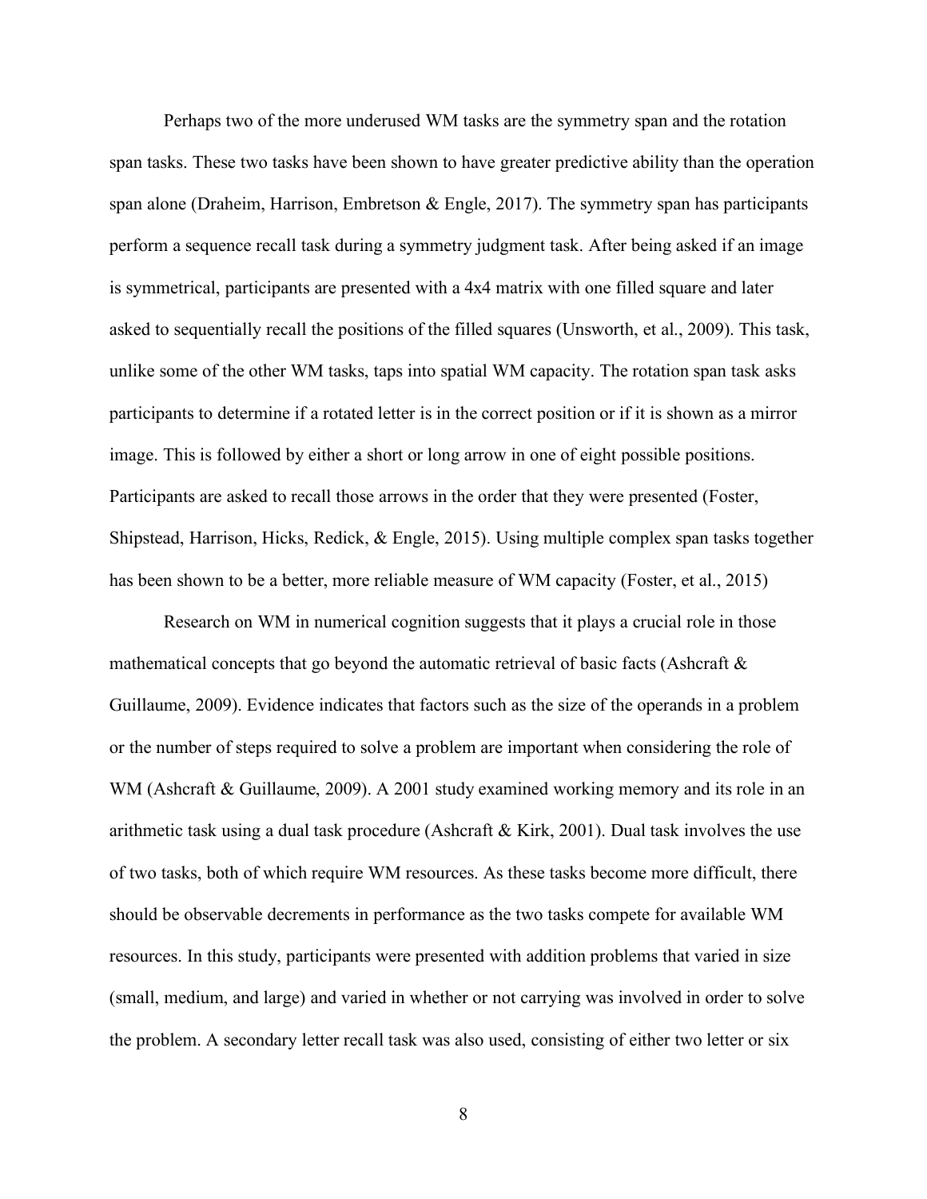Perhaps two of the more underused WM tasks are the symmetry span and the rotation span tasks. These two tasks have been shown to have greater predictive ability than the operation span alone (Draheim, Harrison, Embretson & Engle, 2017). The symmetry span has participants perform a sequence recall task during a symmetry judgment task. After being asked if an image is symmetrical, participants are presented with a 4x4 matrix with one filled square and later asked to sequentially recall the positions of the filled squares (Unsworth, et al., 2009). This task, unlike some of the other WM tasks, taps into spatial WM capacity. The rotation span task asks participants to determine if a rotated letter is in the correct position or if it is shown as a mirror image. This is followed by either a short or long arrow in one of eight possible positions. Participants are asked to recall those arrows in the order that they were presented (Foster, Shipstead, Harrison, Hicks, Redick, & Engle, 2015). Using multiple complex span tasks together has been shown to be a better, more reliable measure of WM capacity (Foster, et al., 2015)

Research on WM in numerical cognition suggests that it plays a crucial role in those mathematical concepts that go beyond the automatic retrieval of basic facts (Ashcraft & Guillaume, 2009). Evidence indicates that factors such as the size of the operands in a problem or the number of steps required to solve a problem are important when considering the role of WM (Ashcraft & Guillaume, 2009). A 2001 study examined working memory and its role in an arithmetic task using a dual task procedure (Ashcraft & Kirk, 2001). Dual task involves the use of two tasks, both of which require WM resources. As these tasks become more difficult, there should be observable decrements in performance as the two tasks compete for available WM resources. In this study, participants were presented with addition problems that varied in size (small, medium, and large) and varied in whether or not carrying was involved in order to solve the problem. A secondary letter recall task was also used, consisting of either two letter or six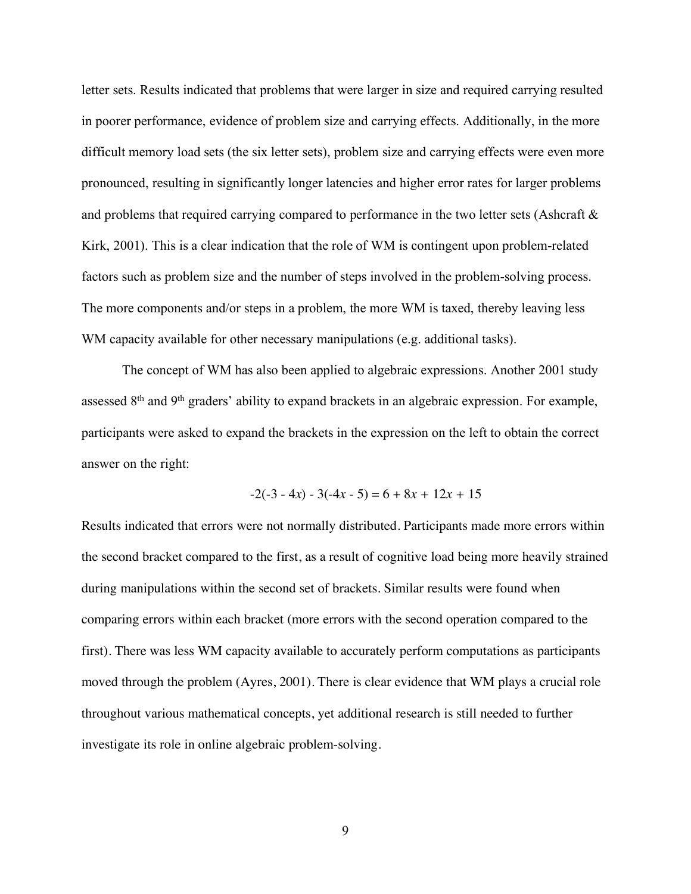letter sets. Results indicated that problems that were larger in size and required carrying resulted in poorer performance, evidence of problem size and carrying effects. Additionally, in the more difficult memory load sets (the six letter sets), problem size and carrying effects were even more pronounced, resulting in significantly longer latencies and higher error rates for larger problems and problems that required carrying compared to performance in the two letter sets (Ashcraft & Kirk, 2001). This is a clear indication that the role of WM is contingent upon problem-related factors such as problem size and the number of steps involved in the problem-solving process. The more components and/or steps in a problem, the more WM is taxed, thereby leaving less WM capacity available for other necessary manipulations (e.g. additional tasks).

The concept of WM has also been applied to algebraic expressions. Another 2001 study assessed 8th and 9th graders' ability to expand brackets in an algebraic expression. For example, participants were asked to expand the brackets in the expression on the left to obtain the correct answer on the right:

$$-2(-3 - 4x) - 3(-4x - 5) = 6 + 8x + 12x + 15$$

Results indicated that errors were not normally distributed. Participants made more errors within the second bracket compared to the first, as a result of cognitive load being more heavily strained during manipulations within the second set of brackets. Similar results were found when comparing errors within each bracket (more errors with the second operation compared to the first). There was less WM capacity available to accurately perform computations as participants moved through the problem (Ayres, 2001). There is clear evidence that WM plays a crucial role throughout various mathematical concepts, yet additional research is still needed to further investigate its role in online algebraic problem-solving.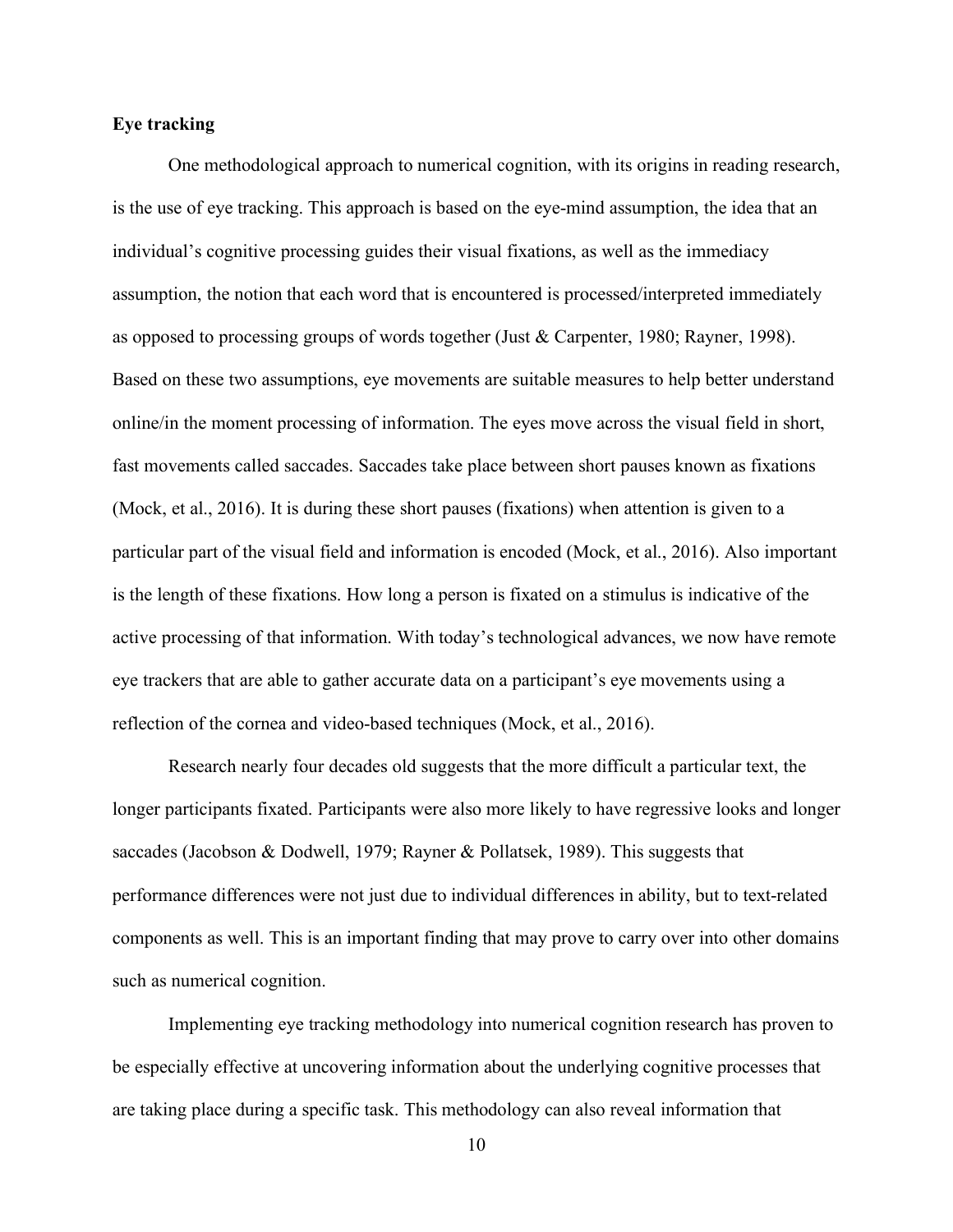**Eye tracking**

One methodological approach to numerical cognition, with its origins in reading research, is the use of eye tracking. This approach is based on the eye-mind assumption, the idea that an individual's cognitive processing guides their visual fixations, as well as the immediacy assumption, the notion that each word that is encountered is processed/interpreted immediately as opposed to processing groups of words together (Just & Carpenter, 1980; Rayner, 1998). Based on these two assumptions, eye movements are suitable measures to help better understand online/in the moment processing of information. The eyes move across the visual field in short, fast movements called saccades. Saccades take place between short pauses known as fixations (Mock, et al., 2016). It is during these short pauses (fixations) when attention is given to a particular part of the visual field and information is encoded (Mock, et al., 2016). Also important is the length of these fixations. How long a person is fixated on a stimulus is indicative of the active processing of that information. With today's technological advances, we now have remote eye trackers that are able to gather accurate data on a participant's eye movements using a reflection of the cornea and video-based techniques (Mock, et al., 2016).

Research nearly four decades old suggests that the more difficult a particular text, the longer participants fixated. Participants were also more likely to have regressive looks and longer saccades (Jacobson & Dodwell, 1979; Rayner & Pollatsek, 1989). This suggests that performance differences were not just due to individual differences in ability, but to text-related components as well. This is an important finding that may prove to carry over into other domains such as numerical cognition.

Implementing eye tracking methodology into numerical cognition research has proven to be especially effective at uncovering information about the underlying cognitive processes that are taking place during a specific task. This methodology can also reveal information that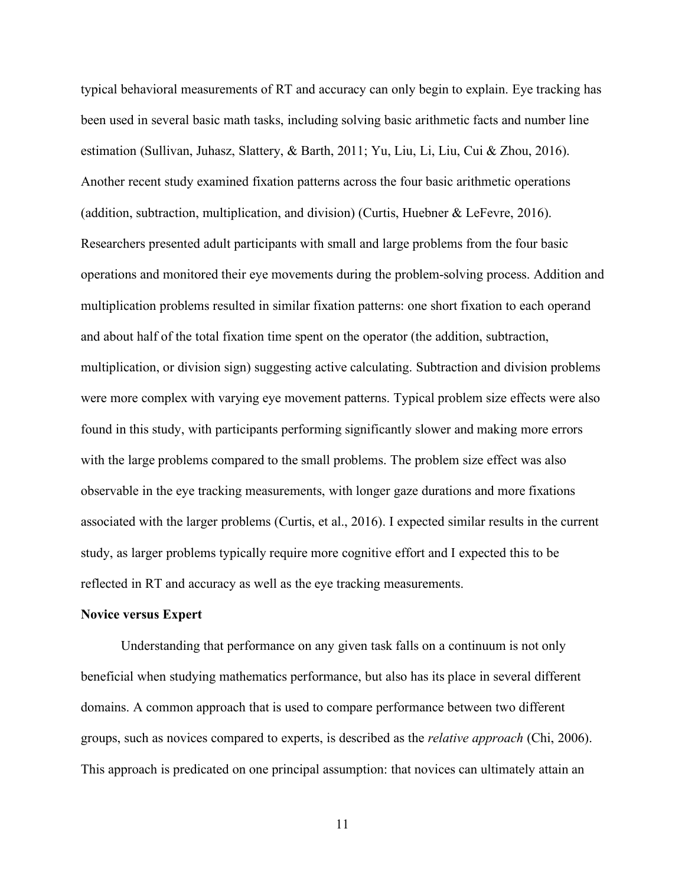typical behavioral measurements of RT and accuracy can only begin to explain. Eye tracking has been used in several basic math tasks, including solving basic arithmetic facts and number line estimation (Sullivan, Juhasz, Slattery, & Barth, 2011; Yu, Liu, Li, Liu, Cui & Zhou, 2016). Another recent study examined fixation patterns across the four basic arithmetic operations (addition, subtraction, multiplication, and division) (Curtis, Huebner & LeFevre, 2016). Researchers presented adult participants with small and large problems from the four basic operations and monitored their eye movements during the problem-solving process. Addition and multiplication problems resulted in similar fixation patterns: one short fixation to each operand and about half of the total fixation time spent on the operator (the addition, subtraction, multiplication, or division sign) suggesting active calculating. Subtraction and division problems were more complex with varying eye movement patterns. Typical problem size effects were also found in this study, with participants performing significantly slower and making more errors with the large problems compared to the small problems. The problem size effect was also observable in the eye tracking measurements, with longer gaze durations and more fixations associated with the larger problems (Curtis, et al., 2016). I expected similar results in the current study, as larger problems typically require more cognitive effort and I expected this to be reflected in RT and accuracy as well as the eye tracking measurements.

**Novice versus Expert**

Understanding that performance on any given task falls on a continuum is not only beneficial when studying mathematics performance, but also has its place in several different domains. A common approach that is used to compare performance between two different groups, such as novices compared to experts, is described as the *relative approach* (Chi, 2006). This approach is predicated on one principal assumption: that novices can ultimately attain an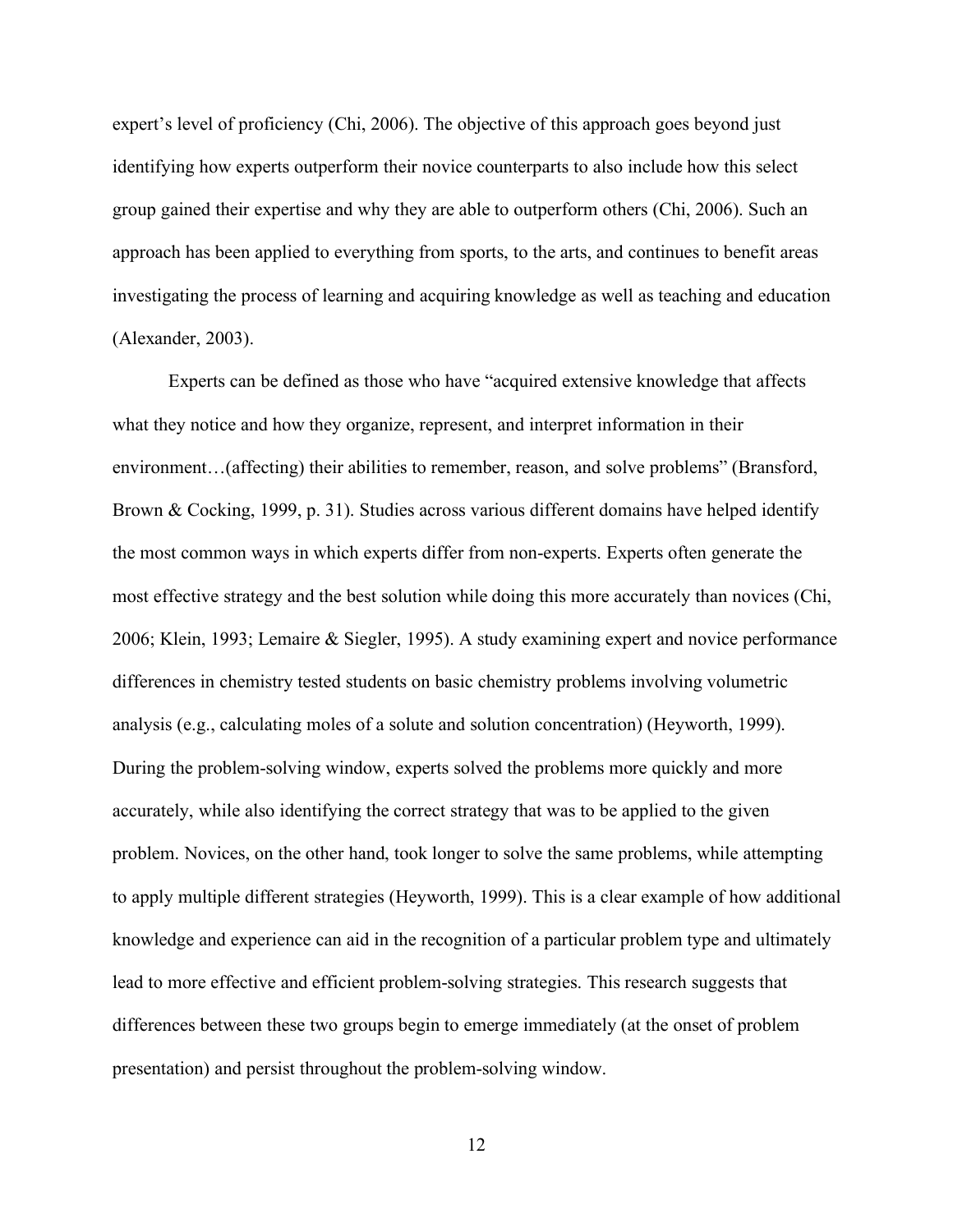expert's level of proficiency (Chi, 2006). The objective of this approach goes beyond just identifying how experts outperform their novice counterparts to also include how this select group gained their expertise and why they are able to outperform others (Chi, 2006). Such an approach has been applied to everything from sports, to the arts, and continues to benefit areas investigating the process of learning and acquiring knowledge as well as teaching and education (Alexander, 2003).

Experts can be defined as those who have "acquired extensive knowledge that affects what they notice and how they organize, represent, and interpret information in their environment…(affecting) their abilities to remember, reason, and solve problems" (Bransford, Brown & Cocking, 1999, p. 31). Studies across various different domains have helped identify the most common ways in which experts differ from non-experts. Experts often generate the most effective strategy and the best solution while doing this more accurately than novices (Chi, 2006; Klein, 1993; Lemaire & Siegler, 1995). A study examining expert and novice performance differences in chemistry tested students on basic chemistry problems involving volumetric analysis (e.g., calculating moles of a solute and solution concentration) (Heyworth, 1999). During the problem-solving window, experts solved the problems more quickly and more accurately, while also identifying the correct strategy that was to be applied to the given problem. Novices, on the other hand, took longer to solve the same problems, while attempting to apply multiple different strategies (Heyworth, 1999). This is a clear example of how additional knowledge and experience can aid in the recognition of a particular problem type and ultimately lead to more effective and efficient problem-solving strategies. This research suggests that differences between these two groups begin to emerge immediately (at the onset of problem presentation) and persist throughout the problem-solving window.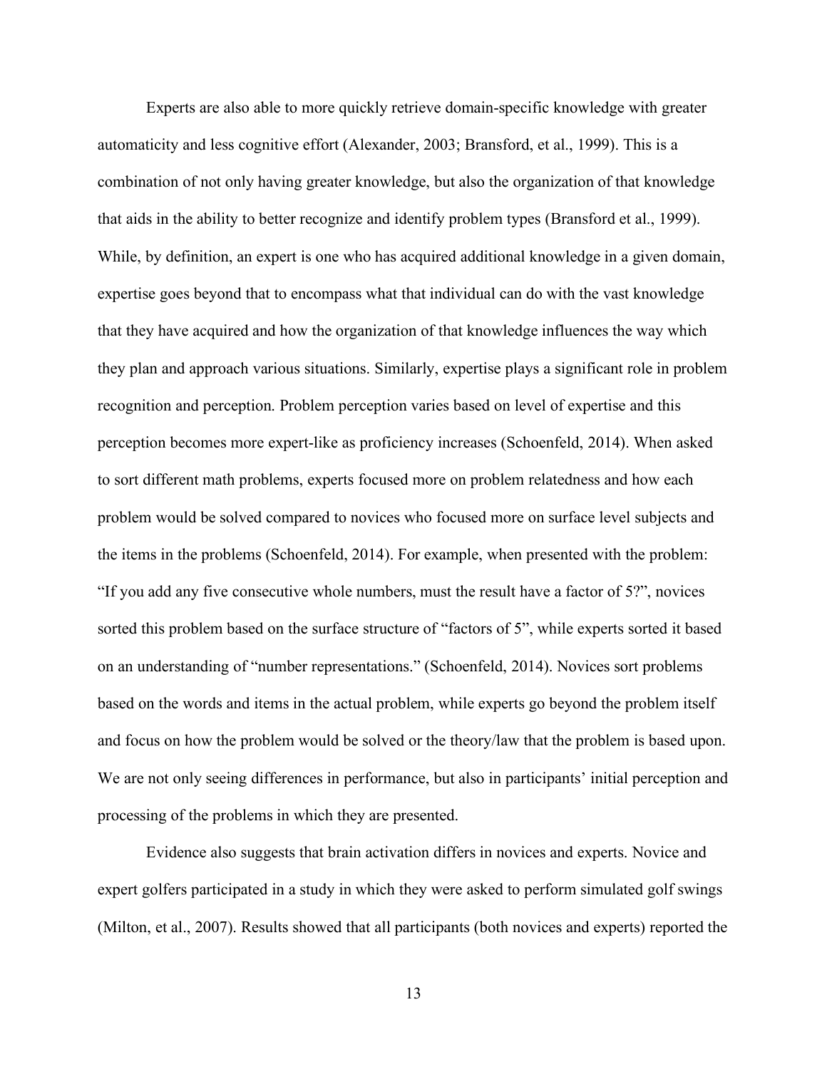Experts are also able to more quickly retrieve domain-specific knowledge with greater automaticity and less cognitive effort (Alexander, 2003; Bransford, et al., 1999). This is a combination of not only having greater knowledge, but also the organization of that knowledge that aids in the ability to better recognize and identify problem types (Bransford et al., 1999). While, by definition, an expert is one who has acquired additional knowledge in a given domain, expertise goes beyond that to encompass what that individual can do with the vast knowledge that they have acquired and how the organization of that knowledge influences the way which they plan and approach various situations. Similarly, expertise plays a significant role in problem recognition and perception. Problem perception varies based on level of expertise and this perception becomes more expert-like as proficiency increases (Schoenfeld, 2014). When asked to sort different math problems, experts focused more on problem relatedness and how each problem would be solved compared to novices who focused more on surface level subjects and the items in the problems (Schoenfeld, 2014). For example, when presented with the problem: "If you add any five consecutive whole numbers, must the result have a factor of 5?", novices sorted this problem based on the surface structure of "factors of 5", while experts sorted it based on an understanding of "number representations." (Schoenfeld, 2014). Novices sort problems based on the words and items in the actual problem, while experts go beyond the problem itself and focus on how the problem would be solved or the theory/law that the problem is based upon. We are not only seeing differences in performance, but also in participants' initial perception and processing of the problems in which they are presented.

Evidence also suggests that brain activation differs in novices and experts. Novice and expert golfers participated in a study in which they were asked to perform simulated golf swings (Milton, et al., 2007). Results showed that all participants (both novices and experts) reported the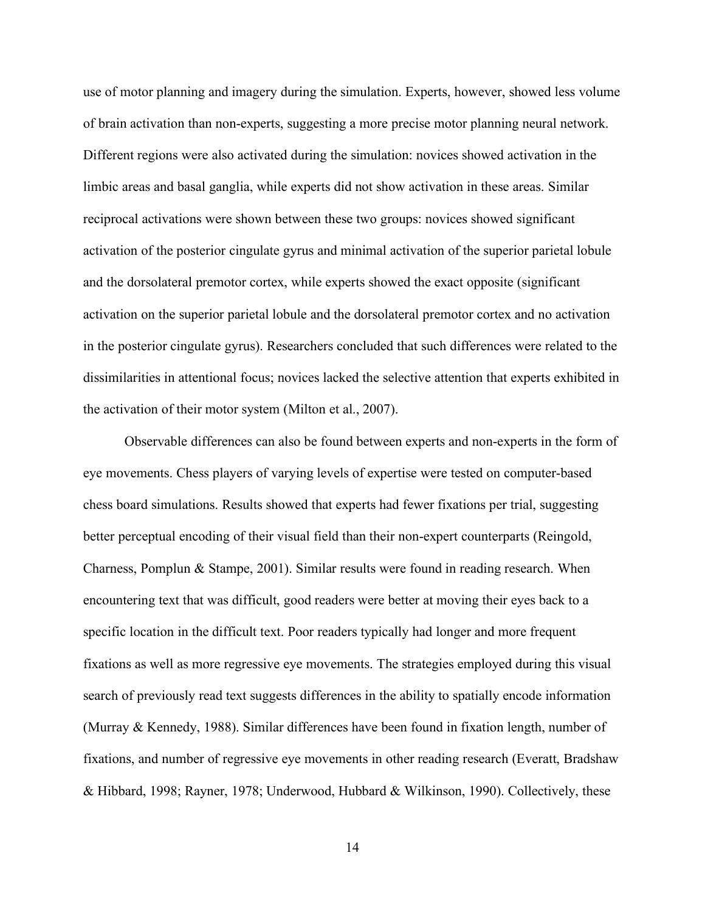use of motor planning and imagery during the simulation. Experts, however, showed less volume of brain activation than non-experts, suggesting a more precise motor planning neural network. Different regions were also activated during the simulation: novices showed activation in the limbic areas and basal ganglia, while experts did not show activation in these areas. Similar reciprocal activations were shown between these two groups: novices showed significant activation of the posterior cingulate gyrus and minimal activation of the superior parietal lobule and the dorsolateral premotor cortex, while experts showed the exact opposite (significant activation on the superior parietal lobule and the dorsolateral premotor cortex and no activation in the posterior cingulate gyrus). Researchers concluded that such differences were related to the dissimilarities in attentional focus; novices lacked the selective attention that experts exhibited in the activation of their motor system (Milton et al., 2007).

Observable differences can also be found between experts and non-experts in the form of eye movements. Chess players of varying levels of expertise were tested on computer-based chess board simulations. Results showed that experts had fewer fixations per trial, suggesting better perceptual encoding of their visual field than their non-expert counterparts (Reingold, Charness, Pomplun & Stampe, 2001). Similar results were found in reading research. When encountering text that was difficult, good readers were better at moving their eyes back to a specific location in the difficult text. Poor readers typically had longer and more frequent fixations as well as more regressive eye movements. The strategies employed during this visual search of previously read text suggests differences in the ability to spatially encode information (Murray & Kennedy, 1988). Similar differences have been found in fixation length, number of fixations, and number of regressive eye movements in other reading research (Everatt, Bradshaw & Hibbard, 1998; Rayner, 1978; Underwood, Hubbard & Wilkinson, 1990). Collectively, these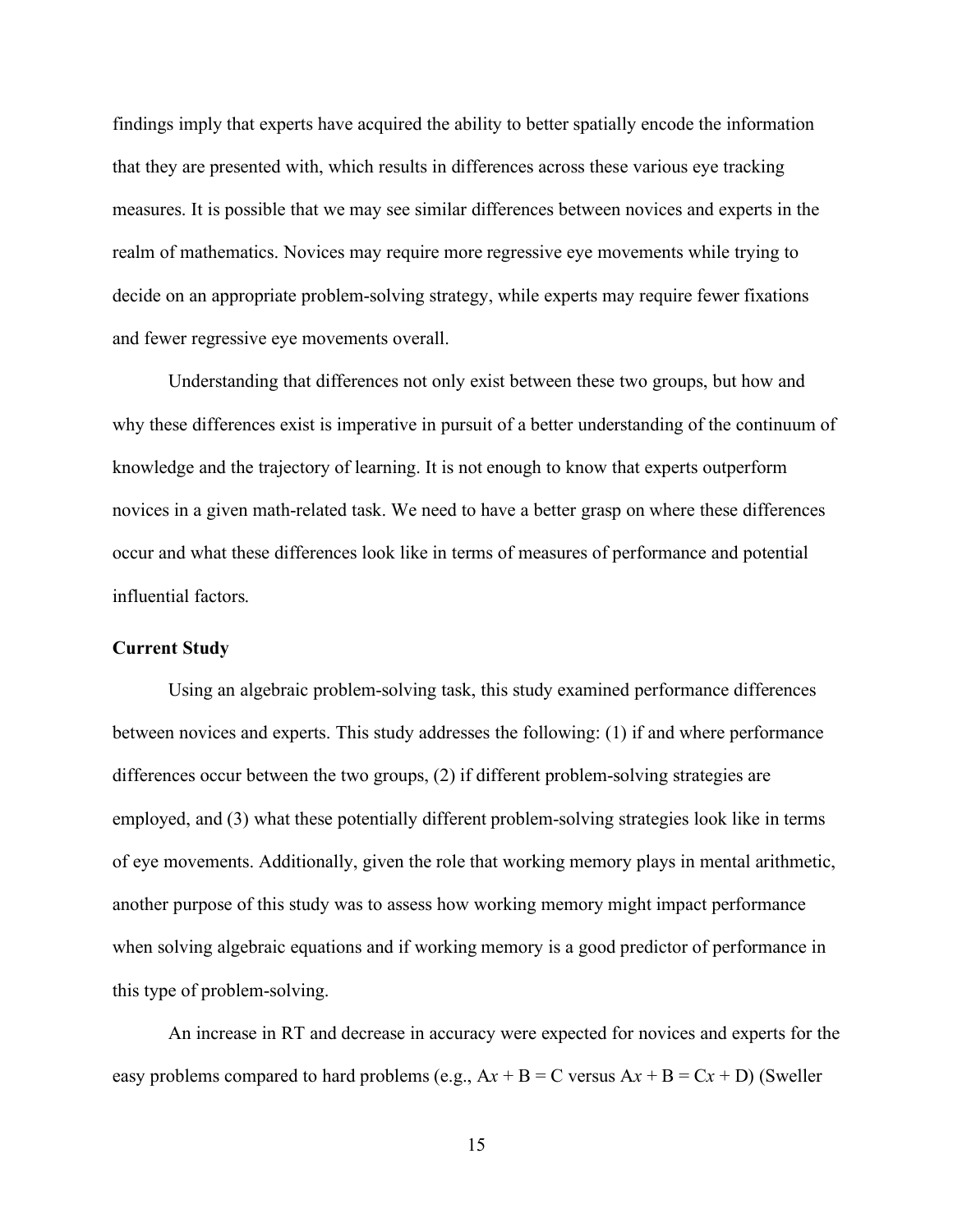findings imply that experts have acquired the ability to better spatially encode the information that they are presented with, which results in differences across these various eye tracking measures. It is possible that we may see similar differences between novices and experts in the realm of mathematics. Novices may require more regressive eye movements while trying to decide on an appropriate problem-solving strategy, while experts may require fewer fixations and fewer regressive eye movements overall.

Understanding that differences not only exist between these two groups, but how and why these differences exist is imperative in pursuit of a better understanding of the continuum of knowledge and the trajectory of learning. It is not enough to know that experts outperform novices in a given math-related task. We need to have a better grasp on where these differences occur and what these differences look like in terms of measures of performance and potential influential factors.

**Current Study**

Using an algebraic problem-solving task, this study examined performance differences between novices and experts. This study addresses the following: (1) if and where performance differences occur between the two groups, (2) if different problem-solving strategies are employed, and (3) what these potentially different problem-solving strategies look like in terms of eye movements. Additionally, given the role that working memory plays in mental arithmetic, another purpose of this study was to assess how working memory might impact performance when solving algebraic equations and if working memory is a good predictor of performance in this type of problem-solving.

An increase in RT and decrease in accuracy were expected for novices and experts for the easy problems compared to hard problems (e.g., $\mathrm{A}x + \mathrm{B} = \mathrm{C}$ versus $\mathrm{A}x + \mathrm{B} = \mathrm{C}x + \mathrm{D}$) (Sweller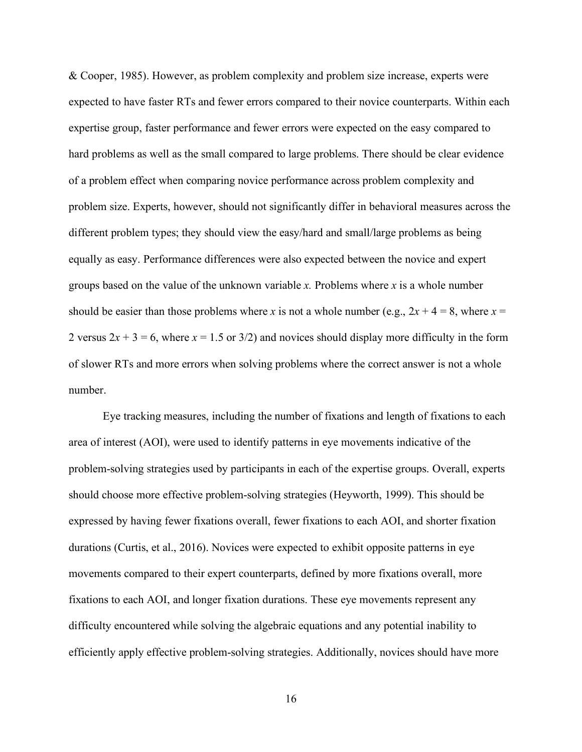& Cooper, 1985). However, as problem complexity and problem size increase, experts were expected to have faster RTs and fewer errors compared to their novice counterparts. Within each expertise group, faster performance and fewer errors were expected on the easy compared to hard problems as well as the small compared to large problems. There should be clear evidence of a problem effect when comparing novice performance across problem complexity and problem size. Experts, however, should not significantly differ in behavioral measures across the different problem types; they should view the easy/hard and small/large problems as being equally as easy. Performance differences were also expected between the novice and expert groups based on the value of the unknown variable $x$. Problems where $x$ is a whole number should be easier than those problems where $x$ is not a whole number (e.g., $2x + 4 = 8$, where $x = 2$ versus $2x + 3 = 6$, where $x = 1.5$ or $3/2$) and novices should display more difficulty in the form of slower RTs and more errors when solving problems where the correct answer is not a whole number.

Eye tracking measures, including the number of fixations and length of fixations to each area of interest (AOI), were used to identify patterns in eye movements indicative of the problem-solving strategies used by participants in each of the expertise groups. Overall, experts should choose more effective problem-solving strategies (Heyworth, 1999). This should be expressed by having fewer fixations overall, fewer fixations to each AOI, and shorter fixation durations (Curtis, et al., 2016). Novices were expected to exhibit opposite patterns in eye movements compared to their expert counterparts, defined by more fixations overall, more fixations to each AOI, and longer fixation durations. These eye movements represent any difficulty encountered while solving the algebraic equations and any potential inability to efficiently apply effective problem-solving strategies. Additionally, novices should have more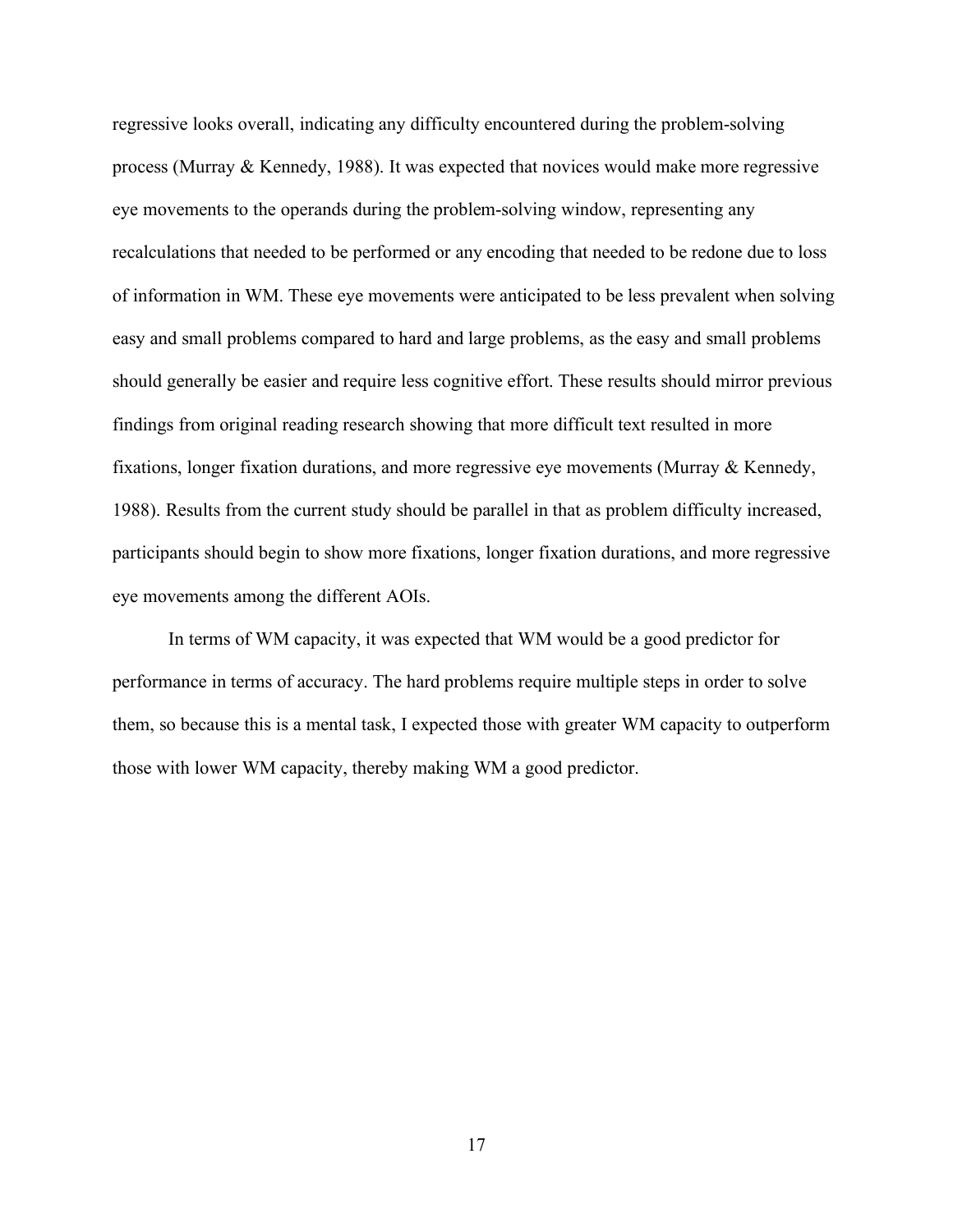regressive looks overall, indicating any difficulty encountered during the problem-solving process (Murray & Kennedy, 1988). It was expected that novices would make more regressive eye movements to the operands during the problem-solving window, representing any recalculations that needed to be performed or any encoding that needed to be redone due to loss of information in WM. These eye movements were anticipated to be less prevalent when solving easy and small problems compared to hard and large problems, as the easy and small problems should generally be easier and require less cognitive effort. These results should mirror previous findings from original reading research showing that more difficult text resulted in more fixations, longer fixation durations, and more regressive eye movements (Murray & Kennedy, 1988). Results from the current study should be parallel in that as problem difficulty increased, participants should begin to show more fixations, longer fixation durations, and more regressive eye movements among the different AOIs.

In terms of WM capacity, it was expected that WM would be a good predictor for performance in terms of accuracy. The hard problems require multiple steps in order to solve them, so because this is a mental task, I expected those with greater WM capacity to outperform those with lower WM capacity, thereby making WM a good predictor.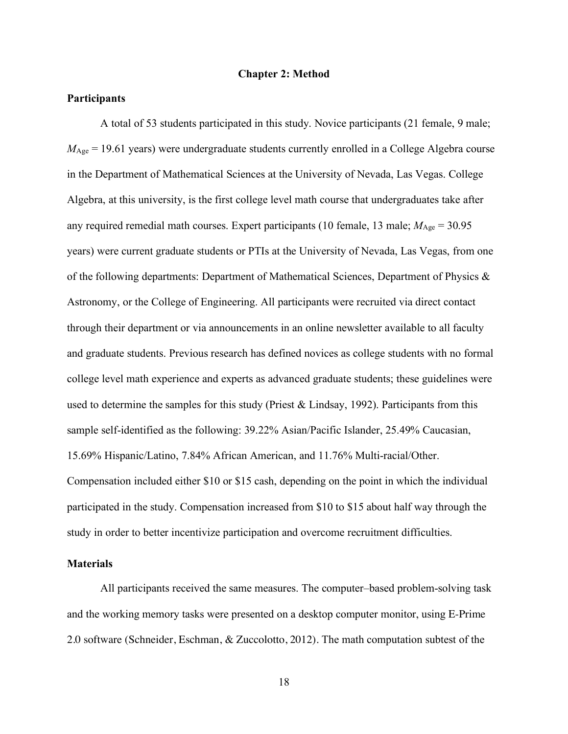# Chapter 2: Method

## Participants

A total of 53 students participated in this study. Novice participants (21 female, 9 male; $M_{Age}$ = 19.61 years) were undergraduate students currently enrolled in a College Algebra course in the Department of Mathematical Sciences at the University of Nevada, Las Vegas. College Algebra, at this university, is the first college level math course that undergraduates take after any required remedial math courses. Expert participants (10 female, 13 male; $M_{Age}$ = 30.95 years) were current graduate students or PTIs at the University of Nevada, Las Vegas, from one of the following departments: Department of Mathematical Sciences, Department of Physics & Astronomy, or the College of Engineering. All participants were recruited via direct contact through their department or via announcements in an online newsletter available to all faculty and graduate students. Previous research has defined novices as college students with no formal college level math experience and experts as advanced graduate students; these guidelines were used to determine the samples for this study (Priest & Lindsay, 1992). Participants from this sample self-identified as the following: 39.22% Asian/Pacific Islander, 25.49% Caucasian, 15.69% Hispanic/Latino, 7.84% African American, and 11.76% Multi-racial/Other. Compensation included either $10 or $15 cash, depending on the point in which the individual participated in the study. Compensation increased from $10 to $15 about half way through the study in order to better incentivize participation and overcome recruitment difficulties.

## Materials

All participants received the same measures. The computer–based problem-solving task and the working memory tasks were presented on a desktop computer monitor, using E-Prime 2.0 software (Schneider, Eschman, & Zuccolotto, 2012). The math computation subtest of the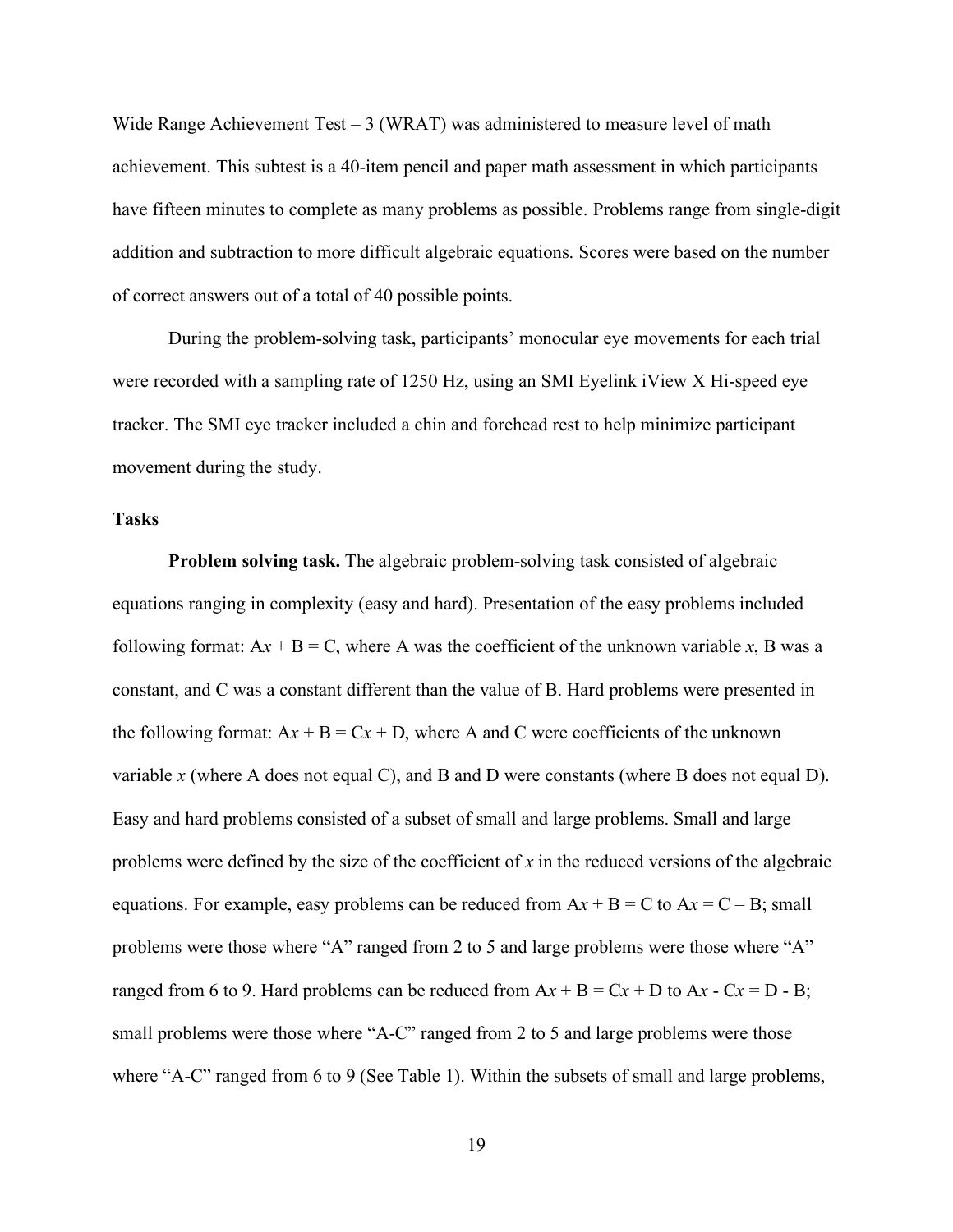Wide Range Achievement Test – 3 (WRAT) was administered to measure level of math achievement. This subtest is a 40-item pencil and paper math assessment in which participants have fifteen minutes to complete as many problems as possible. Problems range from single-digit addition and subtraction to more difficult algebraic equations. Scores were based on the number of correct answers out of a total of 40 possible points.

During the problem-solving task, participants' monocular eye movements for each trial were recorded with a sampling rate of 1250 Hz, using an SMI Eyelink iView X Hi-speed eye tracker. The SMI eye tracker included a chin and forehead rest to help minimize participant movement during the study.

### Tasks

**Problem solving task.** The algebraic problem-solving task consisted of algebraic equations ranging in complexity (easy and hard). Presentation of the easy problems included following format: $Ax + B = C$, where A was the coefficient of the unknown variable $x$, B was a constant, and C was a constant different than the value of B. Hard problems were presented in the following format: $Ax + B = Cx + D$, where A and C were coefficients of the unknown variable $x$ (where A does not equal C), and B and D were constants (where B does not equal D). Easy and hard problems consisted of a subset of small and large problems. Small and large problems were defined by the size of the coefficient of $x$ in the reduced versions of the algebraic equations. For example, easy problems can be reduced from $Ax + B = C$ to $Ax = C – B$; small problems were those where "A" ranged from 2 to 5 and large problems were those where "A" ranged from 6 to 9. Hard problems can be reduced from $Ax + B = Cx + D$ to $Ax - Cx = D - B$; small problems were those where "A-C" ranged from 2 to 5 and large problems were those where "A-C" ranged from 6 to 9 (See Table 1). Within the subsets of small and large problems,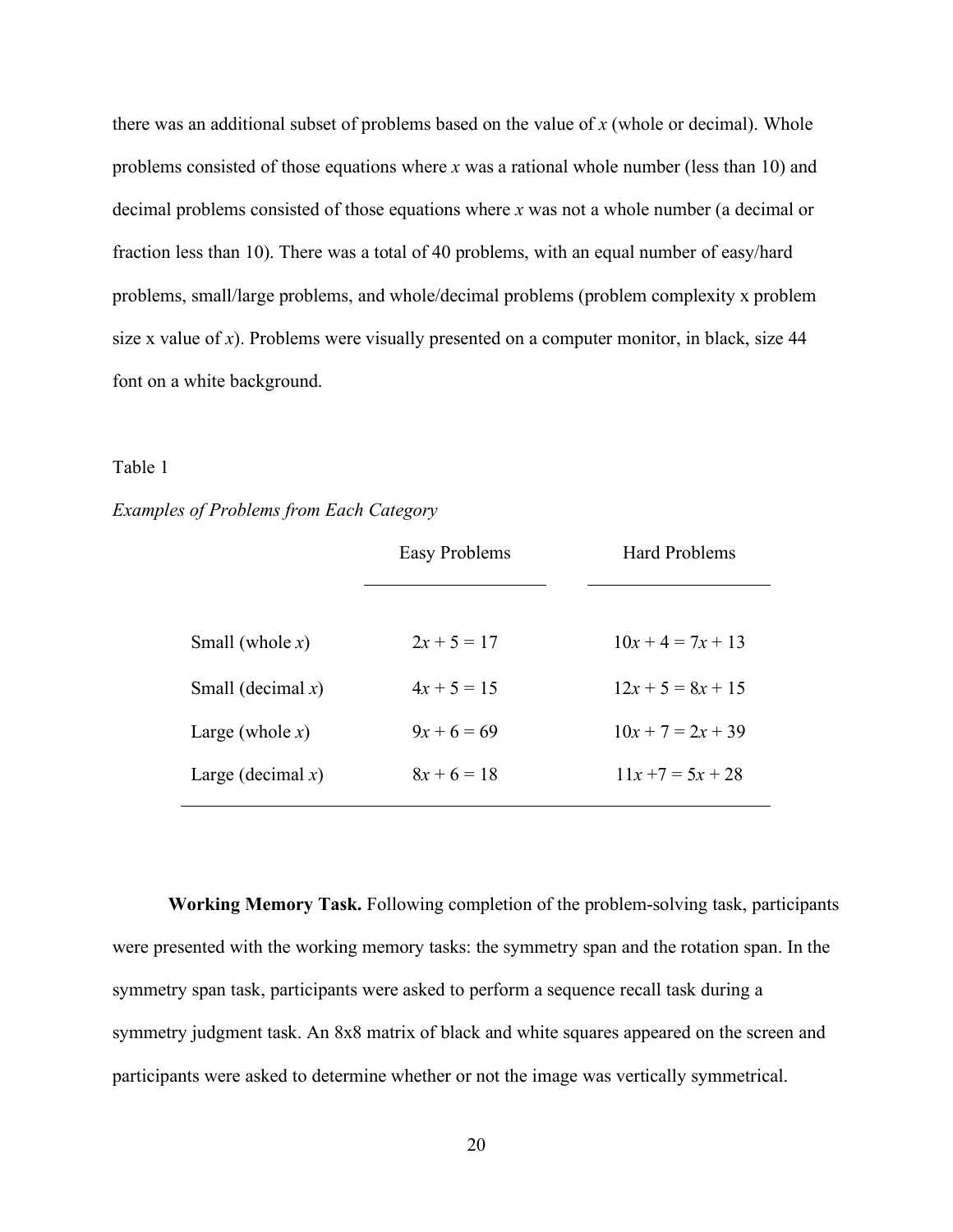there was an additional subset of problems based on the value of $x$ (whole or decimal). Whole problems consisted of those equations where $x$ was a rational whole number (less than 10) and decimal problems consisted of those equations where $x$ was not a whole number (a decimal or fraction less than 10). There was a total of 40 problems, with an equal number of easy/hard problems, small/large problems, and whole/decimal problems (problem complexity x problem size x value of $x$). Problems were visually presented on a computer monitor, in black, size 44 font on a white background.

Table 1

*Examples of Problems from Each Category*

| | Easy Problems | Hard Problems |
|---|---|---|
| Small (whole $x$) | $2x + 5 = 17$ | $10x + 4 = 7x + 13$ |
| Small (decimal $x$) | $4x + 5 = 15$ | $12x + 5 = 8x + 15$ |
| Large (whole $x$) | $9x + 6 = 69$ | $10x + 7 = 2x + 39$ |
| Large (decimal $x$) | $8x + 6 = 18$ | $11x + 7 = 5x + 28$ |

**Working Memory Task.** Following completion of the problem-solving task, participants were presented with the working memory tasks: the symmetry span and the rotation span. In the symmetry span task, participants were asked to perform a sequence recall task during a symmetry judgment task. An 8x8 matrix of black and white squares appeared on the screen and participants were asked to determine whether or not the image was vertically symmetrical.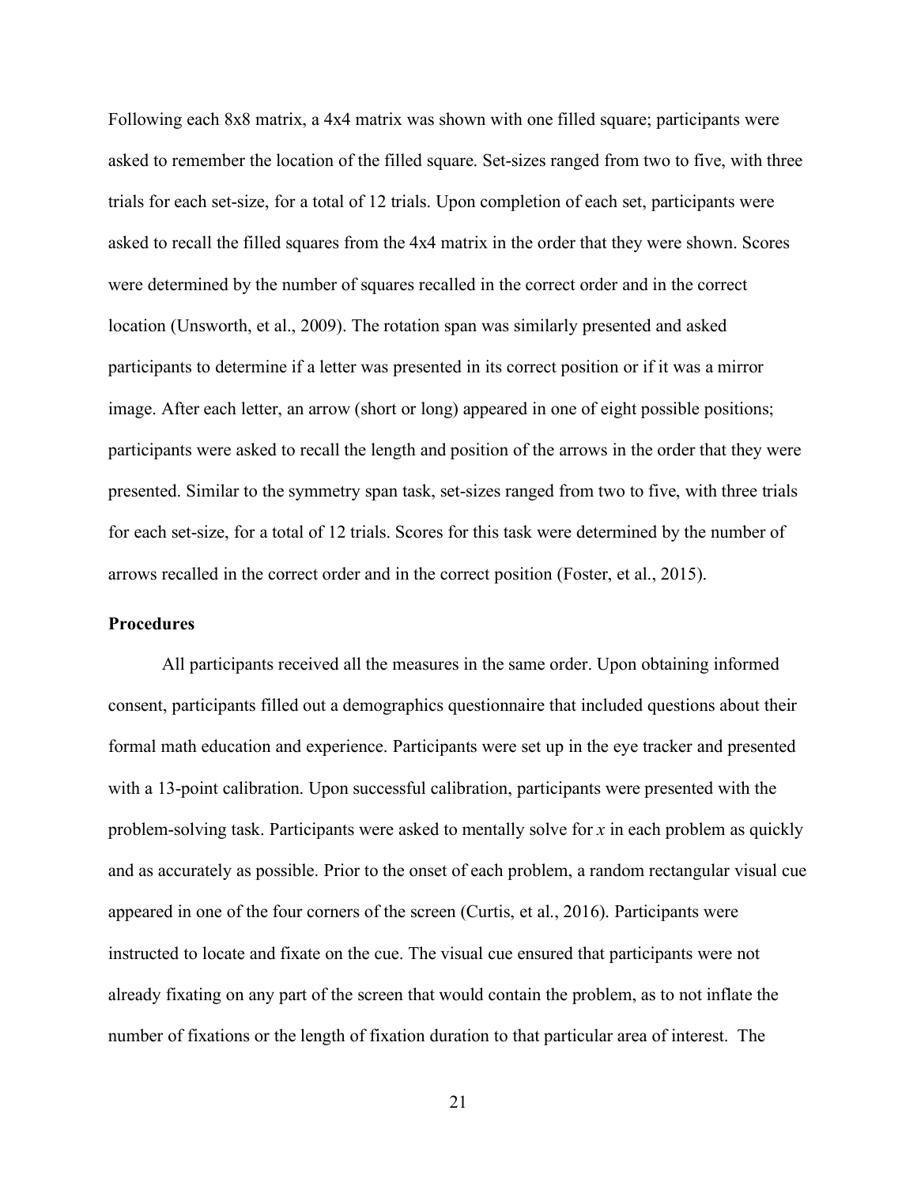Following each 8x8 matrix, a 4x4 matrix was shown with one filled square; participants were asked to remember the location of the filled square. Set-sizes ranged from two to five, with three trials for each set-size, for a total of 12 trials. Upon completion of each set, participants were asked to recall the filled squares from the 4x4 matrix in the order that they were shown. Scores were determined by the number of squares recalled in the correct order and in the correct location (Unsworth, et al., 2009). The rotation span was similarly presented and asked participants to determine if a letter was presented in its correct position or if it was a mirror image. After each letter, an arrow (short or long) appeared in one of eight possible positions; participants were asked to recall the length and position of the arrows in the order that they were presented. Similar to the symmetry span task, set-sizes ranged from two to five, with three trials for each set-size, for a total of 12 trials. Scores for this task were determined by the number of arrows recalled in the correct order and in the correct position (Foster, et al., 2015).

## Procedures

All participants received all the measures in the same order. Upon obtaining informed consent, participants filled out a demographics questionnaire that included questions about their formal math education and experience. Participants were set up in the eye tracker and presented with a 13-point calibration. Upon successful calibration, participants were presented with the problem-solving task. Participants were asked to mentally solve for *x* in each problem as quickly and as accurately as possible. Prior to the onset of each problem, a random rectangular visual cue appeared in one of the four corners of the screen (Curtis, et al., 2016). Participants were instructed to locate and fixate on the cue. The visual cue ensured that participants were not already fixating on any part of the screen that would contain the problem, as to not inflate the number of fixations or the length of fixation duration to that particular area of interest. The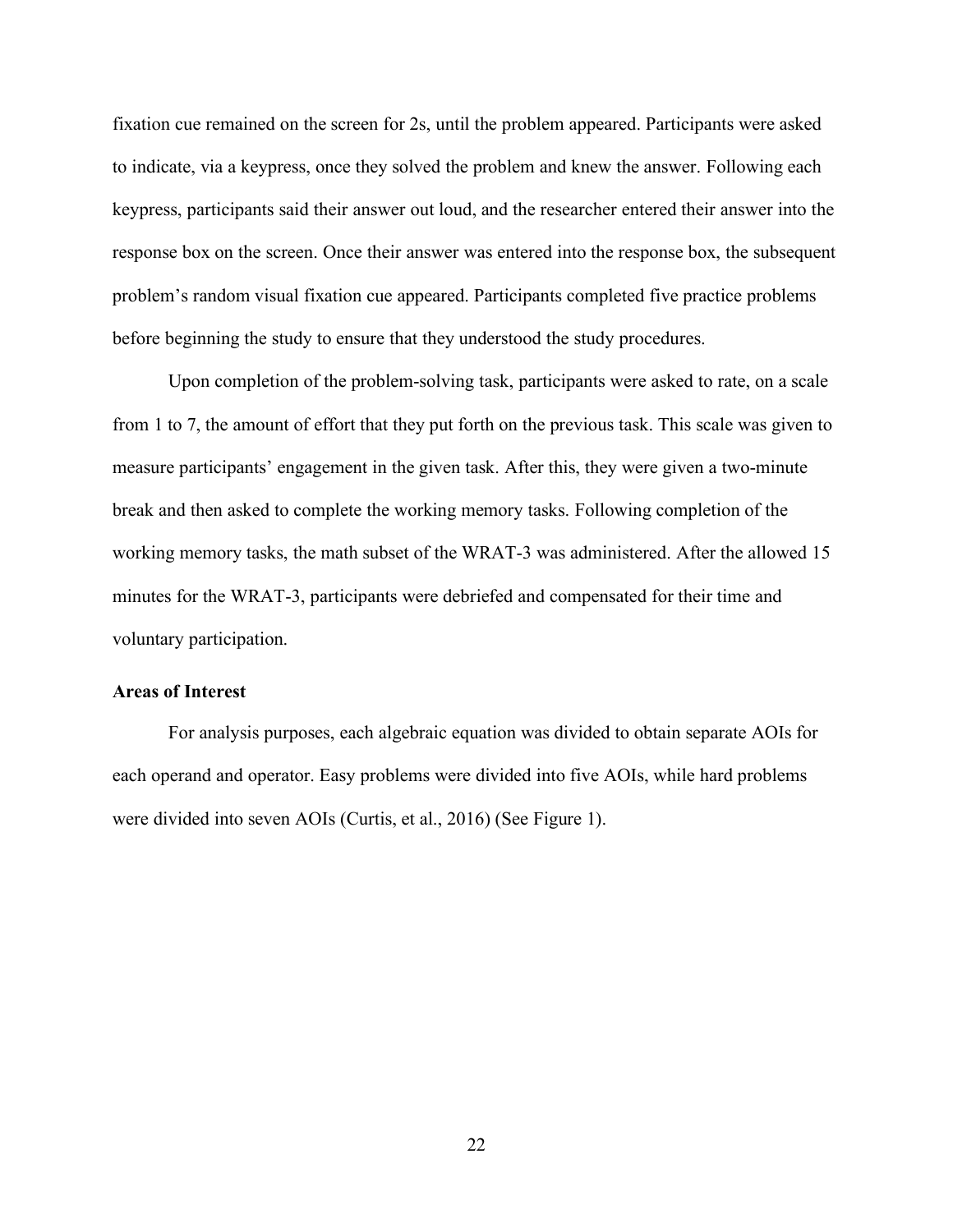fixation cue remained on the screen for 2s, until the problem appeared. Participants were asked to indicate, via a keypress, once they solved the problem and knew the answer. Following each keypress, participants said their answer out loud, and the researcher entered their answer into the response box on the screen. Once their answer was entered into the response box, the subsequent problem's random visual fixation cue appeared. Participants completed five practice problems before beginning the study to ensure that they understood the study procedures.

Upon completion of the problem-solving task, participants were asked to rate, on a scale from 1 to 7, the amount of effort that they put forth on the previous task. This scale was given to measure participants' engagement in the given task. After this, they were given a two-minute break and then asked to complete the working memory tasks. Following completion of the working memory tasks, the math subset of the WRAT-3 was administered. After the allowed 15 minutes for the WRAT-3, participants were debriefed and compensated for their time and voluntary participation.

**Areas of Interest**

For analysis purposes, each algebraic equation was divided to obtain separate AOIs for each operand and operator. Easy problems were divided into five AOIs, while hard problems were divided into seven AOIs (Curtis, et al., 2016) (See Figure 1).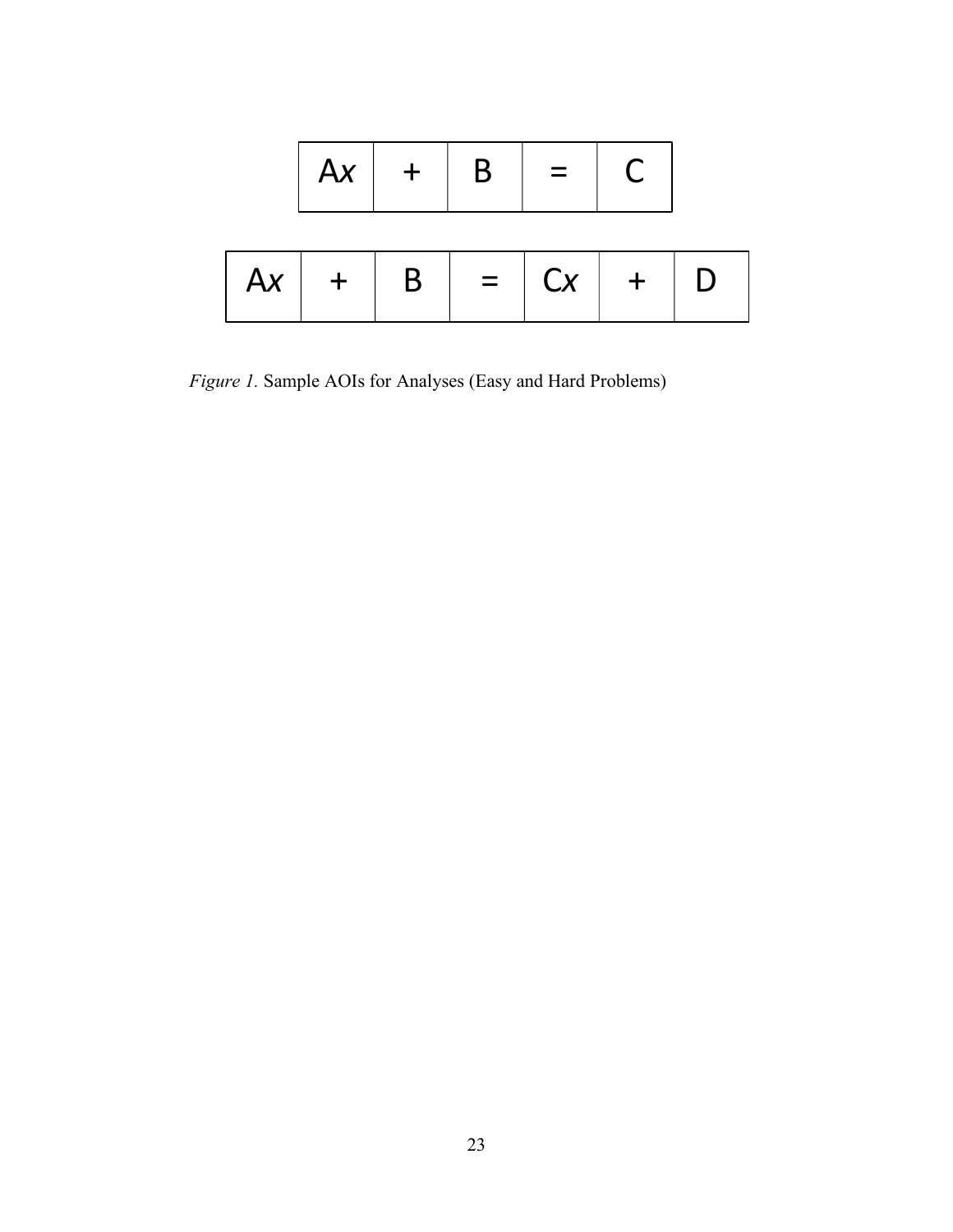| A$x$ | + | B | = | C |
|---|---|---|---|---|

| A$x$ | + | B | = | C$x$ | + | D |
|---|---|---|---|---|---|---|

*Figure 1.* Sample AOIs for Analyses (Easy and Hard Problems)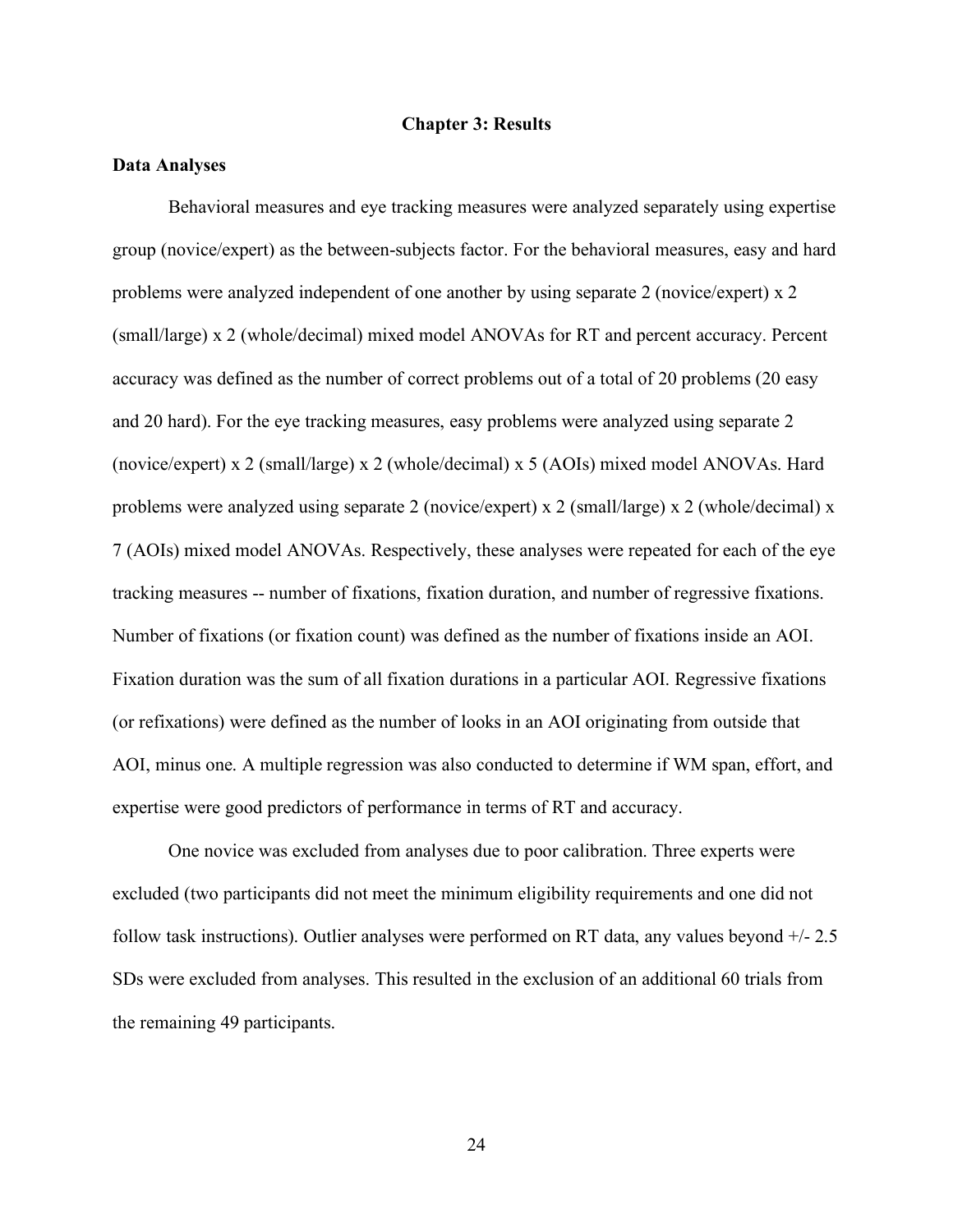# Chapter 3: Results

## Data Analyses

Behavioral measures and eye tracking measures were analyzed separately using expertise group (novice/expert) as the between-subjects factor. For the behavioral measures, easy and hard problems were analyzed independent of one another by using separate 2 (novice/expert) x 2 (small/large) x 2 (whole/decimal) mixed model ANOVAs for RT and percent accuracy. Percent accuracy was defined as the number of correct problems out of a total of 20 problems (20 easy and 20 hard). For the eye tracking measures, easy problems were analyzed using separate 2 (novice/expert) x 2 (small/large) x 2 (whole/decimal) x 5 (AOIs) mixed model ANOVAs. Hard problems were analyzed using separate 2 (novice/expert) x 2 (small/large) x 2 (whole/decimal) x 7 (AOIs) mixed model ANOVAs. Respectively, these analyses were repeated for each of the eye tracking measures -- number of fixations, fixation duration, and number of regressive fixations. Number of fixations (or fixation count) was defined as the number of fixations inside an AOI. Fixation duration was the sum of all fixation durations in a particular AOI. Regressive fixations (or refixations) were defined as the number of looks in an AOI originating from outside that AOI, minus one. A multiple regression was also conducted to determine if WM span, effort, and expertise were good predictors of performance in terms of RT and accuracy.

One novice was excluded from analyses due to poor calibration. Three experts were excluded (two participants did not meet the minimum eligibility requirements and one did not follow task instructions). Outlier analyses were performed on RT data, any values beyond +/- 2.5 SDs were excluded from analyses. This resulted in the exclusion of an additional 60 trials from the remaining 49 participants.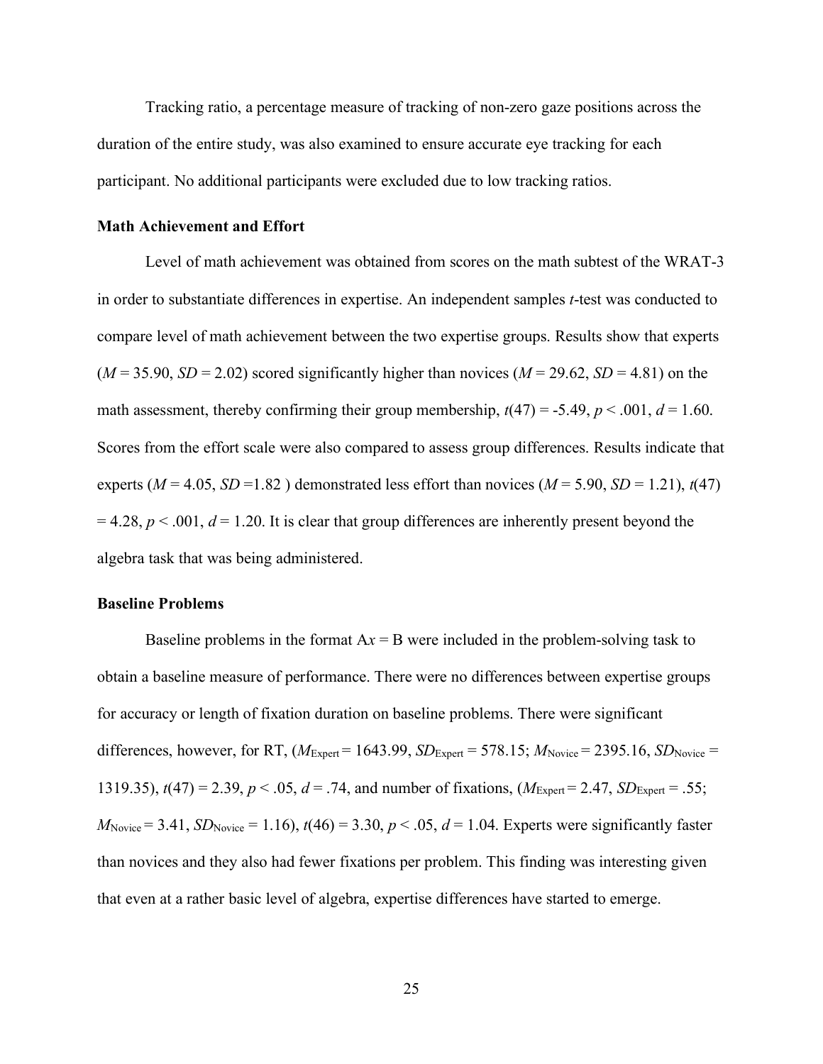Tracking ratio, a percentage measure of tracking of non-zero gaze positions across the duration of the entire study, was also examined to ensure accurate eye tracking for each participant. No additional participants were excluded due to low tracking ratios.

### Math Achievement and Effort

Level of math achievement was obtained from scores on the math subtest of the WRAT-3 in order to substantiate differences in expertise. An independent samples *t*-test was conducted to compare level of math achievement between the two expertise groups. Results show that experts ($M = 35.90$, $SD = 2.02$) scored significantly higher than novices ($M = 29.62$, $SD = 4.81$) on the math assessment, thereby confirming their group membership, $t(47) = -5.49$, $p < .001$, $d = 1.60$. Scores from the effort scale were also compared to assess group differences. Results indicate that experts ($M = 4.05$, $SD = 1.82$ ) demonstrated less effort than novices ($M = 5.90$, $SD = 1.21$), $t(47) = 4.28$, $p < .001$, $d = 1.20$. It is clear that group differences are inherently present beyond the algebra task that was being administered.

### Baseline Problems

Baseline problems in the format A$x$ = B were included in the problem-solving task to obtain a baseline measure of performance. There were no differences between expertise groups for accuracy or length of fixation duration on baseline problems. There were significant differences, however, for RT, ($M_{\text{Expert}} = 1643.99$, $SD_{\text{Expert}} = 578.15$; $M_{\text{Novice}} = 2395.16$, $SD_{\text{Novice}} = 1319.35$), $t(47) = 2.39$, $p < .05$, $d = .74$, and number of fixations, ($M_{\text{Expert}} = 2.47$, $SD_{\text{Expert}} = .55$; $M_{\text{Novice}} = 3.41$, $SD_{\text{Novice}} = 1.16$), $t(46) = 3.30$, $p < .05$, $d = 1.04$. Experts were significantly faster than novices and they also had fewer fixations per problem. This finding was interesting given that even at a rather basic level of algebra, expertise differences have started to emerge.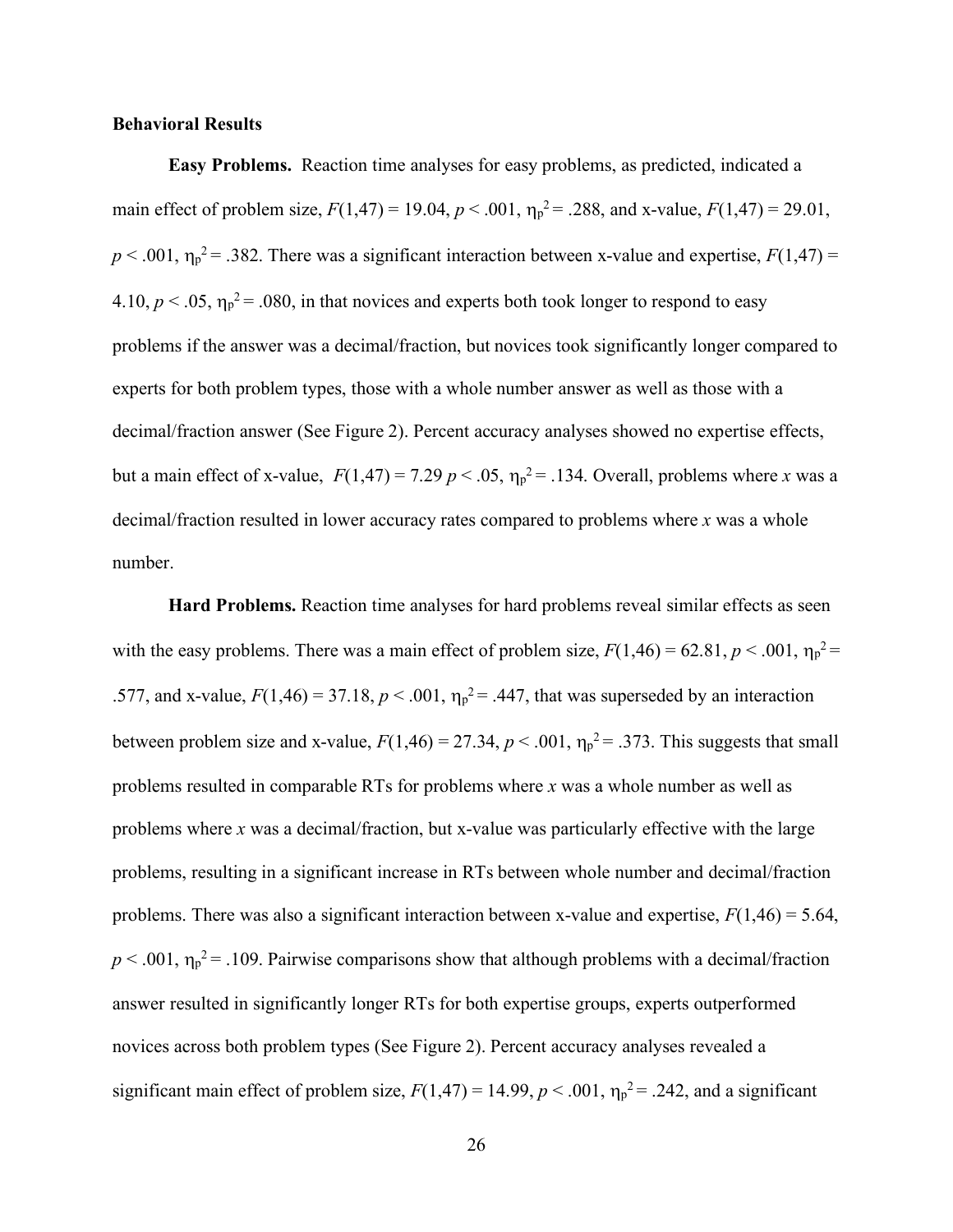**Behavioral Results**

**Easy Problems.** Reaction time analyses for easy problems, as predicted, indicated a main effect of problem size, $F(1,47) = 19.04$, $p < .001$, $\eta_p^2 = .288$, and x-value, $F(1,47) = 29.01$, $p < .001$, $\eta_p^2 = .382$. There was a significant interaction between x-value and expertise, $F(1,47) = 4.10$, $p < .05$, $\eta_p^2 = .080$, in that novices and experts both took longer to respond to easy problems if the answer was a decimal/fraction, but novices took significantly longer compared to experts for both problem types, those with a whole number answer as well as those with a decimal/fraction answer (See Figure 2). Percent accuracy analyses showed no expertise effects, but a main effect of x-value, $F(1,47) = 7.29$ $p < .05$, $\eta_p^2 = .134$. Overall, problems where *x* was a decimal/fraction resulted in lower accuracy rates compared to problems where *x* was a whole number.

**Hard Problems.** Reaction time analyses for hard problems reveal similar effects as seen with the easy problems. There was a main effect of problem size, $F(1,46) = 62.81$, $p < .001$, $\eta_p^2 = .577$, and x-value, $F(1,46) = 37.18$, $p < .001$, $\eta_p^2 = .447$, that was superseded by an interaction between problem size and x-value, $F(1,46) = 27.34$, $p < .001$, $\eta_p^2 = .373$. This suggests that small problems resulted in comparable RTs for problems where *x* was a whole number as well as problems where *x* was a decimal/fraction, but x-value was particularly effective with the large problems, resulting in a significant increase in RTs between whole number and decimal/fraction problems. There was also a significant interaction between x-value and expertise, $F(1,46) = 5.64$, $p < .001$, $\eta_p^2 = .109$. Pairwise comparisons show that although problems with a decimal/fraction answer resulted in significantly longer RTs for both expertise groups, experts outperformed novices across both problem types (See Figure 2). Percent accuracy analyses revealed a significant main effect of problem size, $F(1,47) = 14.99$, $p < .001$, $\eta_p^2 = .242$, and a significant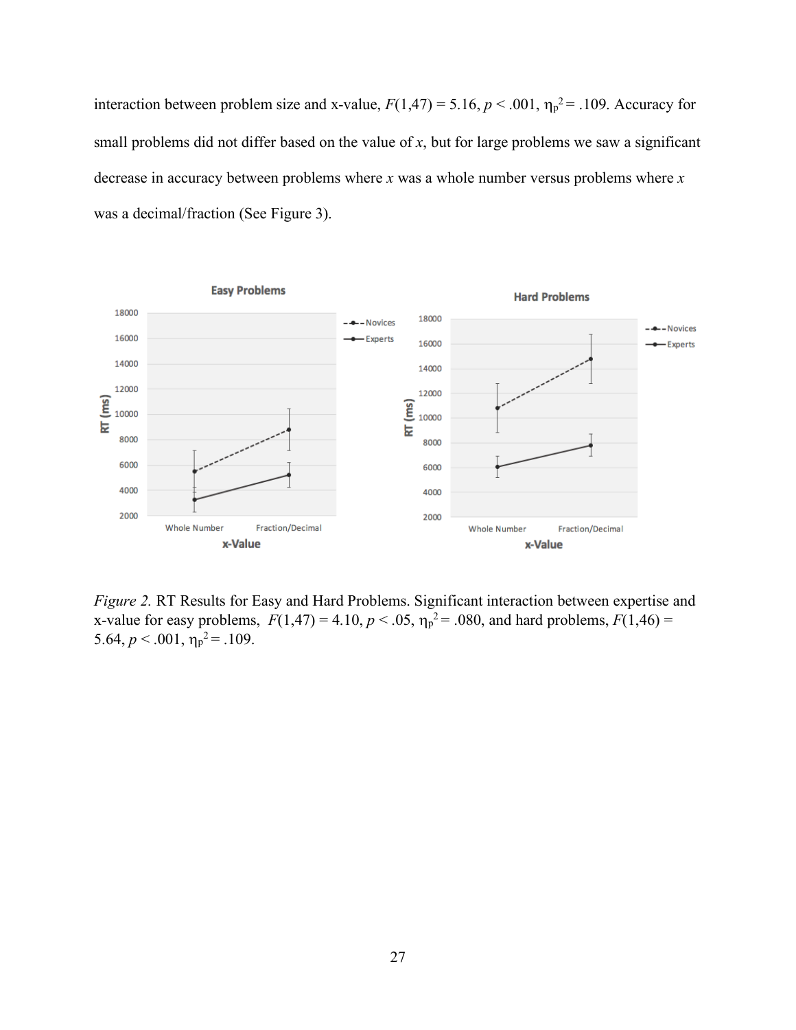interaction between problem size and x-value, $F(1,47) = 5.16$, $p < .001$, $\eta_p^2 = .109$. Accuracy for small problems did not differ based on the value of $x$, but for large problems we saw a significant decrease in accuracy between problems where $x$ was a whole number versus problems where $x$ was a decimal/fraction (See Figure 3).

*Figure 2.* RT Results for Easy and Hard Problems. Significant interaction between expertise and x-value for easy problems, $F(1,47) = 4.10$, $p < .05$, $\eta_p^2 = .080$, and hard problems, $F(1,46) = 5.64$, $p < .001$, $\eta_p^2 = .109$.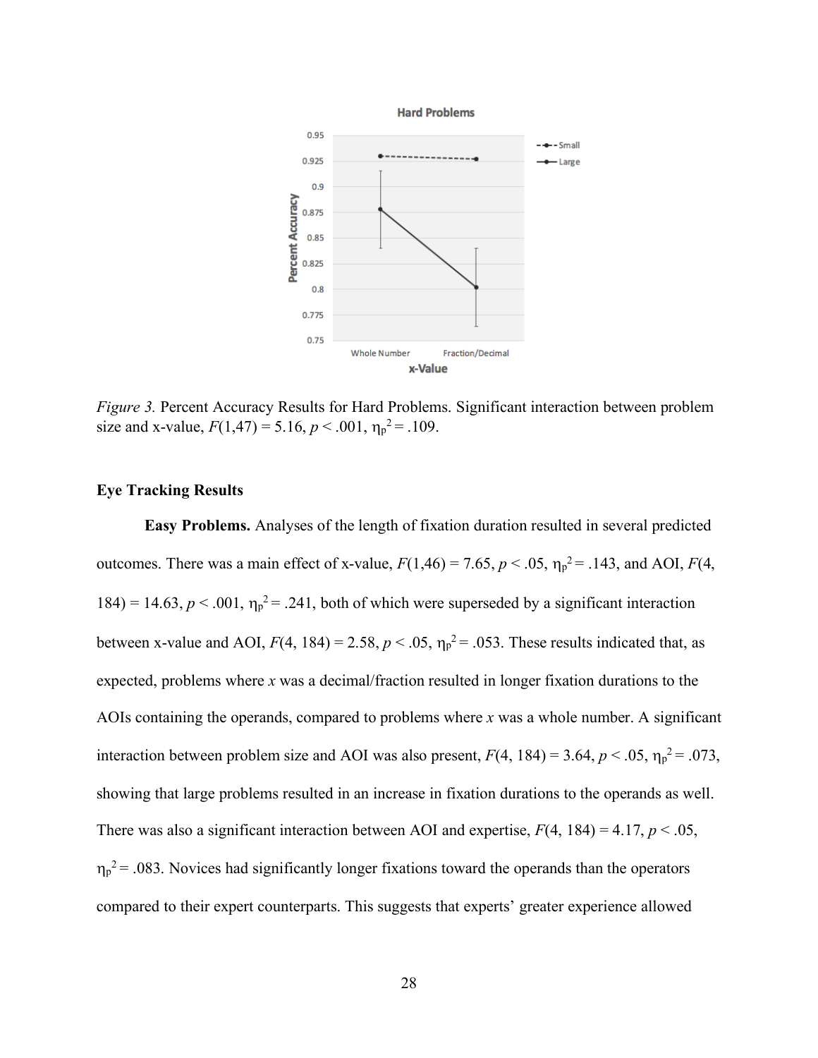*Figure 3.* Percent Accuracy Results for Hard Problems. Significant interaction between problem size and x-value, $F(1,47) = 5.16$, $p < .001$, $\eta_p^2 = .109$.

### Eye Tracking Results

**Easy Problems.** Analyses of the length of fixation duration resulted in several predicted outcomes. There was a main effect of x-value, $F(1,46) = 7.65$, $p < .05$, $\eta_p^2 = .143$, and AOI, $F(4, 184) = 14.63$, $p < .001$, $\eta_p^2 = .241$, both of which were superseded by a significant interaction between x-value and AOI, $F(4, 184) = 2.58$, $p < .05$, $\eta_p^2 = .053$. These results indicated that, as expected, problems where *x* was a decimal/fraction resulted in longer fixation durations to the AOIs containing the operands, compared to problems where *x* was a whole number. A significant interaction between problem size and AOI was also present, $F(4, 184) = 3.64$, $p < .05$, $\eta_p^2 = .073$, showing that large problems resulted in an increase in fixation durations to the operands as well. There was also a significant interaction between AOI and expertise, $F(4, 184) = 4.17$, $p < .05$, $\eta_p^2 = .083$. Novices had significantly longer fixations toward the operands than the operators compared to their expert counterparts. This suggests that experts' greater experience allowed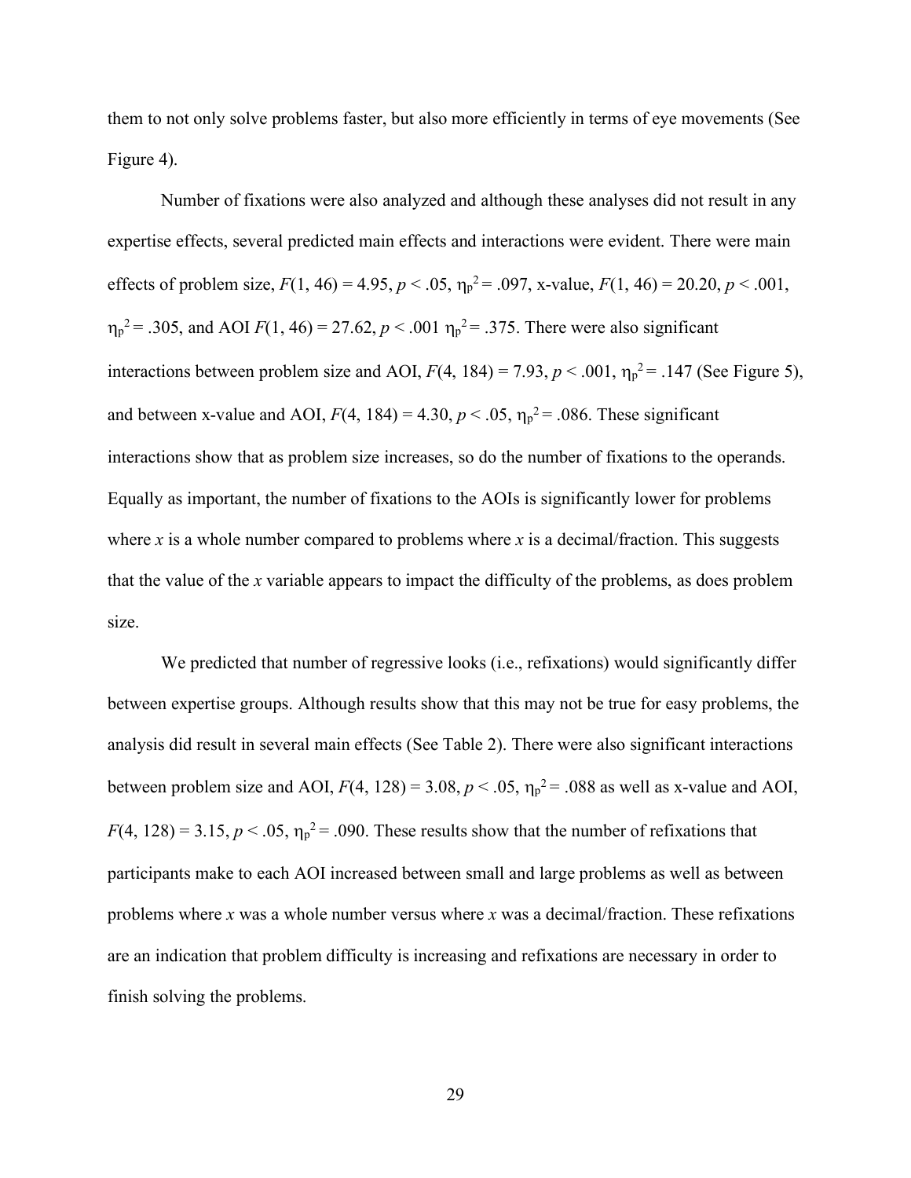them to not only solve problems faster, but also more efficiently in terms of eye movements (See Figure 4).

Number of fixations were also analyzed and although these analyses did not result in any expertise effects, several predicted main effects and interactions were evident. There were main effects of problem size, $F(1, 46) = 4.95$, $p < .05$, $\eta_p^2 = .097$, x-value, $F(1, 46) = 20.20$, $p < .001$, $\eta_p^2 = .305$, and AOI $F(1, 46) = 27.62$, $p < .001$ $\eta_p^2 = .375$. There were also significant interactions between problem size and AOI, $F(4, 184) = 7.93$, $p < .001$, $\eta_p^2 = .147$ (See Figure 5), and between x-value and AOI, $F(4, 184) = 4.30$, $p < .05$, $\eta_p^2 = .086$. These significant interactions show that as problem size increases, so do the number of fixations to the operands. Equally as important, the number of fixations to the AOIs is significantly lower for problems where $x$ is a whole number compared to problems where $x$ is a decimal/fraction. This suggests that the value of the $x$ variable appears to impact the difficulty of the problems, as does problem size.

We predicted that number of regressive looks (i.e., refixations) would significantly differ between expertise groups. Although results show that this may not be true for easy problems, the analysis did result in several main effects (See Table 2). There were also significant interactions between problem size and AOI, $F(4, 128) = 3.08$, $p < .05$, $\eta_p^2 = .088$ as well as x-value and AOI, $F(4, 128) = 3.15$, $p < .05$, $\eta_p^2 = .090$. These results show that the number of refixations that participants make to each AOI increased between small and large problems as well as between problems where $x$ was a whole number versus where $x$ was a decimal/fraction. These refixations are an indication that problem difficulty is increasing and refixations are necessary in order to finish solving the problems.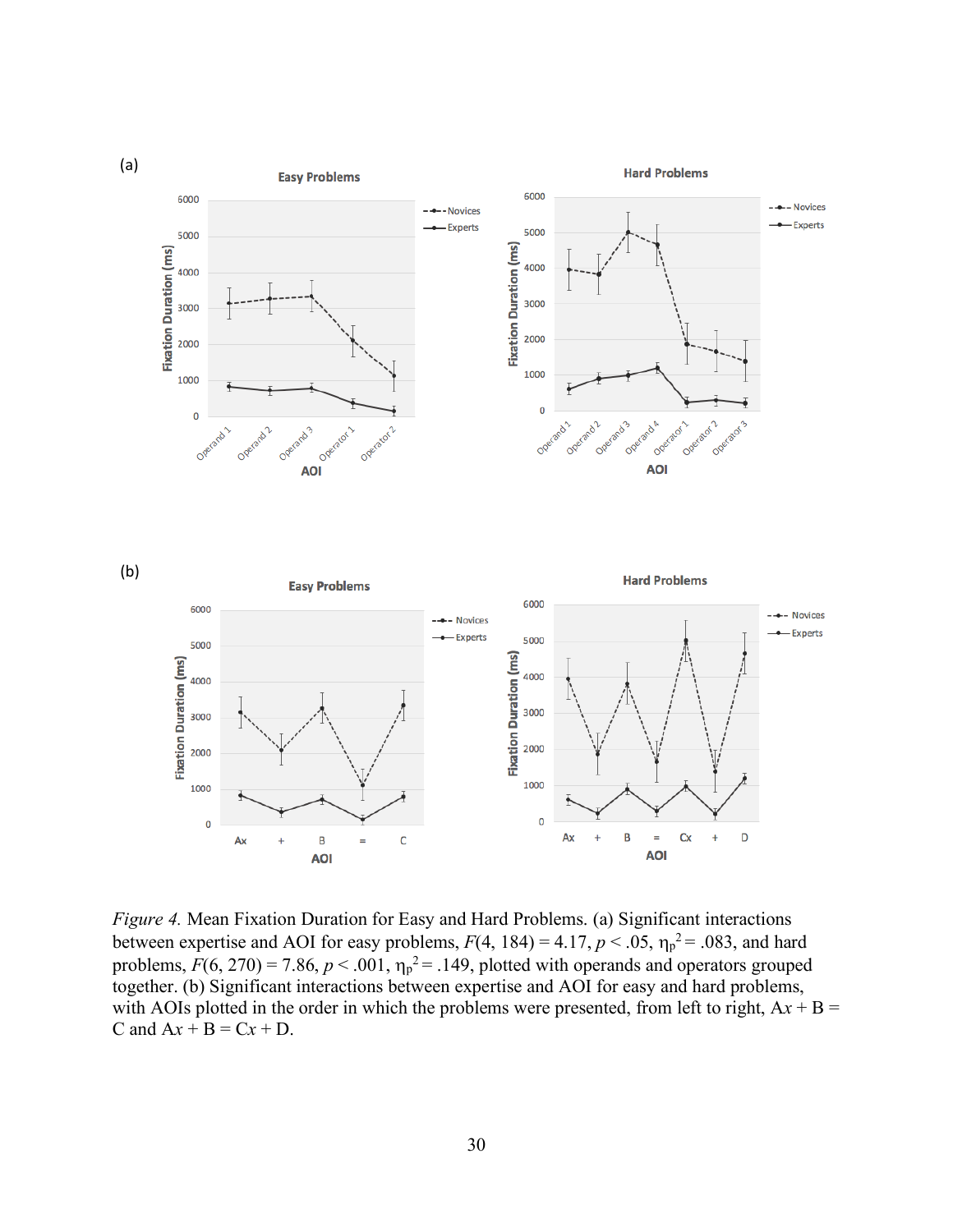(a)

Easy Problems

Hard Problems

(b)

Easy Problems

Hard Problems

*Figure 4.* Mean Fixation Duration for Easy and Hard Problems. (a) Significant interactions between expertise and AOI for easy problems, $F(4, 184) = 4.17$, $p < .05$, $\eta_p^2 = .083$, and hard problems, $F(6, 270) = 7.86$, $p < .001$, $\eta_p^2 = .149$, plotted with operands and operators grouped together. (b) Significant interactions between expertise and AOI for easy and hard problems, with AOIs plotted in the order in which the problems were presented, from left to right, $Ax + B = C$ and $Ax + B = Cx + D$.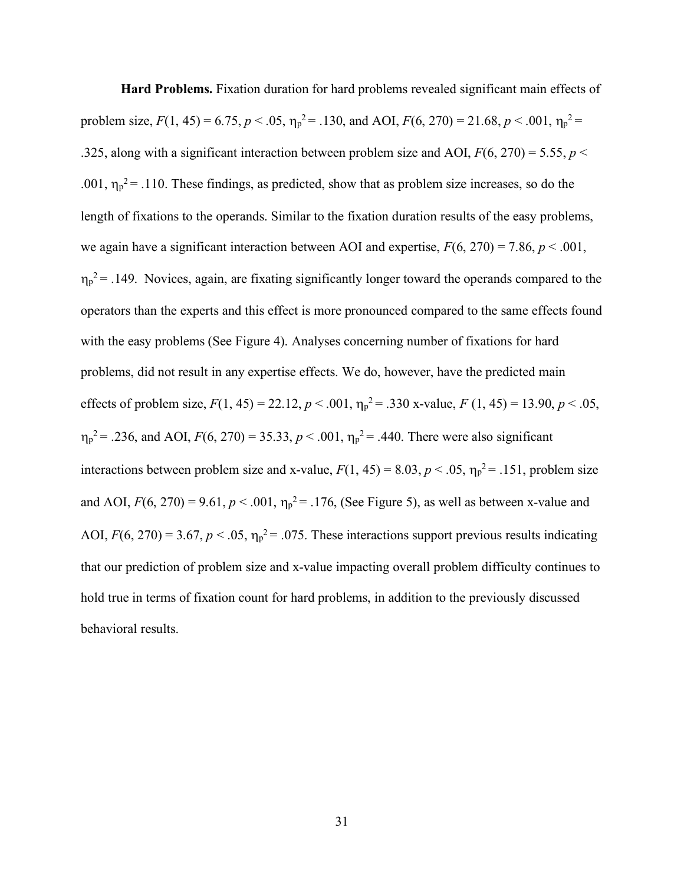**Hard Problems.** Fixation duration for hard problems revealed significant main effects of problem size, $F(1, 45) = 6.75$, $p < .05$, $\eta_p^2 = .130$, and AOI, $F(6, 270) = 21.68$, $p < .001$, $\eta_p^2 = .325$, along with a significant interaction between problem size and AOI, $F(6, 270) = 5.55$, $p < .001$, $\eta_p^2 = .110$. These findings, as predicted, show that as problem size increases, so do the length of fixations to the operands. Similar to the fixation duration results of the easy problems, we again have a significant interaction between AOI and expertise, $F(6, 270) = 7.86$, $p < .001$, $\eta_p^2 = .149$. Novices, again, are fixating significantly longer toward the operands compared to the operators than the experts and this effect is more pronounced compared to the same effects found with the easy problems (See Figure 4). Analyses concerning number of fixations for hard problems, did not result in any expertise effects. We do, however, have the predicted main effects of problem size, $F(1, 45) = 22.12$, $p < .001$, $\eta_p^2 = .330$ x-value, $F(1, 45) = 13.90$, $p < .05$, $\eta_p^2 = .236$, and AOI, $F(6, 270) = 35.33$, $p < .001$, $\eta_p^2 = .440$. There were also significant interactions between problem size and x-value, $F(1, 45) = 8.03$, $p < .05$, $\eta_p^2 = .151$, problem size and AOI, $F(6, 270) = 9.61$, $p < .001$, $\eta_p^2 = .176$, (See Figure 5), as well as between x-value and AOI, $F(6, 270) = 3.67$, $p < .05$, $\eta_p^2 = .075$. These interactions support previous results indicating that our prediction of problem size and x-value impacting overall problem difficulty continues to hold true in terms of fixation count for hard problems, in addition to the previously discussed behavioral results.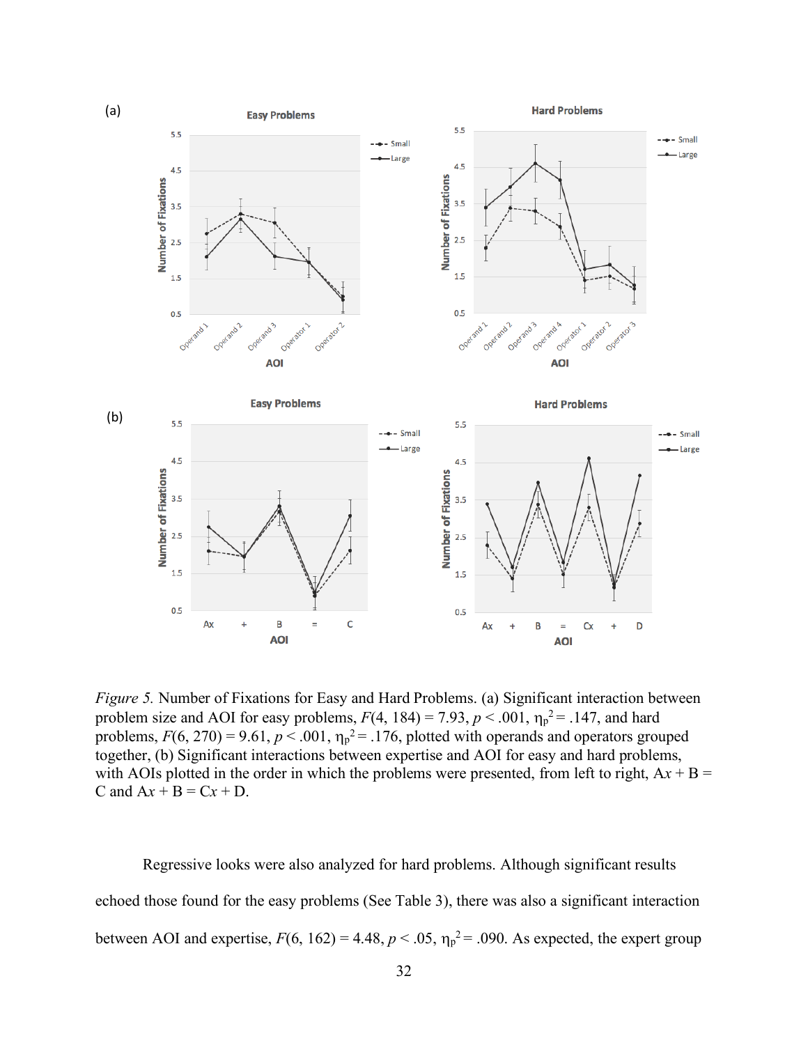*Figure 5.* Number of Fixations for Easy and Hard Problems. (a) Significant interaction between problem size and AOI for easy problems, $F(4, 184) = 7.93$, $p < .001$, $\eta_p^2 = .147$, and hard problems, $F(6, 270) = 9.61$, $p < .001$, $\eta_p^2 = .176$, plotted with operands and operators grouped together, (b) Significant interactions between expertise and AOI for easy and hard problems, with AOIs plotted in the order in which the problems were presented, from left to right, A*x* + B = C and A*x* + B = C*x* + D.

Regressive looks were also analyzed for hard problems. Although significant results echoed those found for the easy problems (See Table 3), there was also a significant interaction between AOI and expertise, $F(6, 162) = 4.48$, $p < .05$, $\eta_p^2 = .090$. As expected, the expert group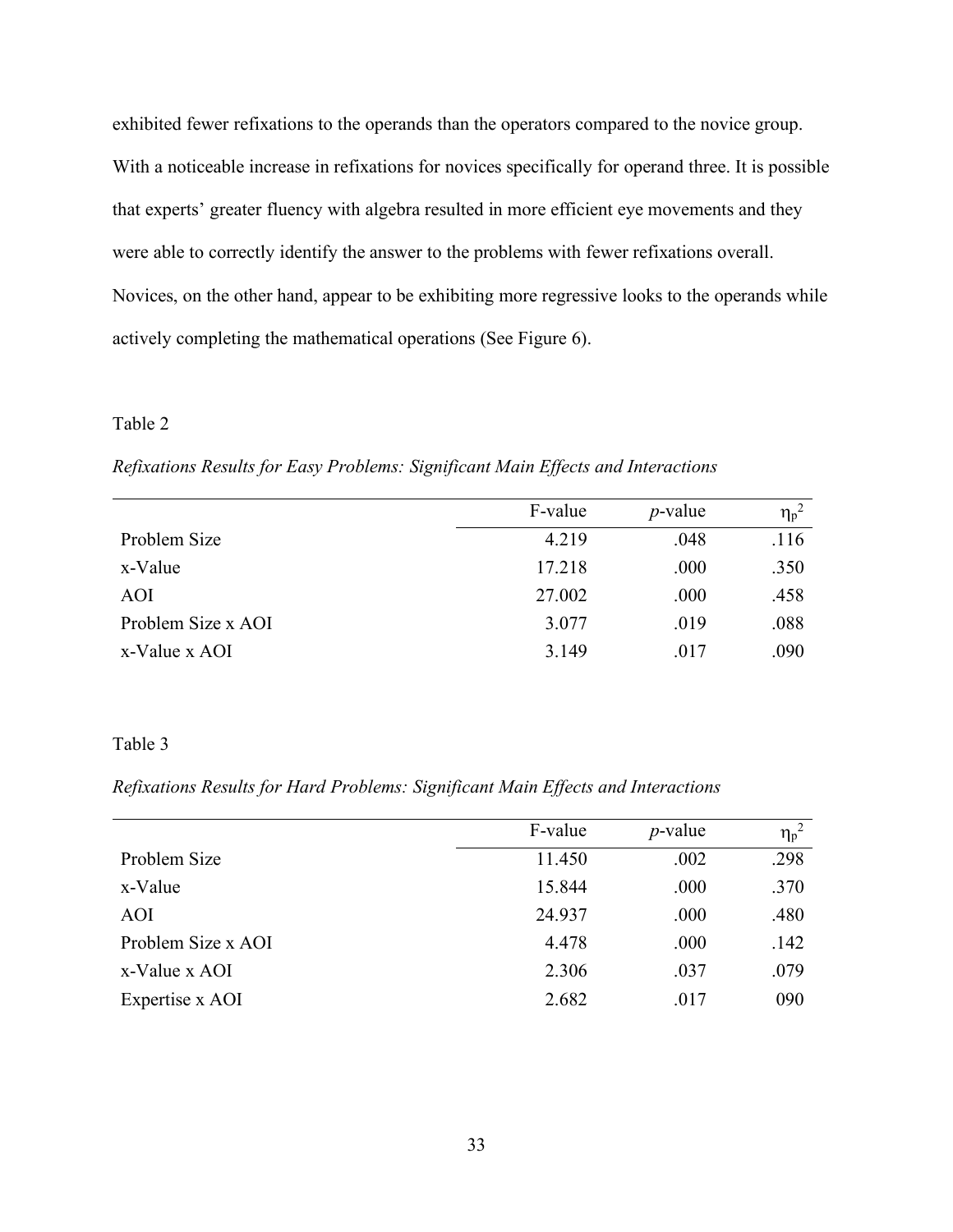exhibited fewer refixations to the operands than the operators compared to the novice group. With a noticeable increase in refixations for novices specifically for operand three. It is possible that experts' greater fluency with algebra resulted in more efficient eye movements and they were able to correctly identify the answer to the problems with fewer refixations overall. Novices, on the other hand, appear to be exhibiting more regressive looks to the operands while actively completing the mathematical operations (See Figure 6).

Table 2

*Refixations Results for Easy Problems: Significant Main Effects and Interactions*

| | F-value | *p*-value | $\eta_p^2$ |
|---|---|---|---|
| Problem Size | 4.219 | .048 | .116 |
| x-Value | 17.218 | .000 | .350 |
| AOI | 27.002 | .000 | .458 |
| Problem Size x AOI | 3.077 | .019 | .088 |
| x-Value x AOI | 3.149 | .017 | .090 |

Table 3

*Refixations Results for Hard Problems: Significant Main Effects and Interactions*

| | F-value | *p*-value | $\eta_p^2$ |
|---|---|---|---|
| Problem Size | 11.450 | .002 | .298 |
| x-Value | 15.844 | .000 | .370 |
| AOI | 24.937 | .000 | .480 |
| Problem Size x AOI | 4.478 | .000 | .142 |
| x-Value x AOI | 2.306 | .037 | .079 |
| Expertise x AOI | 2.682 | .017 | 090 |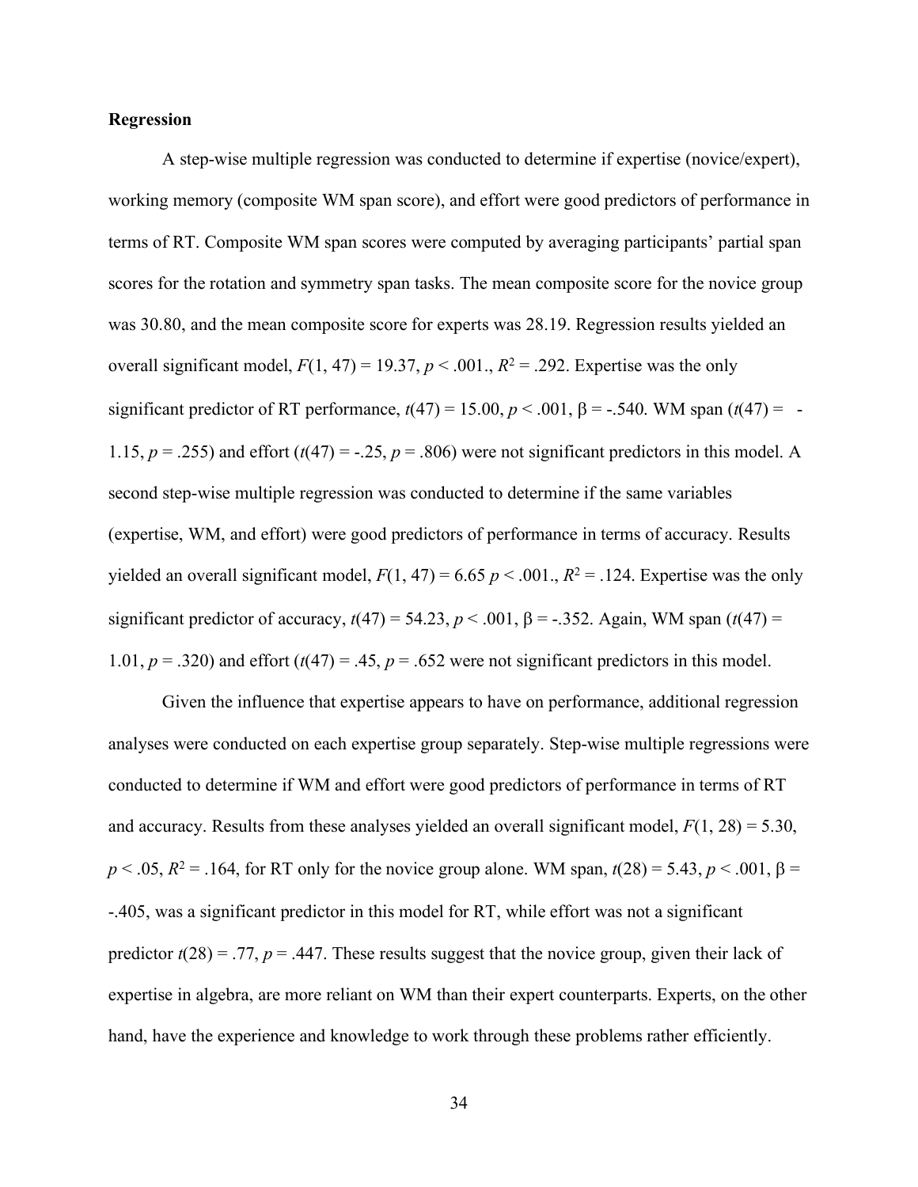**Regression**

A step-wise multiple regression was conducted to determine if expertise (novice/expert), working memory (composite WM span score), and effort were good predictors of performance in terms of RT. Composite WM span scores were computed by averaging participants' partial span scores for the rotation and symmetry span tasks. The mean composite score for the novice group was 30.80, and the mean composite score for experts was 28.19. Regression results yielded an overall significant model, $F(1, 47) = 19.37$, $p < .001$., $R^2 = .292$. Expertise was the only significant predictor of RT performance, $t(47) = 15.00$, $p < .001$, $\beta = -.540$. WM span ($t(47) = -1.15$, $p = .255$) and effort ($t(47) = -.25$, $p = .806$) were not significant predictors in this model. A second step-wise multiple regression was conducted to determine if the same variables (expertise, WM, and effort) were good predictors of performance in terms of accuracy. Results yielded an overall significant model, $F(1, 47) = 6.65$ $p < .001$., $R^2 = .124$. Expertise was the only significant predictor of accuracy, $t(47) = 54.23$, $p < .001$, $\beta = -.352$. Again, WM span ($t(47) = 1.01$, $p = .320$) and effort ($t(47) = .45$, $p = .652$ were not significant predictors in this model.

Given the influence that expertise appears to have on performance, additional regression analyses were conducted on each expertise group separately. Step-wise multiple regressions were conducted to determine if WM and effort were good predictors of performance in terms of RT and accuracy. Results from these analyses yielded an overall significant model, $F(1, 28) = 5.30$, $p < .05$, $R^2 = .164$, for RT only for the novice group alone. WM span, $t(28) = 5.43$, $p < .001$, $\beta = -.405$, was a significant predictor in this model for RT, while effort was not a significant predictor $t(28) = .77$, $p = .447$. These results suggest that the novice group, given their lack of expertise in algebra, are more reliant on WM than their expert counterparts. Experts, on the other hand, have the experience and knowledge to work through these problems rather efficiently.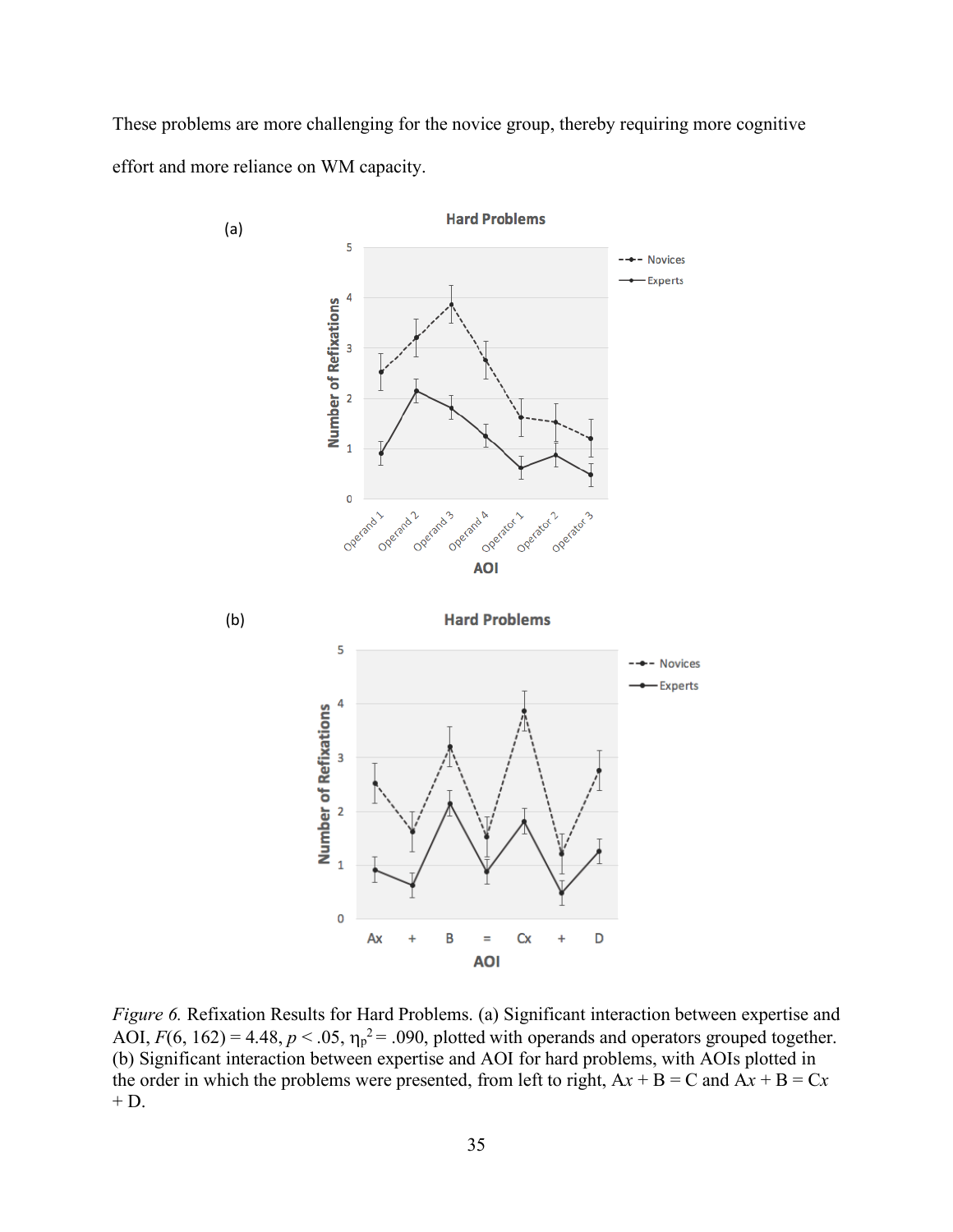These problems are more challenging for the novice group, thereby requiring more cognitive effort and more reliance on WM capacity.

*Figure 6.* Refixation Results for Hard Problems. (a) Significant interaction between expertise and AOI, $F(6, 162) = 4.48$, $p < .05$, $\eta_p^2 = .090$, plotted with operands and operators grouped together. (b) Significant interaction between expertise and AOI for hard problems, with AOIs plotted in the order in which the problems were presented, from left to right, A*x* + B = C and A*x* + B = C*x* + D.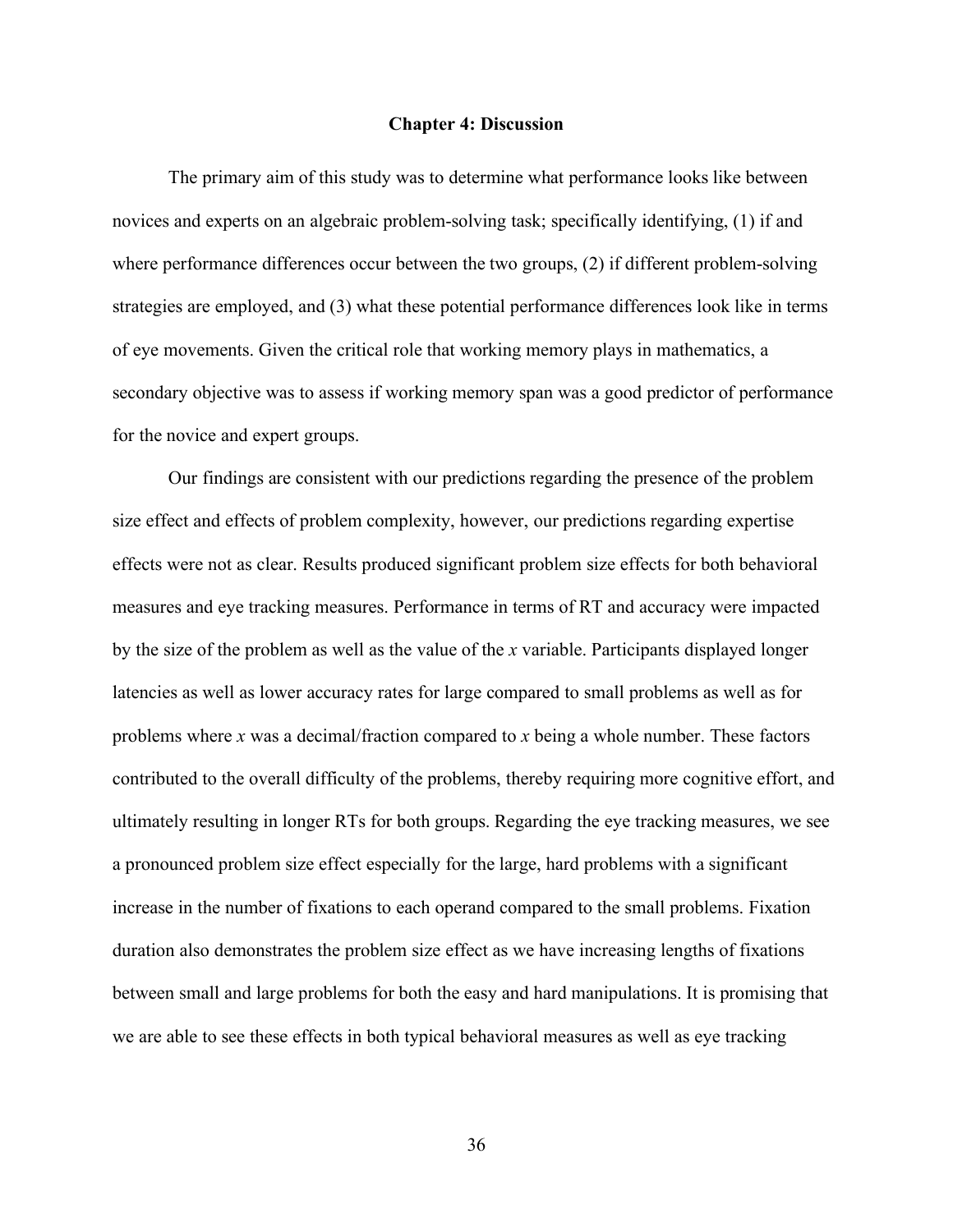# Chapter 4: Discussion

The primary aim of this study was to determine what performance looks like between novices and experts on an algebraic problem-solving task; specifically identifying, (1) if and where performance differences occur between the two groups, (2) if different problem-solving strategies are employed, and (3) what these potential performance differences look like in terms of eye movements. Given the critical role that working memory plays in mathematics, a secondary objective was to assess if working memory span was a good predictor of performance for the novice and expert groups.

Our findings are consistent with our predictions regarding the presence of the problem size effect and effects of problem complexity, however, our predictions regarding expertise effects were not as clear. Results produced significant problem size effects for both behavioral measures and eye tracking measures. Performance in terms of RT and accuracy were impacted by the size of the problem as well as the value of the *x* variable. Participants displayed longer latencies as well as lower accuracy rates for large compared to small problems as well as for problems where *x* was a decimal/fraction compared to *x* being a whole number. These factors contributed to the overall difficulty of the problems, thereby requiring more cognitive effort, and ultimately resulting in longer RTs for both groups. Regarding the eye tracking measures, we see a pronounced problem size effect especially for the large, hard problems with a significant increase in the number of fixations to each operand compared to the small problems. Fixation duration also demonstrates the problem size effect as we have increasing lengths of fixations between small and large problems for both the easy and hard manipulations. It is promising that we are able to see these effects in both typical behavioral measures as well as eye tracking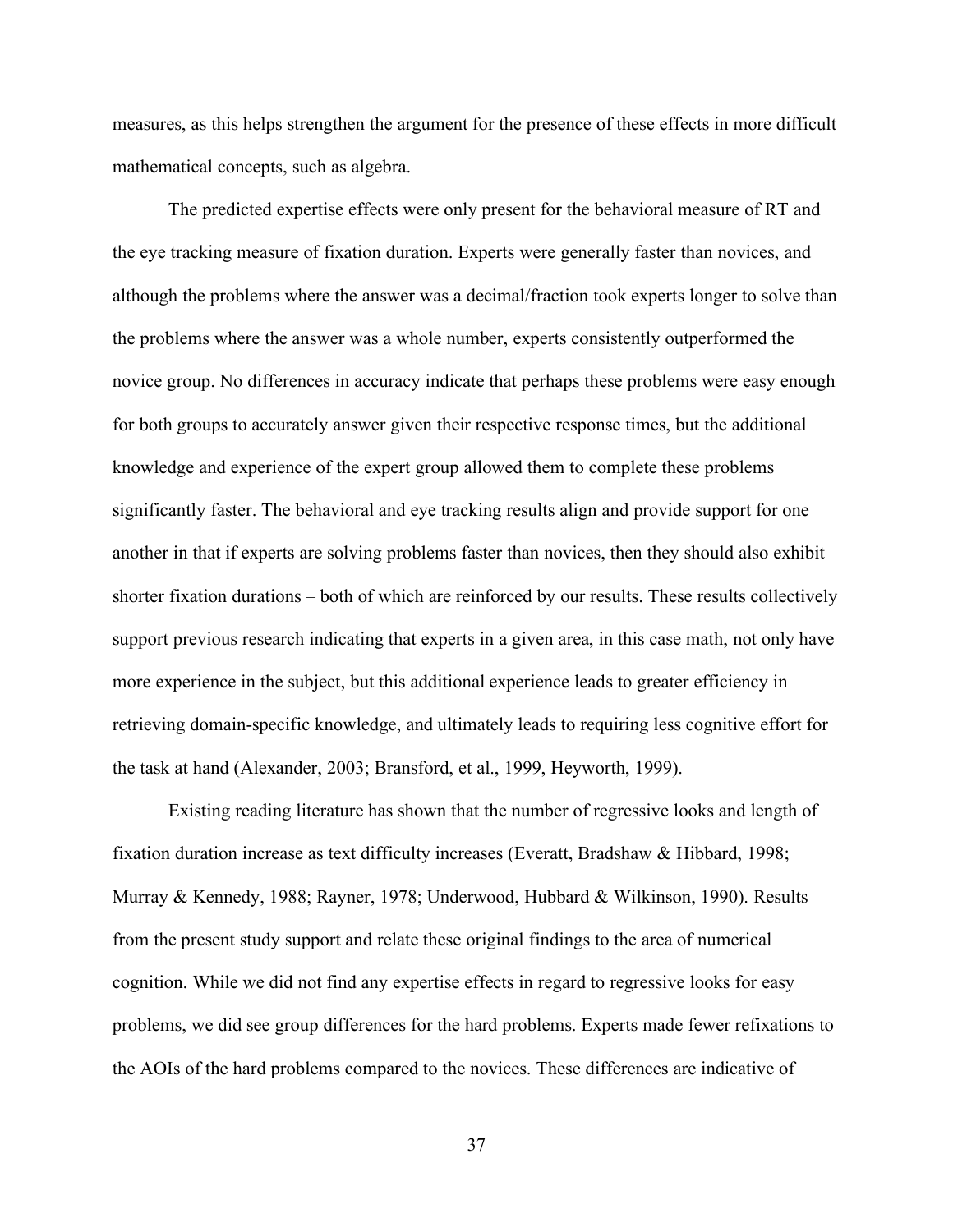measures, as this helps strengthen the argument for the presence of these effects in more difficult mathematical concepts, such as algebra.

The predicted expertise effects were only present for the behavioral measure of RT and the eye tracking measure of fixation duration. Experts were generally faster than novices, and although the problems where the answer was a decimal/fraction took experts longer to solve than the problems where the answer was a whole number, experts consistently outperformed the novice group. No differences in accuracy indicate that perhaps these problems were easy enough for both groups to accurately answer given their respective response times, but the additional knowledge and experience of the expert group allowed them to complete these problems significantly faster. The behavioral and eye tracking results align and provide support for one another in that if experts are solving problems faster than novices, then they should also exhibit shorter fixation durations – both of which are reinforced by our results. These results collectively support previous research indicating that experts in a given area, in this case math, not only have more experience in the subject, but this additional experience leads to greater efficiency in retrieving domain-specific knowledge, and ultimately leads to requiring less cognitive effort for the task at hand (Alexander, 2003; Bransford, et al., 1999, Heyworth, 1999).

Existing reading literature has shown that the number of regressive looks and length of fixation duration increase as text difficulty increases (Everatt, Bradshaw & Hibbard, 1998; Murray & Kennedy, 1988; Rayner, 1978; Underwood, Hubbard & Wilkinson, 1990). Results from the present study support and relate these original findings to the area of numerical cognition. While we did not find any expertise effects in regard to regressive looks for easy problems, we did see group differences for the hard problems. Experts made fewer refixations to the AOIs of the hard problems compared to the novices. These differences are indicative of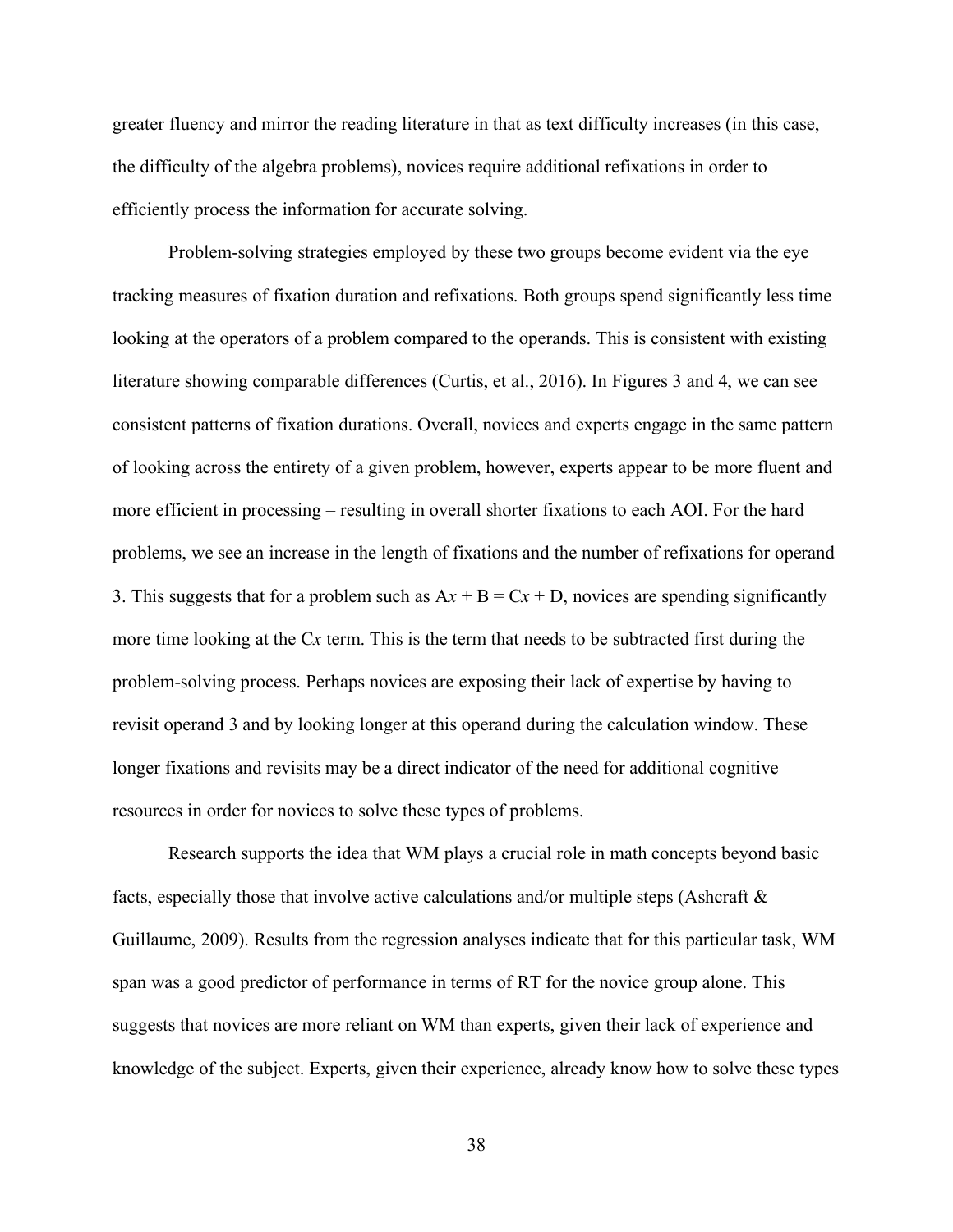greater fluency and mirror the reading literature in that as text difficulty increases (in this case, the difficulty of the algebra problems), novices require additional refixations in order to efficiently process the information for accurate solving.

Problem-solving strategies employed by these two groups become evident via the eye tracking measures of fixation duration and refixations. Both groups spend significantly less time looking at the operators of a problem compared to the operands. This is consistent with existing literature showing comparable differences (Curtis, et al., 2016). In Figures 3 and 4, we can see consistent patterns of fixation durations. Overall, novices and experts engage in the same pattern of looking across the entirety of a given problem, however, experts appear to be more fluent and more efficient in processing – resulting in overall shorter fixations to each AOI. For the hard problems, we see an increase in the length of fixations and the number of refixations for operand 3. This suggests that for a problem such as $Ax + B = Cx + D$, novices are spending significantly more time looking at the $Cx$ term. This is the term that needs to be subtracted first during the problem-solving process. Perhaps novices are exposing their lack of expertise by having to revisit operand 3 and by looking longer at this operand during the calculation window. These longer fixations and revisits may be a direct indicator of the need for additional cognitive resources in order for novices to solve these types of problems.

Research supports the idea that WM plays a crucial role in math concepts beyond basic facts, especially those that involve active calculations and/or multiple steps (Ashcraft & Guillaume, 2009). Results from the regression analyses indicate that for this particular task, WM span was a good predictor of performance in terms of RT for the novice group alone. This suggests that novices are more reliant on WM than experts, given their lack of experience and knowledge of the subject. Experts, given their experience, already know how to solve these types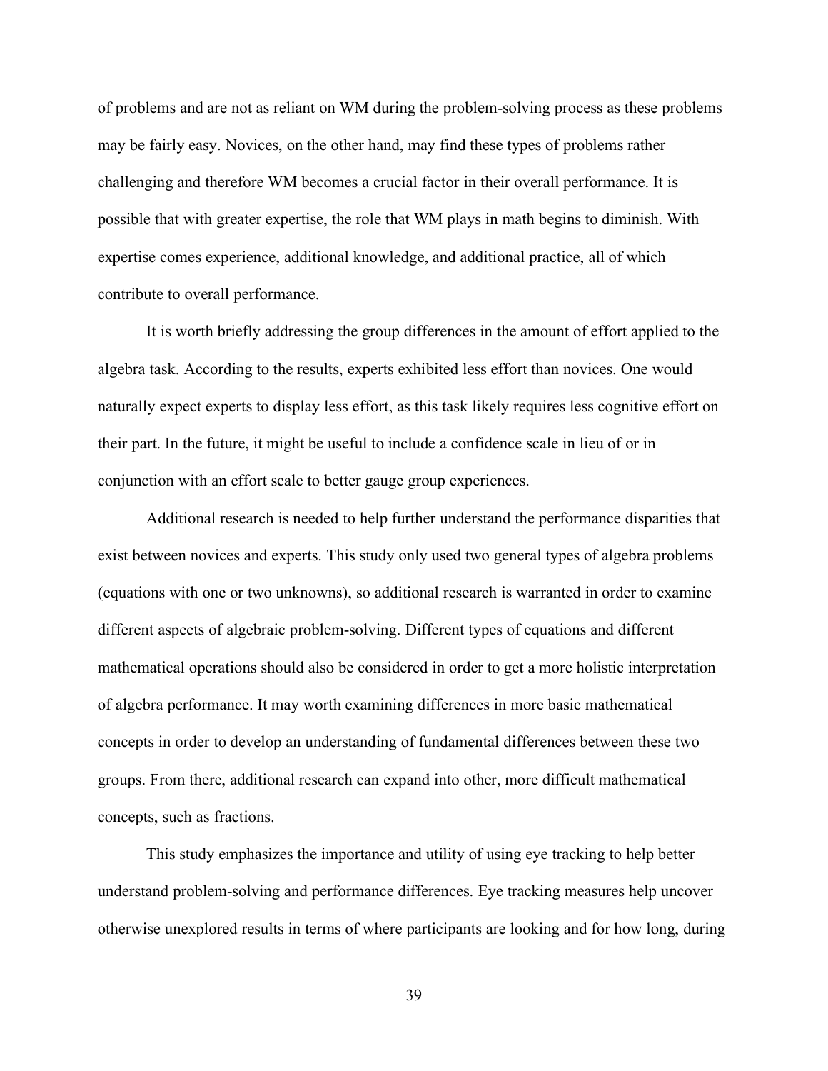of problems and are not as reliant on WM during the problem-solving process as these problems may be fairly easy. Novices, on the other hand, may find these types of problems rather challenging and therefore WM becomes a crucial factor in their overall performance. It is possible that with greater expertise, the role that WM plays in math begins to diminish. With expertise comes experience, additional knowledge, and additional practice, all of which contribute to overall performance.

It is worth briefly addressing the group differences in the amount of effort applied to the algebra task. According to the results, experts exhibited less effort than novices. One would naturally expect experts to display less effort, as this task likely requires less cognitive effort on their part. In the future, it might be useful to include a confidence scale in lieu of or in conjunction with an effort scale to better gauge group experiences.

Additional research is needed to help further understand the performance disparities that exist between novices and experts. This study only used two general types of algebra problems (equations with one or two unknowns), so additional research is warranted in order to examine different aspects of algebraic problem-solving. Different types of equations and different mathematical operations should also be considered in order to get a more holistic interpretation of algebra performance. It may worth examining differences in more basic mathematical concepts in order to develop an understanding of fundamental differences between these two groups. From there, additional research can expand into other, more difficult mathematical concepts, such as fractions.

This study emphasizes the importance and utility of using eye tracking to help better understand problem-solving and performance differences. Eye tracking measures help uncover otherwise unexplored results in terms of where participants are looking and for how long, during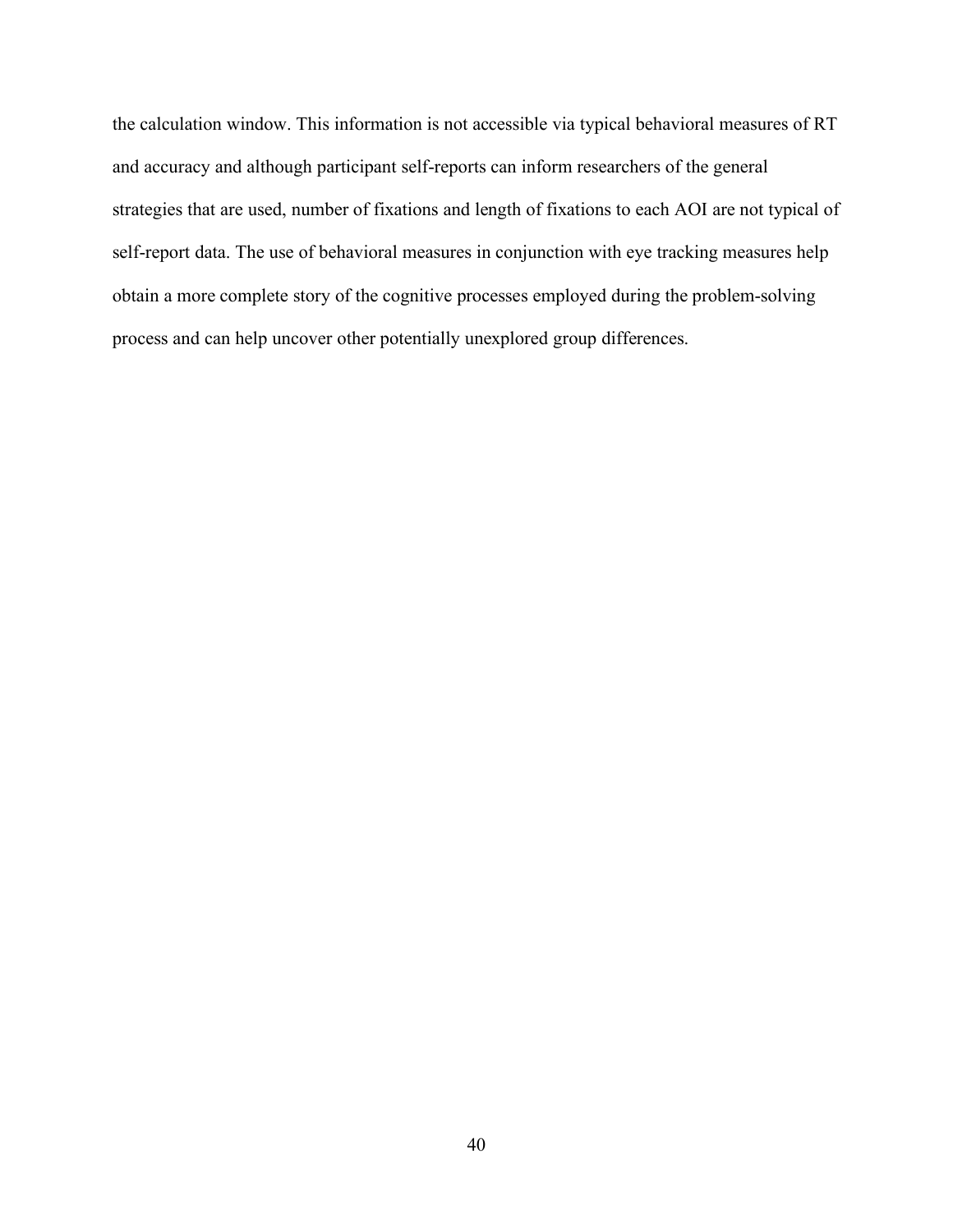the calculation window. This information is not accessible via typical behavioral measures of RT and accuracy and although participant self-reports can inform researchers of the general strategies that are used, number of fixations and length of fixations to each AOI are not typical of self-report data. The use of behavioral measures in conjunction with eye tracking measures help obtain a more complete story of the cognitive processes employed during the problem-solving process and can help uncover other potentially unexplored group differences.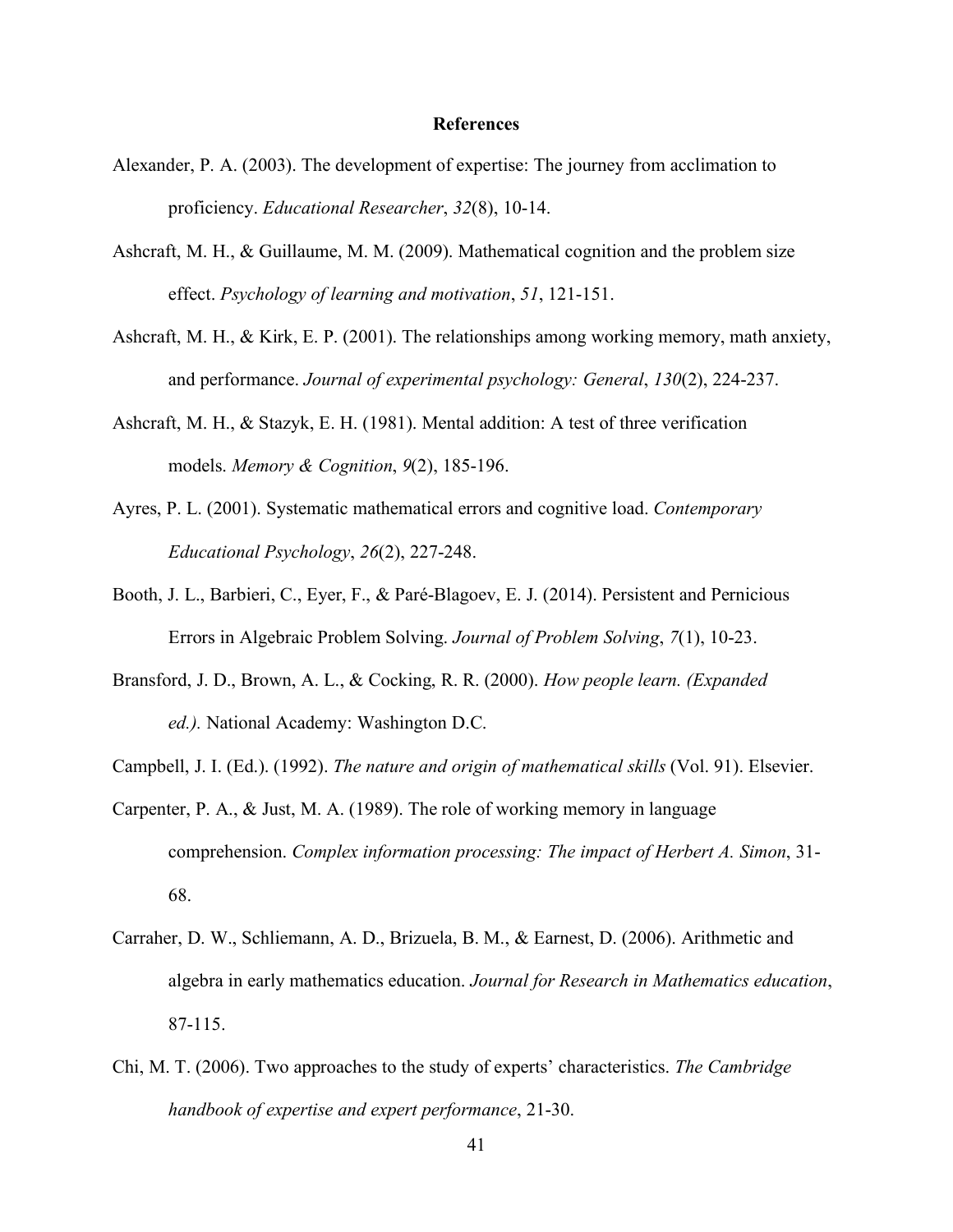## References

Alexander, P. A. (2003). The development of expertise: The journey from acclimation to proficiency. *Educational Researcher*, *32*(8), 10-14.

Ashcraft, M. H., & Guillaume, M. M. (2009). Mathematical cognition and the problem size effect. *Psychology of learning and motivation*, *51*, 121-151.

Ashcraft, M. H., & Kirk, E. P. (2001). The relationships among working memory, math anxiety, and performance. *Journal of experimental psychology: General*, *130*(2), 224-237.

Ashcraft, M. H., & Stazyk, E. H. (1981). Mental addition: A test of three verification models. *Memory & Cognition*, *9*(2), 185-196.

Ayres, P. L. (2001). Systematic mathematical errors and cognitive load. *Contemporary Educational Psychology*, *26*(2), 227-248.

Booth, J. L., Barbieri, C., Eyer, F., & Paré-Blagoev, E. J. (2014). Persistent and Pernicious Errors in Algebraic Problem Solving. *Journal of Problem Solving*, *7*(1), 10-23.

Bransford, J. D., Brown, A. L., & Cocking, R. R. (2000). *How people learn. (Expanded ed.).* National Academy: Washington D.C.

Campbell, J. I. (Ed.). (1992). *The nature and origin of mathematical skills* (Vol. 91). Elsevier.

Carpenter, P. A., & Just, M. A. (1989). The role of working memory in language comprehension. *Complex information processing: The impact of Herbert A. Simon*, 31-68.

Carraher, D. W., Schliemann, A. D., Brizuela, B. M., & Earnest, D. (2006). Arithmetic and algebra in early mathematics education. *Journal for Research in Mathematics education*, 87-115.

Chi, M. T. (2006). Two approaches to the study of experts' characteristics. *The Cambridge handbook of expertise and expert performance*, 21-30.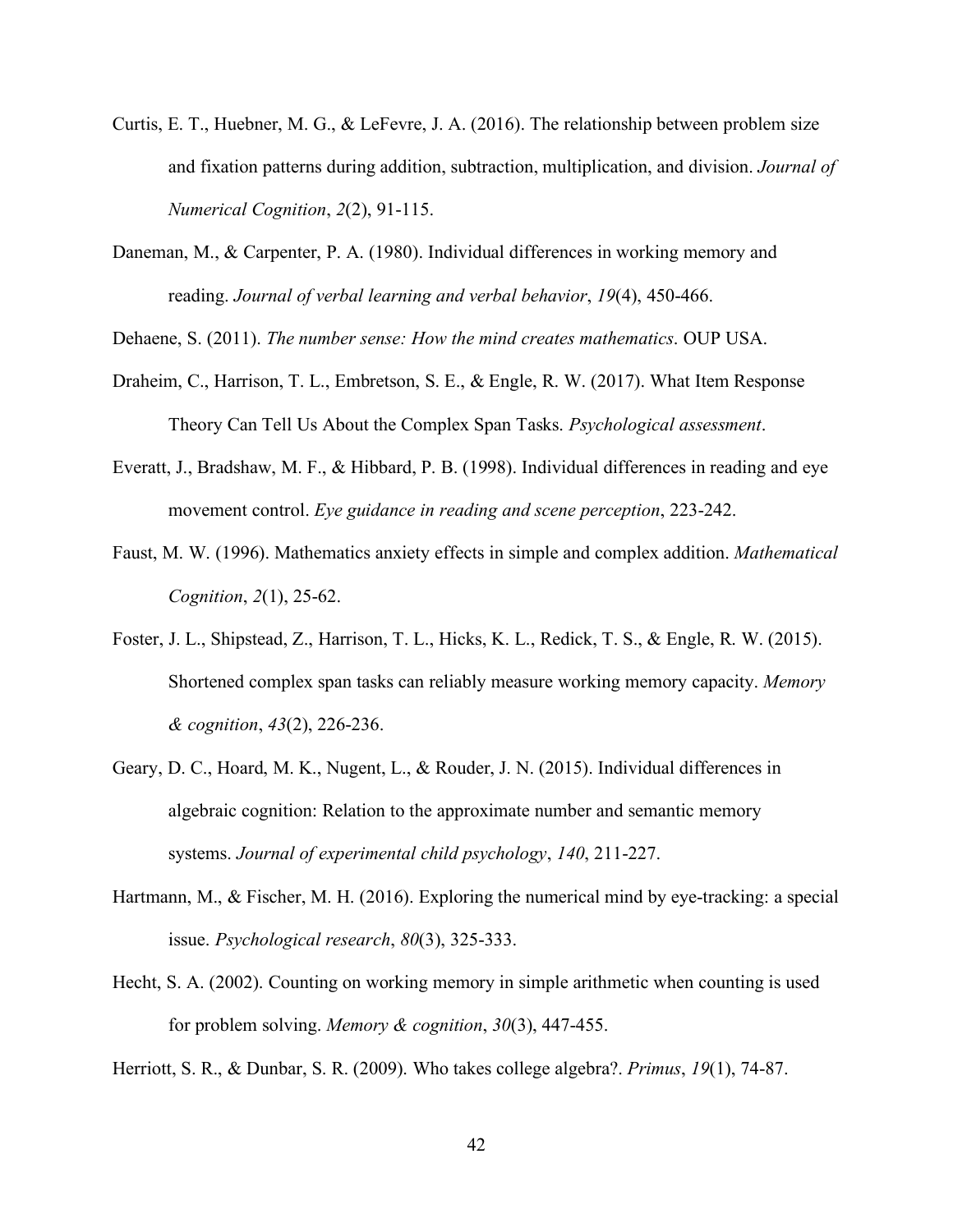Curtis, E. T., Huebner, M. G., & LeFevre, J. A. (2016). The relationship between problem size and fixation patterns during addition, subtraction, multiplication, and division. *Journal of Numerical Cognition*, *2*(2), 91-115.

Daneman, M., & Carpenter, P. A. (1980). Individual differences in working memory and reading. *Journal of verbal learning and verbal behavior*, *19*(4), 450-466.

Dehaene, S. (2011). *The number sense: How the mind creates mathematics*. OUP USA.

Draheim, C., Harrison, T. L., Embretson, S. E., & Engle, R. W. (2017). What Item Response Theory Can Tell Us About the Complex Span Tasks. *Psychological assessment*.

Everatt, J., Bradshaw, M. F., & Hibbard, P. B. (1998). Individual differences in reading and eye movement control. *Eye guidance in reading and scene perception*, 223-242.

Faust, M. W. (1996). Mathematics anxiety effects in simple and complex addition. *Mathematical Cognition*, *2*(1), 25-62.

Foster, J. L., Shipstead, Z., Harrison, T. L., Hicks, K. L., Redick, T. S., & Engle, R. W. (2015). Shortened complex span tasks can reliably measure working memory capacity. *Memory & cognition*, *43*(2), 226-236.

Geary, D. C., Hoard, M. K., Nugent, L., & Rouder, J. N. (2015). Individual differences in algebraic cognition: Relation to the approximate number and semantic memory systems. *Journal of experimental child psychology*, *140*, 211-227.

Hartmann, M., & Fischer, M. H. (2016). Exploring the numerical mind by eye-tracking: a special issue. *Psychological research*, *80*(3), 325-333.

Hecht, S. A. (2002). Counting on working memory in simple arithmetic when counting is used for problem solving. *Memory & cognition*, *30*(3), 447-455.

Herriott, S. R., & Dunbar, S. R. (2009). Who takes college algebra?. *Primus*, *19*(1), 74-87.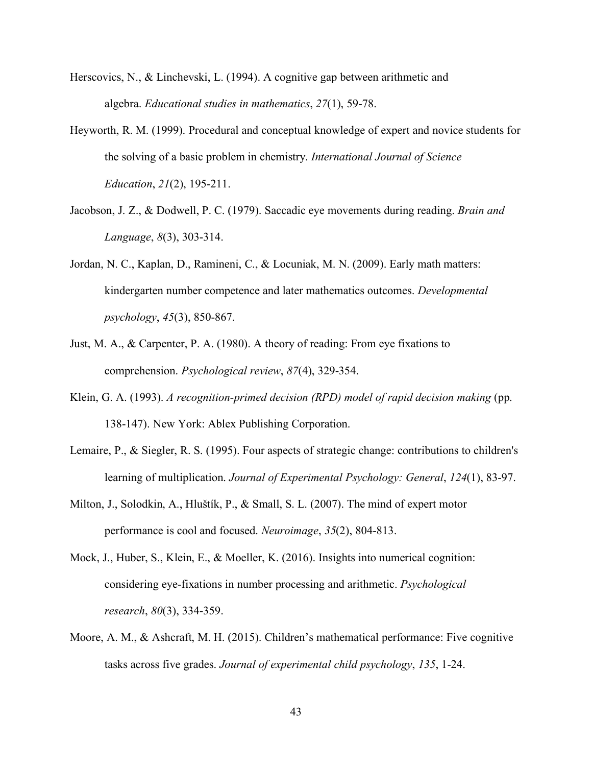Herscovics, N., & Linchevski, L. (1994). A cognitive gap between arithmetic and algebra. *Educational studies in mathematics*, *27*(1), 59-78.

Heyworth, R. M. (1999). Procedural and conceptual knowledge of expert and novice students for the solving of a basic problem in chemistry. *International Journal of Science Education*, *21*(2), 195-211.

Jacobson, J. Z., & Dodwell, P. C. (1979). Saccadic eye movements during reading. *Brain and Language*, *8*(3), 303-314.

Jordan, N. C., Kaplan, D., Ramineni, C., & Locuniak, M. N. (2009). Early math matters: kindergarten number competence and later mathematics outcomes. *Developmental psychology*, *45*(3), 850-867.

Just, M. A., & Carpenter, P. A. (1980). A theory of reading: From eye fixations to comprehension. *Psychological review*, *87*(4), 329-354.

Klein, G. A. (1993). *A recognition-primed decision (RPD) model of rapid decision making* (pp. 138-147). New York: Ablex Publishing Corporation.

Lemaire, P., & Siegler, R. S. (1995). Four aspects of strategic change: contributions to children's learning of multiplication. *Journal of Experimental Psychology: General*, *124*(1), 83-97.

Milton, J., Solodkin, A., Hluštík, P., & Small, S. L. (2007). The mind of expert motor performance is cool and focused. *Neuroimage*, *35*(2), 804-813.

Mock, J., Huber, S., Klein, E., & Moeller, K. (2016). Insights into numerical cognition: considering eye-fixations in number processing and arithmetic. *Psychological research*, *80*(3), 334-359.

Moore, A. M., & Ashcraft, M. H. (2015). Children's mathematical performance: Five cognitive tasks across five grades. *Journal of experimental child psychology*, *135*, 1-24.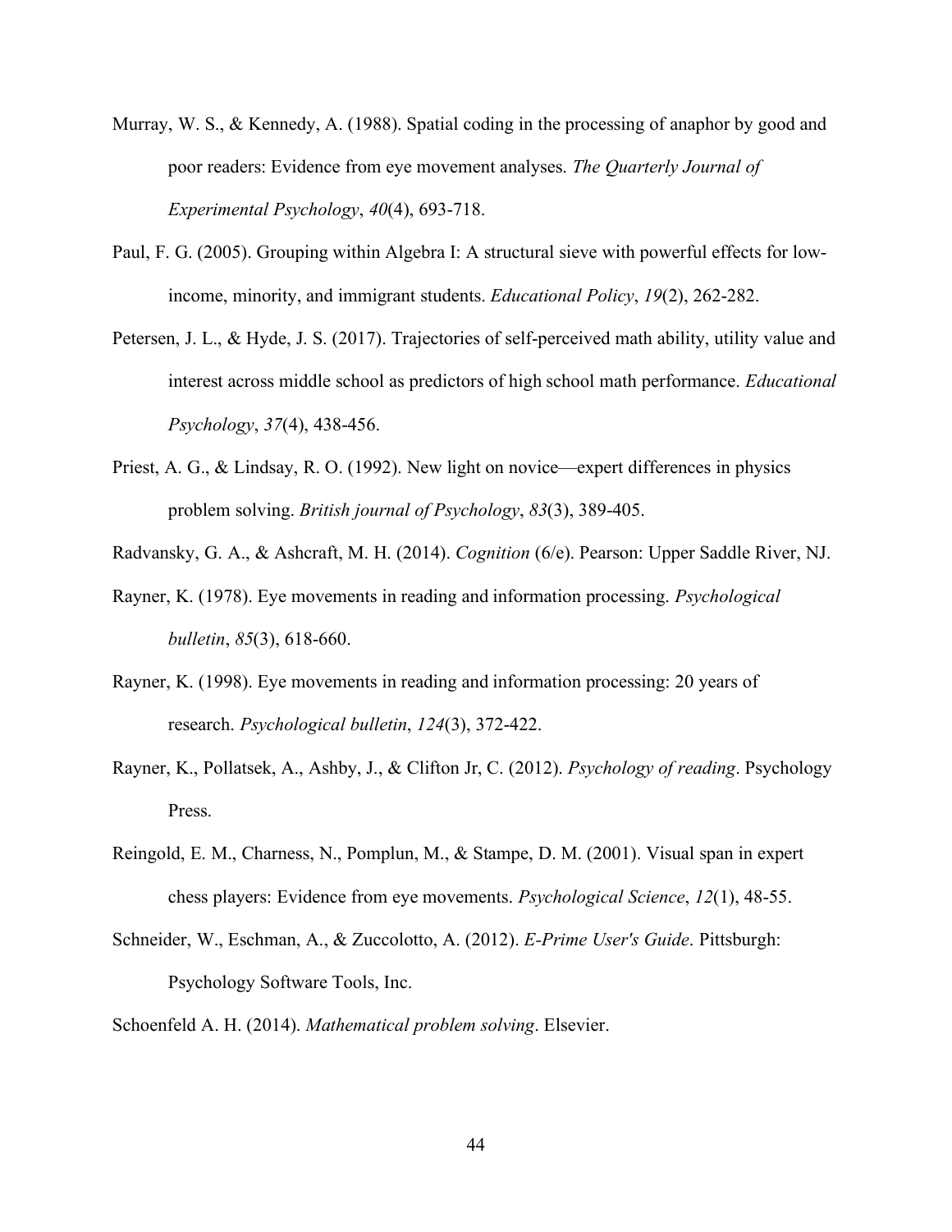Murray, W. S., & Kennedy, A. (1988). Spatial coding in the processing of anaphor by good and poor readers: Evidence from eye movement analyses. *The Quarterly Journal of Experimental Psychology*, *40*(4), 693-718.

Paul, F. G. (2005). Grouping within Algebra I: A structural sieve with powerful effects for low-income, minority, and immigrant students. *Educational Policy*, *19*(2), 262-282.

Petersen, J. L., & Hyde, J. S. (2017). Trajectories of self-perceived math ability, utility value and interest across middle school as predictors of high school math performance. *Educational Psychology*, *37*(4), 438-456.

Priest, A. G., & Lindsay, R. O. (1992). New light on novice—expert differences in physics problem solving. *British journal of Psychology*, *83*(3), 389-405.

Radvansky, G. A., & Ashcraft, M. H. (2014). *Cognition* (6/e). Pearson: Upper Saddle River, NJ.

Rayner, K. (1978). Eye movements in reading and information processing. *Psychological bulletin*, *85*(3), 618-660.

Rayner, K. (1998). Eye movements in reading and information processing: 20 years of research. *Psychological bulletin*, *124*(3), 372-422.

Rayner, K., Pollatsek, A., Ashby, J., & Clifton Jr, C. (2012). *Psychology of reading*. Psychology Press.

Reingold, E. M., Charness, N., Pomplun, M., & Stampe, D. M. (2001). Visual span in expert chess players: Evidence from eye movements. *Psychological Science*, *12*(1), 48-55.

Schneider, W., Eschman, A., & Zuccolotto, A. (2012). *E-Prime User's Guide*. Pittsburgh: Psychology Software Tools, Inc.

Schoenfeld A. H. (2014). *Mathematical problem solving*. Elsevier.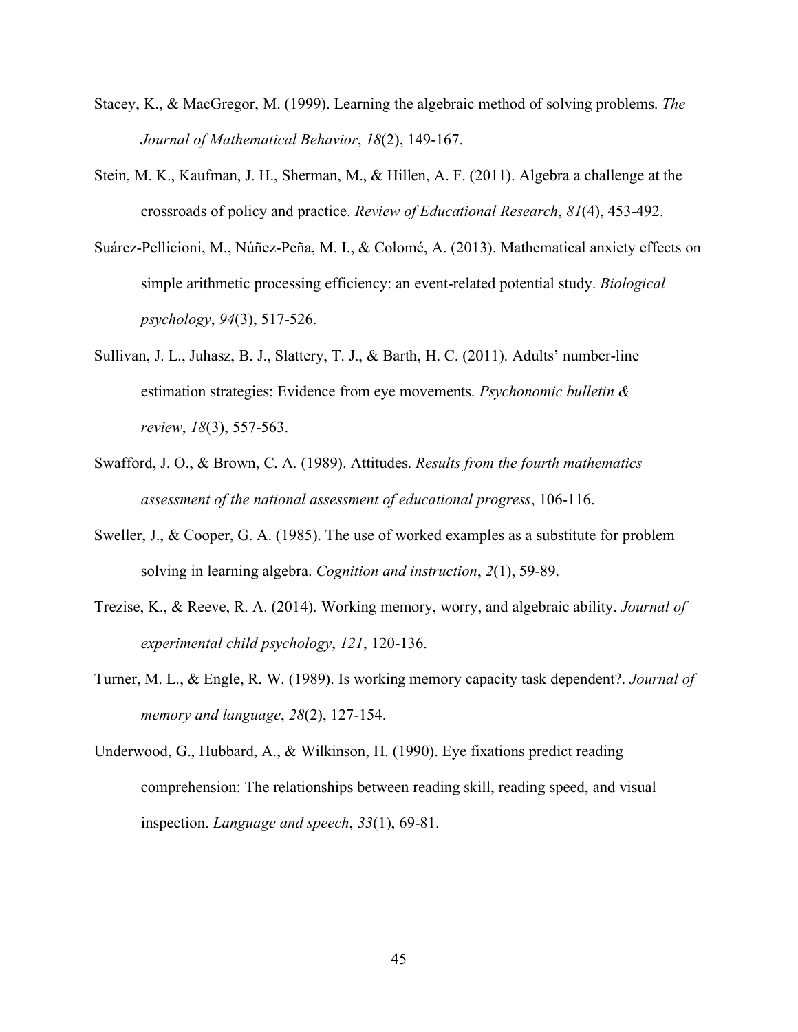Stacey, K., & MacGregor, M. (1999). Learning the algebraic method of solving problems. *The Journal of Mathematical Behavior*, *18*(2), 149-167.

Stein, M. K., Kaufman, J. H., Sherman, M., & Hillen, A. F. (2011). Algebra a challenge at the crossroads of policy and practice. *Review of Educational Research*, *81*(4), 453-492.

Suárez-Pellicioni, M., Núñez-Peña, M. I., & Colomé, A. (2013). Mathematical anxiety effects on simple arithmetic processing efficiency: an event-related potential study. *Biological psychology*, *94*(3), 517-526.

Sullivan, J. L., Juhasz, B. J., Slattery, T. J., & Barth, H. C. (2011). Adults' number-line estimation strategies: Evidence from eye movements. *Psychonomic bulletin & review*, *18*(3), 557-563.

Swafford, J. O., & Brown, C. A. (1989). Attitudes. *Results from the fourth mathematics assessment of the national assessment of educational progress*, 106-116.

Sweller, J., & Cooper, G. A. (1985). The use of worked examples as a substitute for problem solving in learning algebra. *Cognition and instruction*, *2*(1), 59-89.

Trezise, K., & Reeve, R. A. (2014). Working memory, worry, and algebraic ability. *Journal of experimental child psychology*, *121*, 120-136.

Turner, M. L., & Engle, R. W. (1989). Is working memory capacity task dependent?. *Journal of memory and language*, *28*(2), 127-154.

Underwood, G., Hubbard, A., & Wilkinson, H. (1990). Eye fixations predict reading comprehension: The relationships between reading skill, reading speed, and visual inspection. *Language and speech*, *33*(1), 69-81.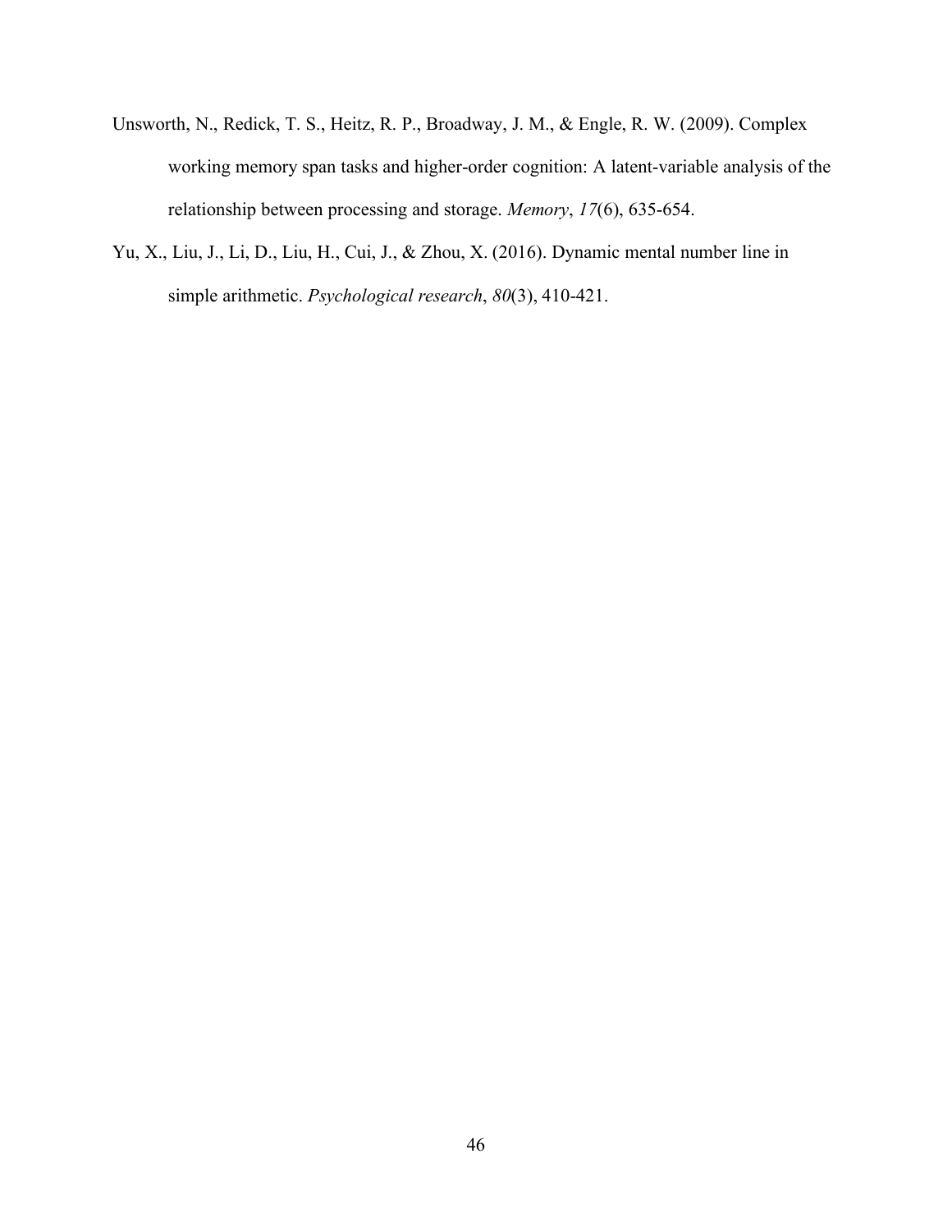Unsworth, N., Redick, T. S., Heitz, R. P., Broadway, J. M., & Engle, R. W. (2009). Complex working memory span tasks and higher-order cognition: A latent-variable analysis of the relationship between processing and storage. *Memory*, *17*(6), 635-654.

Yu, X., Liu, J., Li, D., Liu, H., Cui, J., & Zhou, X. (2016). Dynamic mental number line in simple arithmetic. *Psychological research*, *80*(3), 410-421.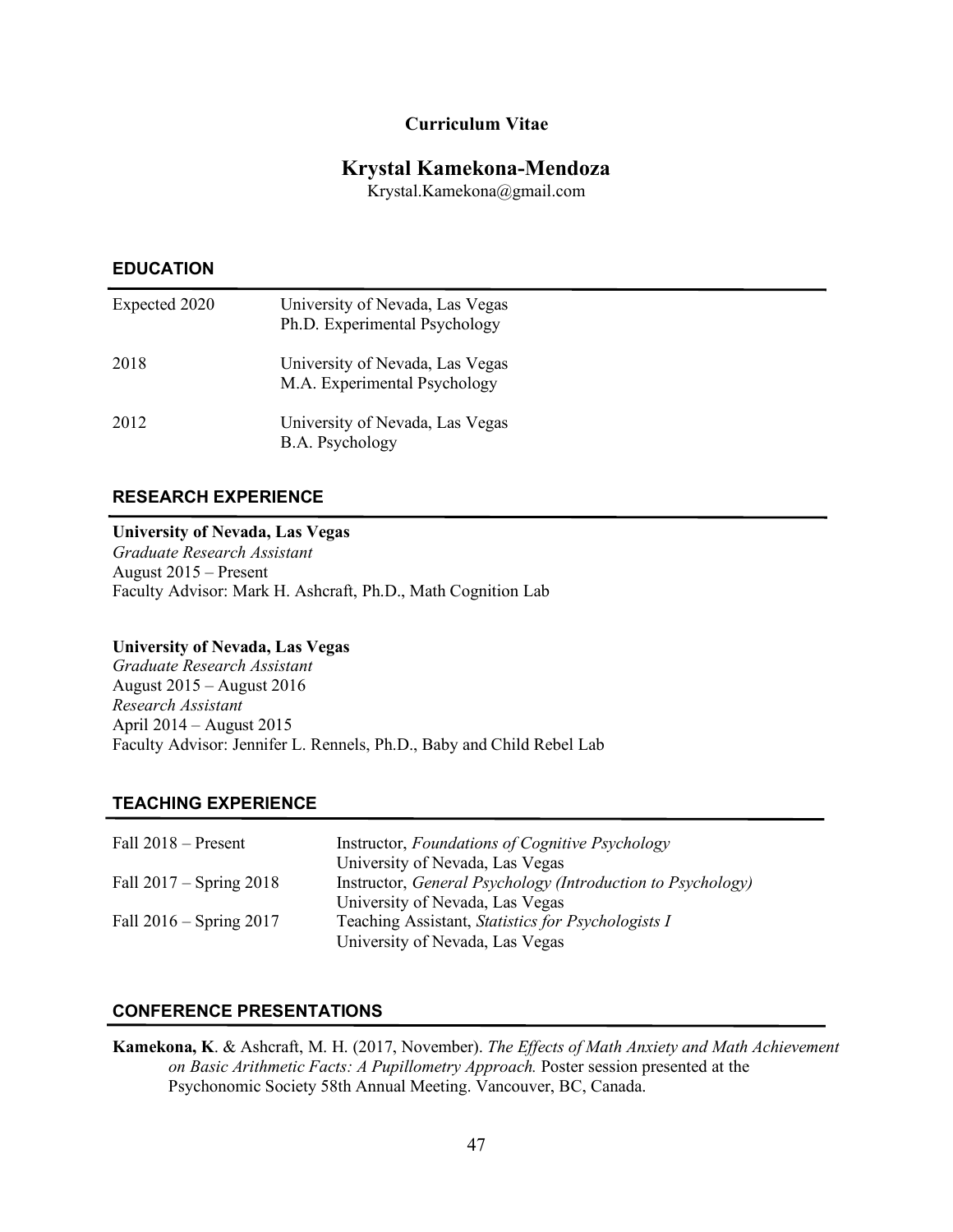**Curriculum Vitae**

# Krystal Kamekona-Mendoza

Krystal.Kamekona@gmail.com

## EDUCATION

| | |
|---|---|
| Expected 2020 | University of Nevada, Las Vegas<br>Ph.D. Experimental Psychology |
| 2018 | University of Nevada, Las Vegas<br>M.A. Experimental Psychology |
| 2012 | University of Nevada, Las Vegas<br>B.A. Psychology |

## RESEARCH EXPERIENCE

**University of Nevada, Las Vegas**
*Graduate Research Assistant*
August 2015 – Present
Faculty Advisor: Mark H. Ashcraft, Ph.D., Math Cognition Lab

**University of Nevada, Las Vegas**
*Graduate Research Assistant*
August 2015 – August 2016
*Research Assistant*
April 2014 – August 2015
Faculty Advisor: Jennifer L. Rennels, Ph.D., Baby and Child Rebel Lab

## TEACHING EXPERIENCE

| | |
|---|---|
| Fall 2018 – Present | Instructor, *Foundations of Cognitive Psychology*<br>University of Nevada, Las Vegas |
| Fall 2017 – Spring 2018 | Instructor, *General Psychology (Introduction to Psychology)*<br>University of Nevada, Las Vegas |
| Fall 2016 – Spring 2017 | Teaching Assistant, *Statistics for Psychologists I*<br>University of Nevada, Las Vegas |

## CONFERENCE PRESENTATIONS

**Kamekona, K**. & Ashcraft, M. H. (2017, November). *The Effects of Math Anxiety and Math Achievement on Basic Arithmetic Facts: A Pupillometry Approach.* Poster session presented at the Psychonomic Society 58th Annual Meeting. Vancouver, BC, Canada.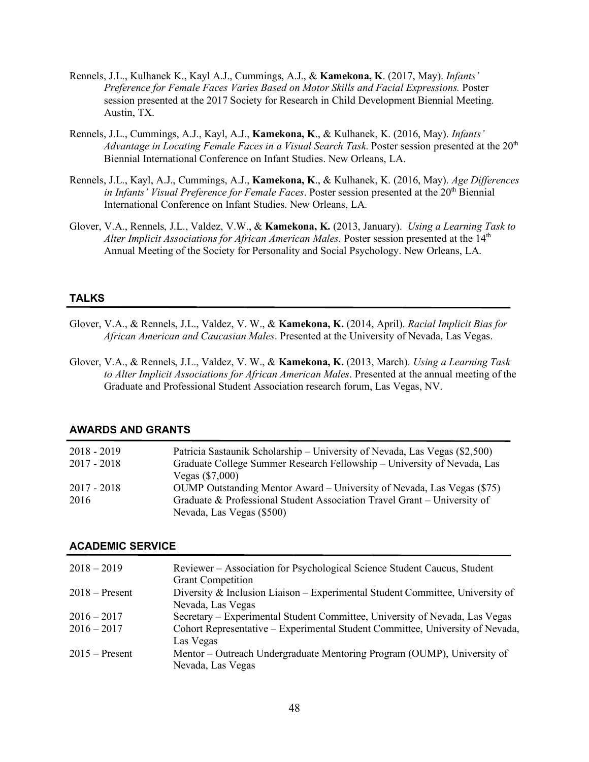Rennels, J.L., Kulhanek K., Kayl A.J., Cummings, A.J., & **Kamekona, K**. (2017, May). *Infants' Preference for Female Faces Varies Based on Motor Skills and Facial Expressions.* Poster session presented at the 2017 Society for Research in Child Development Biennial Meeting. Austin, TX.

Rennels, J.L., Cummings, A.J., Kayl, A.J., **Kamekona, K**., & Kulhanek, K. (2016, May). *Infants' Advantage in Locating Female Faces in a Visual Search Task*. Poster session presented at the 20th Biennial International Conference on Infant Studies. New Orleans, LA.

Rennels, J.L., Kayl, A.J., Cummings, A.J., **Kamekona, K**., & Kulhanek, K. (2016, May). *Age Differences in Infants' Visual Preference for Female Faces*. Poster session presented at the 20th Biennial International Conference on Infant Studies. New Orleans, LA.

Glover, V.A., Rennels, J.L., Valdez, V.W., & **Kamekona, K.** (2013, January). *Using a Learning Task to Alter Implicit Associations for African American Males.* Poster session presented at the 14th Annual Meeting of the Society for Personality and Social Psychology. New Orleans, LA.

## TALKS

Glover, V.A., & Rennels, J.L., Valdez, V. W., & **Kamekona, K.** (2014, April). *Racial Implicit Bias for African American and Caucasian Males*. Presented at the University of Nevada, Las Vegas.

Glover, V.A., & Rennels, J.L., Valdez, V. W., & **Kamekona, K.** (2013, March). *Using a Learning Task to Alter Implicit Associations for African American Males*. Presented at the annual meeting of the Graduate and Professional Student Association research forum, Las Vegas, NV.

## AWARDS AND GRANTS

| | |
|---|---|
| 2018 - 2019 | Patricia Sastaunik Scholarship – University of Nevada, Las Vegas ($2,500) |
| 2017 - 2018 | Graduate College Summer Research Fellowship – University of Nevada, Las Vegas ($7,000) |
| 2017 - 2018 | OUMP Outstanding Mentor Award – University of Nevada, Las Vegas ($75) |
| 2016 | Graduate & Professional Student Association Travel Grant – University of Nevada, Las Vegas ($500) |

## ACADEMIC SERVICE

| | |
|---|---|
| 2018 – 2019 | Reviewer – Association for Psychological Science Student Caucus, Student Grant Competition |
| 2018 – Present | Diversity & Inclusion Liaison – Experimental Student Committee, University of Nevada, Las Vegas |
| 2016 – 2017 | Secretary – Experimental Student Committee, University of Nevada, Las Vegas |
| 2016 – 2017 | Cohort Representative – Experimental Student Committee, University of Nevada, Las Vegas |
| 2015 – Present | Mentor – Outreach Undergraduate Mentoring Program (OUMP), University of Nevada, Las Vegas |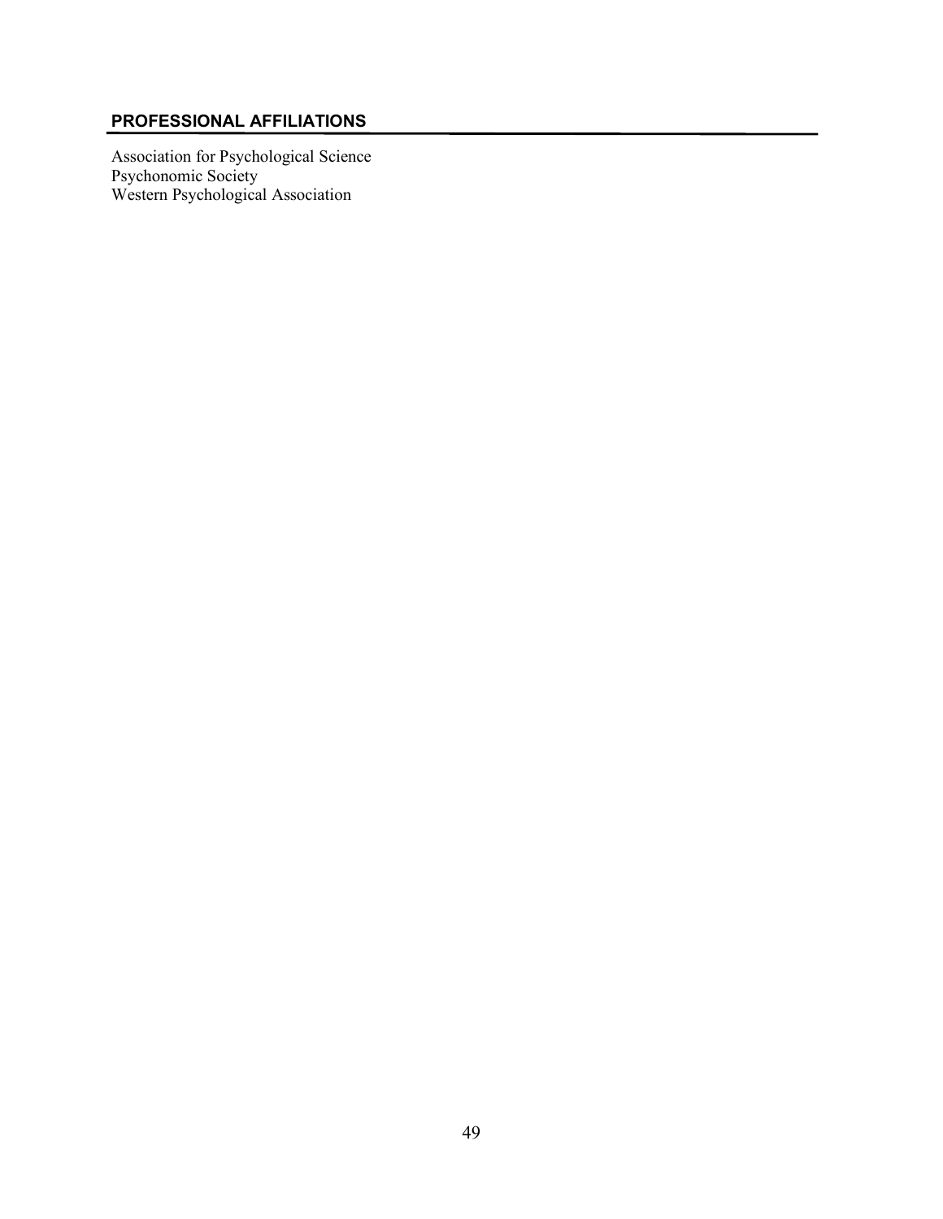## PROFESSIONAL AFFILIATIONS

Association for Psychological Science
Psychonomic Society
Western Psychological Association